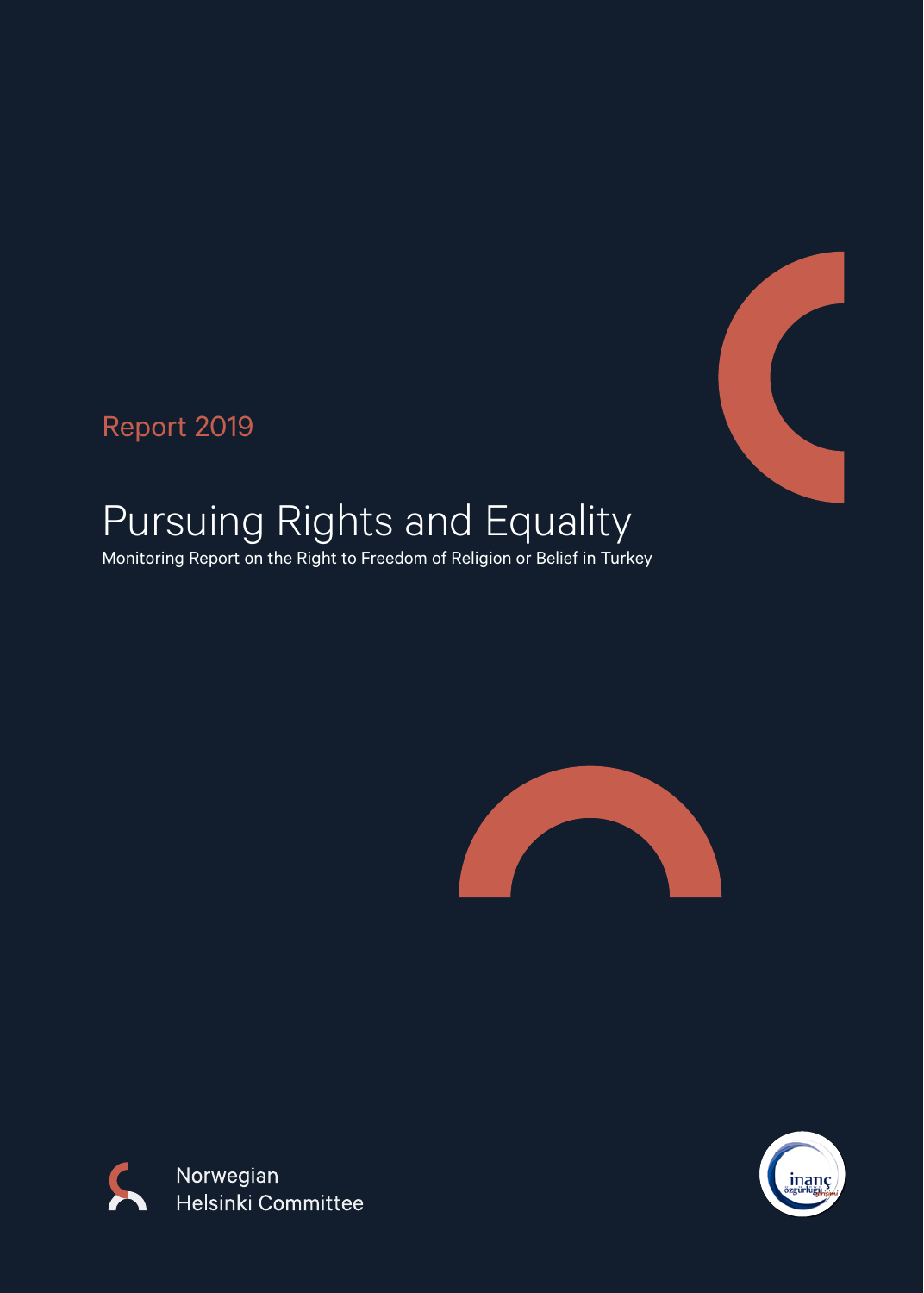Report 2019

# Pursuing Rights and Equality

Monitoring Report on the Right to Freedom of Religion or Belief in Turkey

Norwegian Helsinki Committee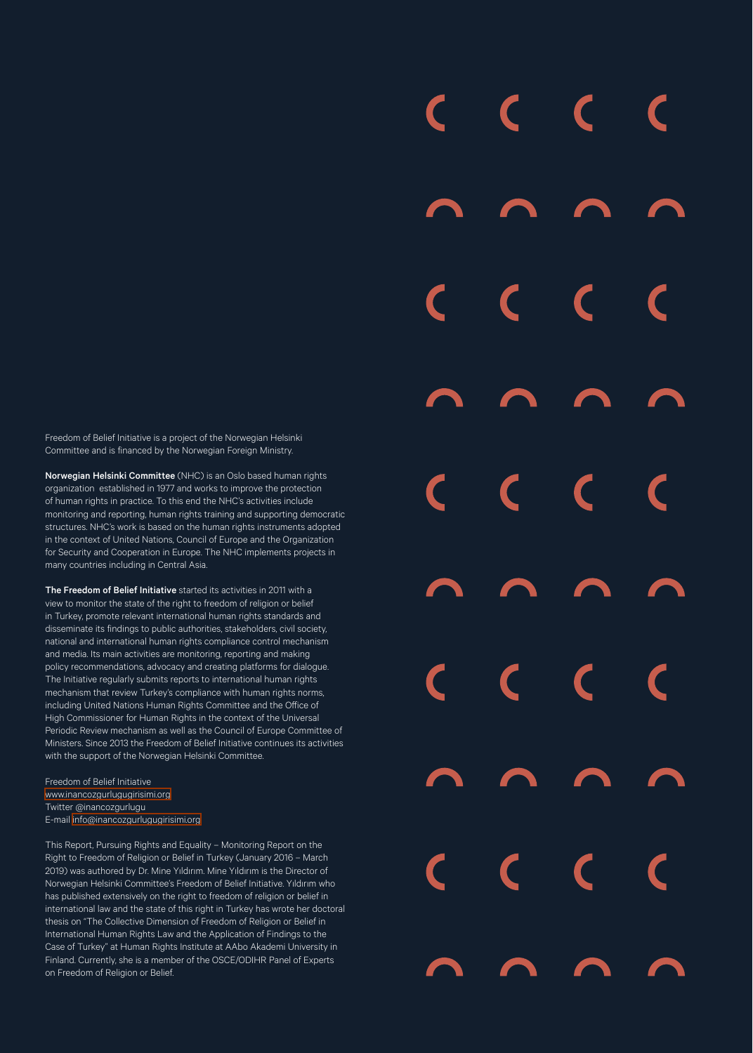Freedom of Belief Initiative is a project of the Norwegian Helsinki Committee and is financed by the Norwegian Foreign Ministry.

**Norwegian Helsinki Committee** (NHC) is an Oslo based human rights organization established in 1977 and works to improve the protection of human rights in practice. To this end the NHC's activities include monitoring and reporting, human rights training and supporting democratic structures. NHC's work is based on the human rights instruments adopted in the context of United Nations, Council of Europe and the Organization for Security and Cooperation in Europe. The NHC implements projects in many countries including in Central Asia.

**The Freedom of Belief Initiative** started its activities in 2011 with a view to monitor the state of the right to freedom of religion or belief in Turkey, promote relevant international human rights standards and disseminate its findings to public authorities, stakeholders, civil society, national and international human rights compliance control mechanism and media. Its main activities are monitoring, reporting and making policy recommendations, advocacy and creating platforms for dialogue. The Initiative regularly submits reports to international human rights mechanism that review Turkey's compliance with human rights norms, including United Nations Human Rights Committee and the Office of High Commissioner for Human Rights in the context of the Universal Periodic Review mechanism as well as the Council of Europe Committee of Ministers. Since 2013 the Freedom of Belief Initiative continues its activities with the support of the Norwegian Helsinki Committee.

Freedom of Belief Initiative
www.inancozgurlugugirisimi.org
Twitter @inancozgurlugu
E-mail info@inancozgurlugugirisimi.org

This Report, Pursuing Rights and Equality – Monitoring Report on the Right to Freedom of Religion or Belief in Turkey (January 2016 – March 2019) was authored by Dr. Mine Yıldırım. Mine Yıldırım is the Director of Norwegian Helsinki Committee's Freedom of Belief Initiative. Yıldırım who has published extensively on the right to freedom of religion or belief in international law and the state of this right in Turkey has wrote her doctoral thesis on "The Collective Dimension of Freedom of Religion or Belief in International Human Rights Law and the Application of Findings to the Case of Turkey" at Human Rights Institute at AAbo Akademi University in Finland. Currently, she is a member of the OSCE/ODIHR Panel of Experts on Freedom of Religion or Belief.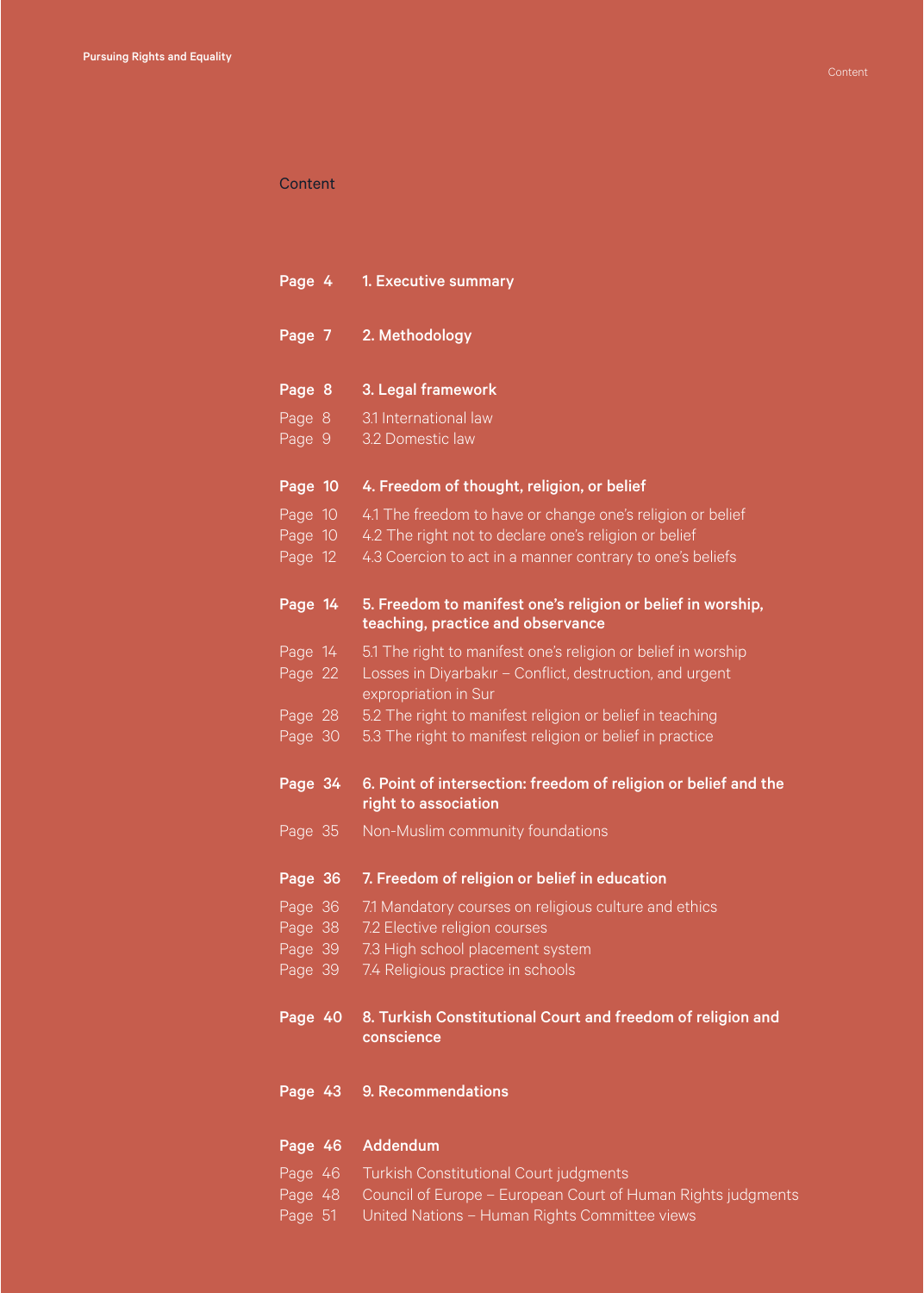# Content

| | |
|---|---|
| **Page 4** | **1. Executive summary** |
| **Page 7** | **2. Methodology** |
| **Page 8** | **3. Legal framework** |
| Page 8 | 3.1 International law |
| Page 9 | 3.2 Domestic law |
| **Page 10** | **4. Freedom of thought, religion, or belief** |
| Page 10 | 4.1 The freedom to have or change one's religion or belief |
| Page 10 | 4.2 The right not to declare one's religion or belief |
| Page 12 | 4.3 Coercion to act in a manner contrary to one's beliefs |
| **Page 14** | **5. Freedom to manifest one's religion or belief in worship, teaching, practice and observance** |
| Page 14 | 5.1 The right to manifest one's religion or belief in worship |
| Page 22 | Losses in Diyarbakır – Conflict, destruction, and urgent expropriation in Sur |
| Page 28 | 5.2 The right to manifest religion or belief in teaching |
| Page 30 | 5.3 The right to manifest religion or belief in practice |
| **Page 34** | **6. Point of intersection: freedom of religion or belief and the right to association** |
| Page 35 | Non-Muslim community foundations |
| **Page 36** | **7. Freedom of religion or belief in education** |
| Page 36 | 7.1 Mandatory courses on religious culture and ethics |
| Page 38 | 7.2 Elective religion courses |
| Page 39 | 7.3 High school placement system |
| Page 39 | 7.4 Religious practice in schools |
| **Page 40** | **8. Turkish Constitutional Court and freedom of religion and conscience** |
| **Page 43** | **9. Recommendations** |
| **Page 46** | **Addendum** |
| Page 46 | Turkish Constitutional Court judgments |
| Page 48 | Council of Europe – European Court of Human Rights judgments |
| Page 51 | United Nations – Human Rights Committee views |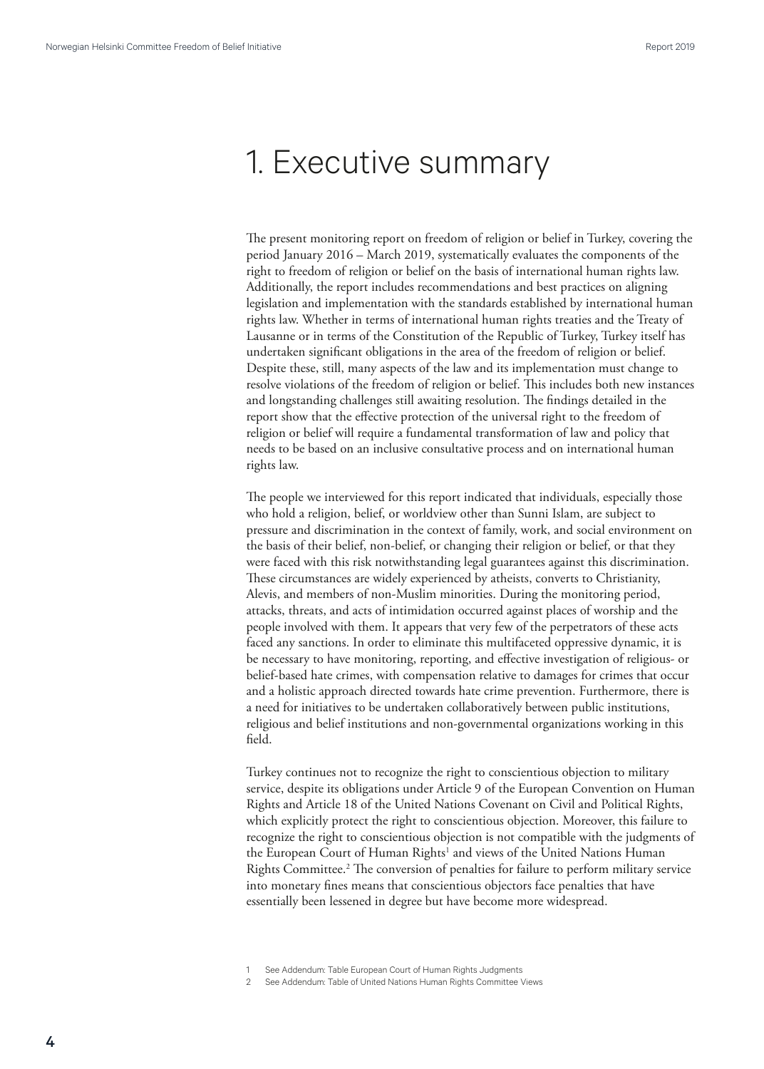# 1. Executive summary

The present monitoring report on freedom of religion or belief in Turkey, covering the period January 2016 – March 2019, systematically evaluates the components of the right to freedom of religion or belief on the basis of international human rights law. Additionally, the report includes recommendations and best practices on aligning legislation and implementation with the standards established by international human rights law. Whether in terms of international human rights treaties and the Treaty of Lausanne or in terms of the Constitution of the Republic of Turkey, Turkey itself has undertaken significant obligations in the area of the freedom of religion or belief. Despite these, still, many aspects of the law and its implementation must change to resolve violations of the freedom of religion or belief. This includes both new instances and longstanding challenges still awaiting resolution. The findings detailed in the report show that the effective protection of the universal right to the freedom of religion or belief will require a fundamental transformation of law and policy that needs to be based on an inclusive consultative process and on international human rights law.

The people we interviewed for this report indicated that individuals, especially those who hold a religion, belief, or worldview other than Sunni Islam, are subject to pressure and discrimination in the context of family, work, and social environment on the basis of their belief, non-belief, or changing their religion or belief, or that they were faced with this risk notwithstanding legal guarantees against this discrimination. These circumstances are widely experienced by atheists, converts to Christianity, Alevis, and members of non-Muslim minorities. During the monitoring period, attacks, threats, and acts of intimidation occurred against places of worship and the people involved with them. It appears that very few of the perpetrators of these acts faced any sanctions. In order to eliminate this multifaceted oppressive dynamic, it is be necessary to have monitoring, reporting, and effective investigation of religious- or belief-based hate crimes, with compensation relative to damages for crimes that occur and a holistic approach directed towards hate crime prevention. Furthermore, there is a need for initiatives to be undertaken collaboratively between public institutions, religious and belief institutions and non-governmental organizations working in this field.

Turkey continues not to recognize the right to conscientious objection to military service, despite its obligations under Article 9 of the European Convention on Human Rights and Article 18 of the United Nations Covenant on Civil and Political Rights, which explicitly protect the right to conscientious objection. Moreover, this failure to recognize the right to conscientious objection is not compatible with the judgments of the European Court of Human Rights[1] and views of the United Nations Human Rights Committee.[2] The conversion of penalties for failure to perform military service into monetary fines means that conscientious objectors face penalties that have essentially been lessened in degree but have become more widespread.

1 See Addendum: Table European Court of Human Rights Judgments

2 See Addendum: Table of United Nations Human Rights Committee Views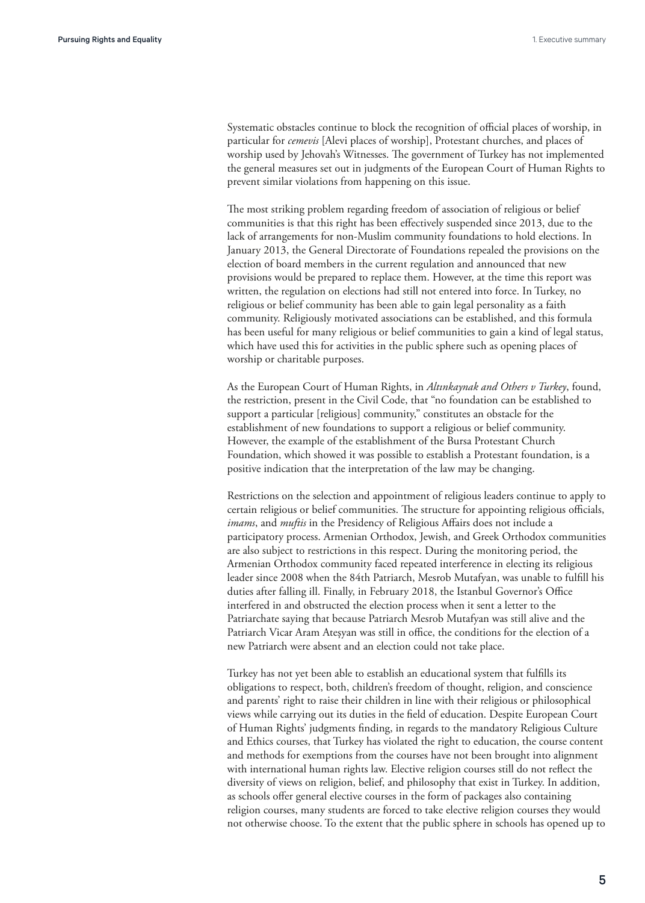Systematic obstacles continue to block the recognition of official places of worship, in particular for *cemevis* [Alevi places of worship], Protestant churches, and places of worship used by Jehovah's Witnesses. The government of Turkey has not implemented the general measures set out in judgments of the European Court of Human Rights to prevent similar violations from happening on this issue.

The most striking problem regarding freedom of association of religious or belief communities is that this right has been effectively suspended since 2013, due to the lack of arrangements for non-Muslim community foundations to hold elections. In January 2013, the General Directorate of Foundations repealed the provisions on the election of board members in the current regulation and announced that new provisions would be prepared to replace them. However, at the time this report was written, the regulation on elections had still not entered into force. In Turkey, no religious or belief community has been able to gain legal personality as a faith community. Religiously motivated associations can be established, and this formula has been useful for many religious or belief communities to gain a kind of legal status, which have used this for activities in the public sphere such as opening places of worship or charitable purposes.

As the European Court of Human Rights, in *Altınkaynak and Others v Turkey*, found, the restriction, present in the Civil Code, that "no foundation can be established to support a particular [religious] community," constitutes an obstacle for the establishment of new foundations to support a religious or belief community. However, the example of the establishment of the Bursa Protestant Church Foundation, which showed it was possible to establish a Protestant foundation, is a positive indication that the interpretation of the law may be changing.

Restrictions on the selection and appointment of religious leaders continue to apply to certain religious or belief communities. The structure for appointing religious officials, *imams*, and *muftis* in the Presidency of Religious Affairs does not include a participatory process. Armenian Orthodox, Jewish, and Greek Orthodox communities are also subject to restrictions in this respect. During the monitoring period, the Armenian Orthodox community faced repeated interference in electing its religious leader since 2008 when the 84th Patriarch, Mesrob Mutafyan, was unable to fulfill his duties after falling ill. Finally, in February 2018, the Istanbul Governor's Office interfered in and obstructed the election process when it sent a letter to the Patriarchate saying that because Patriarch Mesrob Mutafyan was still alive and the Patriarch Vicar Aram Ateşyan was still in office, the conditions for the election of a new Patriarch were absent and an election could not take place.

Turkey has not yet been able to establish an educational system that fulfills its obligations to respect, both, children's freedom of thought, religion, and conscience and parents' right to raise their children in line with their religious or philosophical views while carrying out its duties in the field of education. Despite European Court of Human Rights' judgments finding, in regards to the mandatory Religious Culture and Ethics courses, that Turkey has violated the right to education, the course content and methods for exemptions from the courses have not been brought into alignment with international human rights law. Elective religion courses still do not reflect the diversity of views on religion, belief, and philosophy that exist in Turkey. In addition, as schools offer general elective courses in the form of packages also containing religion courses, many students are forced to take elective religion courses they would not otherwise choose. To the extent that the public sphere in schools has opened up to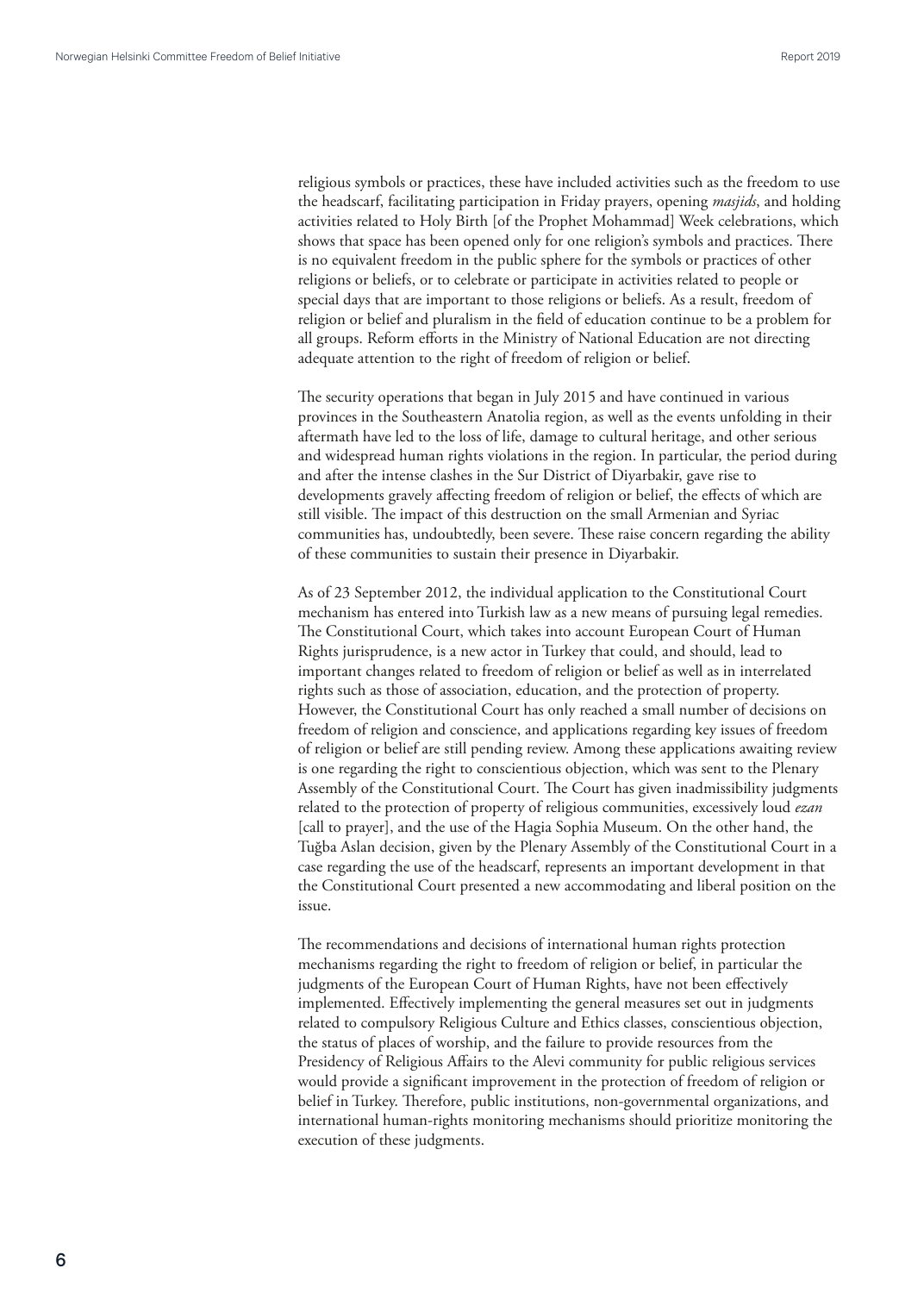religious symbols or practices, these have included activities such as the freedom to use the headscarf, facilitating participation in Friday prayers, opening *masjids*, and holding activities related to Holy Birth [of the Prophet Mohammad] Week celebrations, which shows that space has been opened only for one religion's symbols and practices. There is no equivalent freedom in the public sphere for the symbols or practices of other religions or beliefs, or to celebrate or participate in activities related to people or special days that are important to those religions or beliefs. As a result, freedom of religion or belief and pluralism in the field of education continue to be a problem for all groups. Reform efforts in the Ministry of National Education are not directing adequate attention to the right of freedom of religion or belief.

The security operations that began in July 2015 and have continued in various provinces in the Southeastern Anatolia region, as well as the events unfolding in their aftermath have led to the loss of life, damage to cultural heritage, and other serious and widespread human rights violations in the region. In particular, the period during and after the intense clashes in the Sur District of Diyarbakir, gave rise to developments gravely affecting freedom of religion or belief, the effects of which are still visible. The impact of this destruction on the small Armenian and Syriac communities has, undoubtedly, been severe. These raise concern regarding the ability of these communities to sustain their presence in Diyarbakir.

As of 23 September 2012, the individual application to the Constitutional Court mechanism has entered into Turkish law as a new means of pursuing legal remedies. The Constitutional Court, which takes into account European Court of Human Rights jurisprudence, is a new actor in Turkey that could, and should, lead to important changes related to freedom of religion or belief as well as in interrelated rights such as those of association, education, and the protection of property. However, the Constitutional Court has only reached a small number of decisions on freedom of religion and conscience, and applications regarding key issues of freedom of religion or belief are still pending review. Among these applications awaiting review is one regarding the right to conscientious objection, which was sent to the Plenary Assembly of the Constitutional Court. The Court has given inadmissibility judgments related to the protection of property of religious communities, excessively loud *ezan* [call to prayer], and the use of the Hagia Sophia Museum. On the other hand, the Tuğba Aslan decision, given by the Plenary Assembly of the Constitutional Court in a case regarding the use of the headscarf, represents an important development in that the Constitutional Court presented a new accommodating and liberal position on the issue.

The recommendations and decisions of international human rights protection mechanisms regarding the right to freedom of religion or belief, in particular the judgments of the European Court of Human Rights, have not been effectively implemented. Effectively implementing the general measures set out in judgments related to compulsory Religious Culture and Ethics classes, conscientious objection, the status of places of worship, and the failure to provide resources from the Presidency of Religious Affairs to the Alevi community for public religious services would provide a significant improvement in the protection of freedom of religion or belief in Turkey. Therefore, public institutions, non-governmental organizations, and international human-rights monitoring mechanisms should prioritize monitoring the execution of these judgments.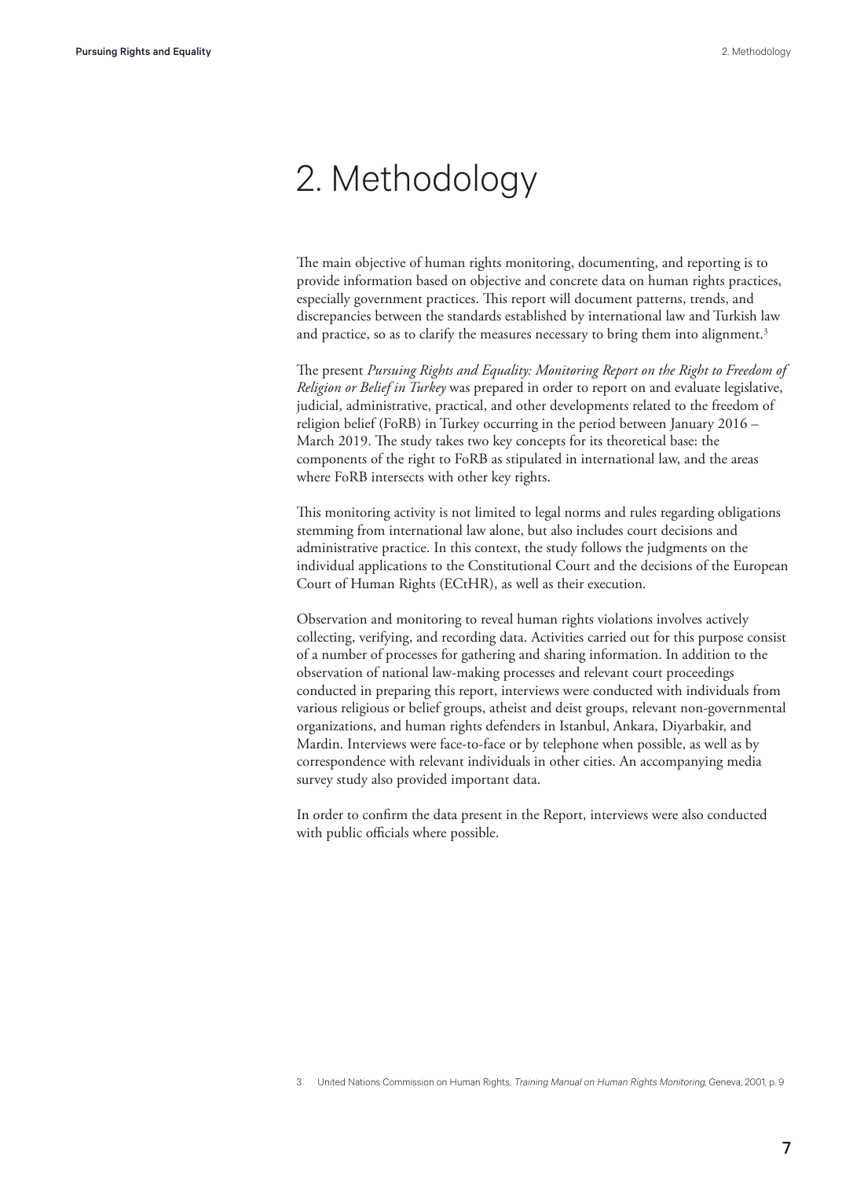# 2. Methodology

The main objective of human rights monitoring, documenting, and reporting is to provide information based on objective and concrete data on human rights practices, especially government practices. This report will document patterns, trends, and discrepancies between the standards established by international law and Turkish law and practice, so as to clarify the measures necessary to bring them into alignment.[3]

The present *Pursuing Rights and Equality: Monitoring Report on the Right to Freedom of Religion or Belief in Turkey* was prepared in order to report on and evaluate legislative, judicial, administrative, practical, and other developments related to the freedom of religion belief (FoRB) in Turkey occurring in the period between January 2016 – March 2019. The study takes two key concepts for its theoretical base: the components of the right to FoRB as stipulated in international law, and the areas where FoRB intersects with other key rights.

This monitoring activity is not limited to legal norms and rules regarding obligations stemming from international law alone, but also includes court decisions and administrative practice. In this context, the study follows the judgments on the individual applications to the Constitutional Court and the decisions of the European Court of Human Rights (ECtHR), as well as their execution.

Observation and monitoring to reveal human rights violations involves actively collecting, verifying, and recording data. Activities carried out for this purpose consist of a number of processes for gathering and sharing information. In addition to the observation of national law-making processes and relevant court proceedings conducted in preparing this report, interviews were conducted with individuals from various religious or belief groups, atheist and deist groups, relevant non-governmental organizations, and human rights defenders in Istanbul, Ankara, Diyarbakir, and Mardin. Interviews were face-to-face or by telephone when possible, as well as by correspondence with relevant individuals in other cities. An accompanying media survey study also provided important data.

In order to confirm the data present in the Report, interviews were also conducted with public officials where possible.

3 United Nations Commission on Human Rights, *Training Manual on Human Rights Monitoring*, Geneva, 2001, p. 9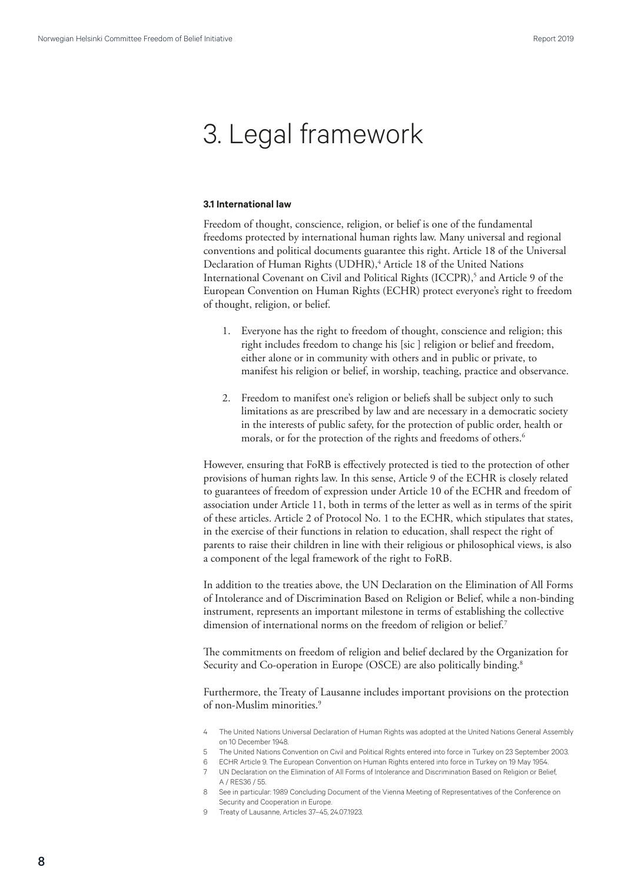# 3. Legal framework

**3.1 International law**

Freedom of thought, conscience, religion, or belief is one of the fundamental freedoms protected by international human rights law. Many universal and regional conventions and political documents guarantee this right. Article 18 of the Universal Declaration of Human Rights (UDHR),[4] Article 18 of the United Nations International Covenant on Civil and Political Rights (ICCPR),[5] and Article 9 of the European Convention on Human Rights (ECHR) protect everyone's right to freedom of thought, religion, or belief.

1. Everyone has the right to freedom of thought, conscience and religion; this right includes freedom to change his [sic ] religion or belief and freedom, either alone or in community with others and in public or private, to manifest his religion or belief, in worship, teaching, practice and observance.

2. Freedom to manifest one's religion or beliefs shall be subject only to such limitations as are prescribed by law and are necessary in a democratic society in the interests of public safety, for the protection of public order, health or morals, or for the protection of the rights and freedoms of others.[6]

However, ensuring that FoRB is effectively protected is tied to the protection of other provisions of human rights law. In this sense, Article 9 of the ECHR is closely related to guarantees of freedom of expression under Article 10 of the ECHR and freedom of association under Article 11, both in terms of the letter as well as in terms of the spirit of these articles. Article 2 of Protocol No. 1 to the ECHR, which stipulates that states, in the exercise of their functions in relation to education, shall respect the right of parents to raise their children in line with their religious or philosophical views, is also a component of the legal framework of the right to FoRB.

In addition to the treaties above, the UN Declaration on the Elimination of All Forms of Intolerance and of Discrimination Based on Religion or Belief, while a non-binding instrument, represents an important milestone in terms of establishing the collective dimension of international norms on the freedom of religion or belief.[7]

The commitments on freedom of religion and belief declared by the Organization for Security and Co-operation in Europe (OSCE) are also politically binding.[8]

Furthermore, the Treaty of Lausanne includes important provisions on the protection of non-Muslim minorities.[9]

4 The United Nations Universal Declaration of Human Rights was adopted at the United Nations General Assembly on 10 December 1948.

5 The United Nations Convention on Civil and Political Rights entered into force in Turkey on 23 September 2003.

6 ECHR Article 9. The European Convention on Human Rights entered into force in Turkey on 19 May 1954.

7 UN Declaration on the Elimination of All Forms of Intolerance and Discrimination Based on Religion or Belief, A / RES36 / 55.

8 See in particular: 1989 Concluding Document of the Vienna Meeting of Representatives of the Conference on Security and Cooperation in Europe.

9 Treaty of Lausanne, Articles 37–45, 24.07.1923.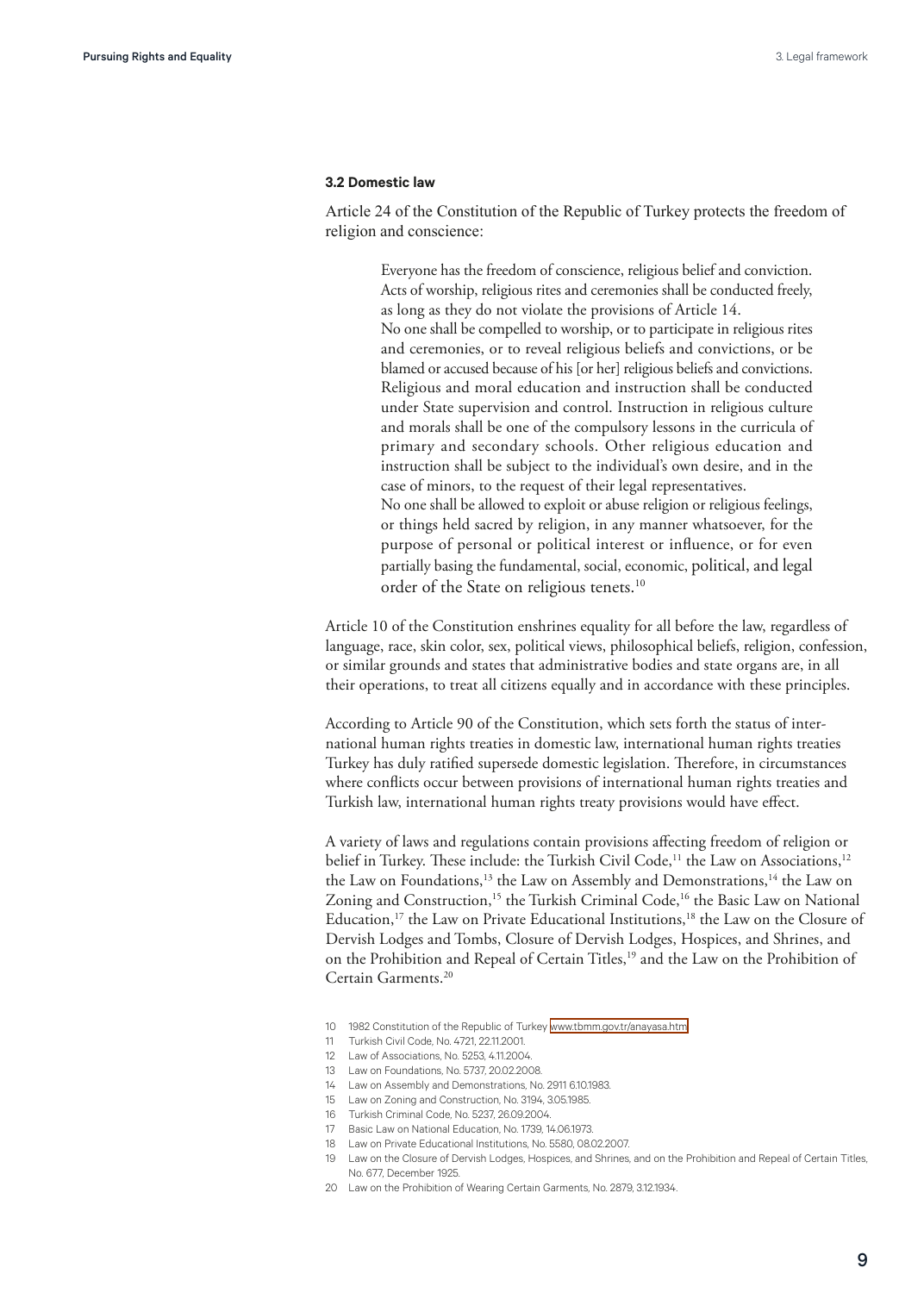### 3.2 Domestic law

Article 24 of the Constitution of the Republic of Turkey protects the freedom of religion and conscience:

> Everyone has the freedom of conscience, religious belief and conviction. Acts of worship, religious rites and ceremonies shall be conducted freely, as long as they do not violate the provisions of Article 14.
> No one shall be compelled to worship, or to participate in religious rites and ceremonies, or to reveal religious beliefs and convictions, or be blamed or accused because of his [or her] religious beliefs and convictions.
> Religious and moral education and instruction shall be conducted under State supervision and control. Instruction in religious culture and morals shall be one of the compulsory lessons in the curricula of primary and secondary schools. Other religious education and instruction shall be subject to the individual's own desire, and in the case of minors, to the request of their legal representatives.
> No one shall be allowed to exploit or abuse religion or religious feelings, or things held sacred by religion, in any manner whatsoever, for the purpose of personal or political interest or influence, or for even partially basing the fundamental, social, economic, political, and legal order of the State on religious tenets.[10]

Article 10 of the Constitution enshrines equality for all before the law, regardless of language, race, skin color, sex, political views, philosophical beliefs, religion, confession, or similar grounds and states that administrative bodies and state organs are, in all their operations, to treat all citizens equally and in accordance with these principles.

According to Article 90 of the Constitution, which sets forth the status of international human rights treaties in domestic law, international human rights treaties Turkey has duly ratified supersede domestic legislation. Therefore, in circumstances where conflicts occur between provisions of international human rights treaties and Turkish law, international human rights treaty provisions would have effect.

A variety of laws and regulations contain provisions affecting freedom of religion or belief in Turkey. These include: the Turkish Civil Code,[11] the Law on Associations,[12] the Law on Foundations,[13] the Law on Assembly and Demonstrations,[14] the Law on Zoning and Construction,[15] the Turkish Criminal Code,[16] the Basic Law on National Education,[17] the Law on Private Educational Institutions,[18] the Law on the Closure of Dervish Lodges and Tombs, Closure of Dervish Lodges, Hospices, and Shrines, and on the Prohibition and Repeal of Certain Titles,[19] and the Law on the Prohibition of Certain Garments.[20]

10 1982 Constitution of the Republic of Turkey www.tbmm.gov.tr/anayasa.htm

11 Turkish Civil Code, No. 4721, 22.11.2001.

12 Law of Associations, No. 5253, 4.11.2004.

13 Law on Foundations, No. 5737, 20.02.2008.

14 Law on Assembly and Demonstrations, No. 2911 6.10.1983.

15 Law on Zoning and Construction, No. 3194, 3.05.1985.

16 Turkish Criminal Code, No. 5237, 26.09.2004.

17 Basic Law on National Education, No. 1739, 14.06.1973.

18 Law on Private Educational Institutions, No. 5580, 08.02.2007.

19 Law on the Closure of Dervish Lodges, Hospices, and Shrines, and on the Prohibition and Repeal of Certain Titles, No. 677, December 1925.

20 Law on the Prohibition of Wearing Certain Garments, No. 2879, 3.12.1934.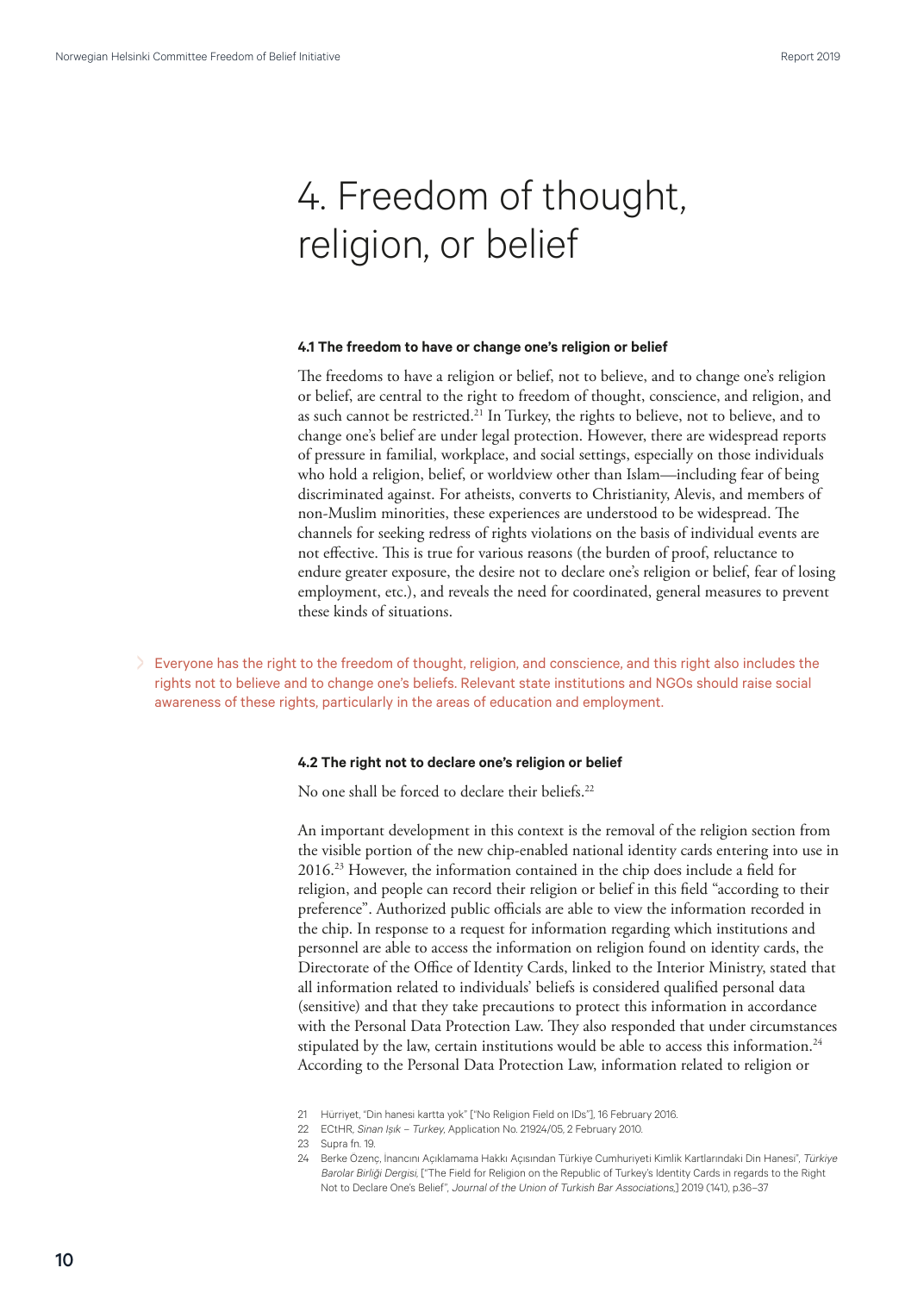# 4. Freedom of thought, religion, or belief

### 4.1 The freedom to have or change one's religion or belief

The freedoms to have a religion or belief, not to believe, and to change one's religion or belief, are central to the right to freedom of thought, conscience, and religion, and as such cannot be restricted.[21] In Turkey, the rights to believe, not to believe, and to change one's belief are under legal protection. However, there are widespread reports of pressure in familial, workplace, and social settings, especially on those individuals who hold a religion, belief, or worldview other than Islam—including fear of being discriminated against. For atheists, converts to Christianity, Alevis, and members of non-Muslim minorities, these experiences are understood to be widespread. The channels for seeking redress of rights violations on the basis of individual events are not effective. This is true for various reasons (the burden of proof, reluctance to endure greater exposure, the desire not to declare one's religion or belief, fear of losing employment, etc.), and reveals the need for coordinated, general measures to prevent these kinds of situations.

> Everyone has the right to the freedom of thought, religion, and conscience, and this right also includes the rights not to believe and to change one's beliefs. Relevant state institutions and NGOs should raise social awareness of these rights, particularly in the areas of education and employment.

### 4.2 The right not to declare one's religion or belief

No one shall be forced to declare their beliefs.[22]

An important development in this context is the removal of the religion section from the visible portion of the new chip-enabled national identity cards entering into use in 2016.[23] However, the information contained in the chip does include a field for religion, and people can record their religion or belief in this field "according to their preference". Authorized public officials are able to view the information recorded in the chip. In response to a request for information regarding which institutions and personnel are able to access the information on religion found on identity cards, the Directorate of the Office of Identity Cards, linked to the Interior Ministry, stated that all information related to individuals' beliefs is considered qualified personal data (sensitive) and that they take precautions to protect this information in accordance with the Personal Data Protection Law. They also responded that under circumstances stipulated by the law, certain institutions would be able to access this information.[24] According to the Personal Data Protection Law, information related to religion or

---

21 Hürriyet, "Din hanesi kartta yok" ["No Religion Field on IDs"], 16 February 2016.

22 ECtHR, *Sinan Işık – Turkey*, Application No. 21924/05, 2 February 2010.

23 Supra fn. 19.

24 Berke Özenç, İnancını Açıklamama Hakkı Açısından Türkiye Cumhuriyeti Kimlik Kartlarındaki Din Hanesi", *Türkiye Barolar Birliği Dergisi*, ["The Field for Religion on the Republic of Turkey's Identity Cards in regards to the Right Not to Declare One's Belief", *Journal of the Union of Turkish Bar Associations*,] 2019 (141), p.36–37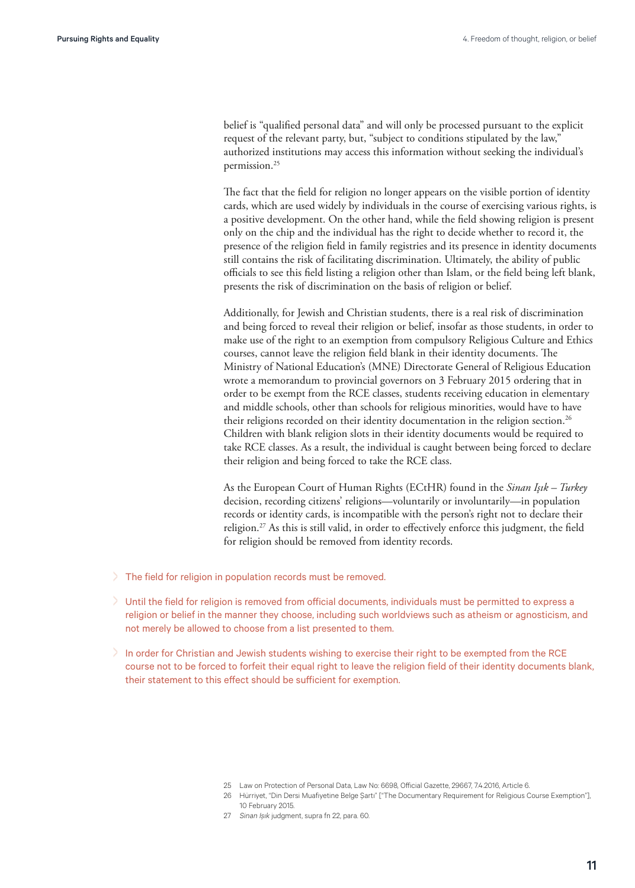belief is "qualified personal data" and will only be processed pursuant to the explicit request of the relevant party, but, "subject to conditions stipulated by the law," authorized institutions may access this information without seeking the individual's permission.[25]

The fact that the field for religion no longer appears on the visible portion of identity cards, which are used widely by individuals in the course of exercising various rights, is a positive development. On the other hand, while the field showing religion is present only on the chip and the individual has the right to decide whether to record it, the presence of the religion field in family registries and its presence in identity documents still contains the risk of facilitating discrimination. Ultimately, the ability of public officials to see this field listing a religion other than Islam, or the field being left blank, presents the risk of discrimination on the basis of religion or belief.

Additionally, for Jewish and Christian students, there is a real risk of discrimination and being forced to reveal their religion or belief, insofar as those students, in order to make use of the right to an exemption from compulsory Religious Culture and Ethics courses, cannot leave the religion field blank in their identity documents. The Ministry of National Education's (MNE) Directorate General of Religious Education wrote a memorandum to provincial governors on 3 February 2015 ordering that in order to be exempt from the RCE classes, students receiving education in elementary and middle schools, other than schools for religious minorities, would have to have their religions recorded on their identity documentation in the religion section.[26] Children with blank religion slots in their identity documents would be required to take RCE classes. As a result, the individual is caught between being forced to declare their religion and being forced to take the RCE class.

As the European Court of Human Rights (ECtHR) found in the *Sinan Işık – Turkey* decision, recording citizens' religions—voluntarily or involuntarily—in population records or identity cards, is incompatible with the person's right not to declare their religion.[27] As this is still valid, in order to effectively enforce this judgment, the field for religion should be removed from identity records.

- The field for religion in population records must be removed.
- Until the field for religion is removed from official documents, individuals must be permitted to express a religion or belief in the manner they choose, including such worldviews such as atheism or agnosticism, and not merely be allowed to choose from a list presented to them.
- In order for Christian and Jewish students wishing to exercise their right to be exempted from the RCE course not to be forced to forfeit their equal right to leave the religion field of their identity documents blank, their statement to this effect should be sufficient for exemption.

---

25 Law on Protection of Personal Data, Law No: 6698, Official Gazette, 29667, 7.4.2016, Article 6.

26 Hürriyet, "Din Dersi Muafiyetine Belge Şartı" ["The Documentary Requirement for Religious Course Exemption"], 10 February 2015.

27 *Sinan Işık* judgment, supra fn 22, para. 60.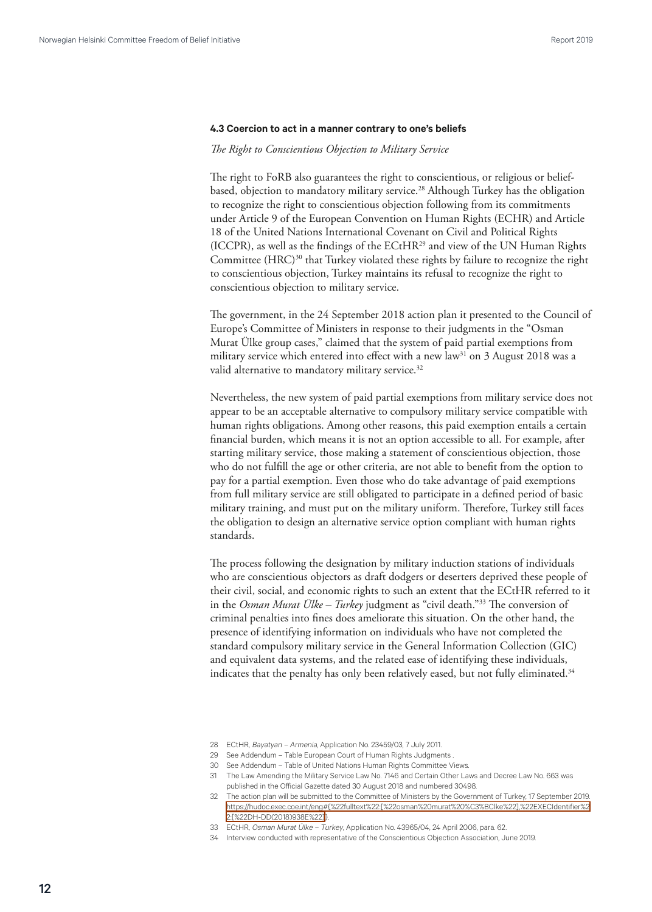### 4.3 Coercion to act in a manner contrary to one's beliefs

*The Right to Conscientious Objection to Military Service*

The right to FoRB also guarantees the right to conscientious, or religious or belief-based, objection to mandatory military service.[28] Although Turkey has the obligation to recognize the right to conscientious objection following from its commitments under Article 9 of the European Convention on Human Rights (ECHR) and Article 18 of the United Nations International Covenant on Civil and Political Rights (ICCPR), as well as the findings of the ECtHR[29] and view of the UN Human Rights Committee (HRC)[30] that Turkey violated these rights by failure to recognize the right to conscientious objection, Turkey maintains its refusal to recognize the right to conscientious objection to military service.

The government, in the 24 September 2018 action plan it presented to the Council of Europe's Committee of Ministers in response to their judgments in the "Osman Murat Ülke group cases," claimed that the system of paid partial exemptions from military service which entered into effect with a new law[31] on 3 August 2018 was a valid alternative to mandatory military service.[32]

Nevertheless, the new system of paid partial exemptions from military service does not appear to be an acceptable alternative to compulsory military service compatible with human rights obligations. Among other reasons, this paid exemption entails a certain financial burden, which means it is not an option accessible to all. For example, after starting military service, those making a statement of conscientious objection, those who do not fulfill the age or other criteria, are not able to benefit from the option to pay for a partial exemption. Even those who do take advantage of paid exemptions from full military service are still obligated to participate in a defined period of basic military training, and must put on the military uniform. Therefore, Turkey still faces the obligation to design an alternative service option compliant with human rights standards.

The process following the designation by military induction stations of individuals who are conscientious objectors as draft dodgers or deserters deprived these people of their civil, social, and economic rights to such an extent that the ECtHR referred to it in the *Osman Murat Ülke – Turkey* judgment as "civil death."[33] The conversion of criminal penalties into fines does ameliorate this situation. On the other hand, the presence of identifying information on individuals who have not completed the standard compulsory military service in the General Information Collection (GIC) and equivalent data systems, and the related ease of identifying these individuals, indicates that the penalty has only been relatively eased, but not fully eliminated.[34]

---

28 ECtHR, *Bayatyan – Armenia*, Application No. 23459/03, 7 July 2011.

29 See Addendum – Table European Court of Human Rights Judgments .

30 See Addendum – Table of United Nations Human Rights Committee Views.

31 The Law Amending the Military Service Law No. 7146 and Certain Other Laws and Decree Law No. 663 was published in the Official Gazette dated 30 August 2018 and numbered 30498.

32 The action plan will be submitted to the Committee of Ministers by the Government of Turkey, 17 September 2019. https://hudoc.exec.coe.int/eng#{%22fulltext%22:[%22osman%20murat%20%C3%BClke%22],%22EXECIdentifier%22:[%22DH-DD(2018)938E%22]}.

33 ECtHR, *Osman Murat Ulke – Turkey*, Application No. 43965/04, 24 April 2006, para. 62.

34 Interview conducted with representative of the Conscientious Objection Association, June 2019.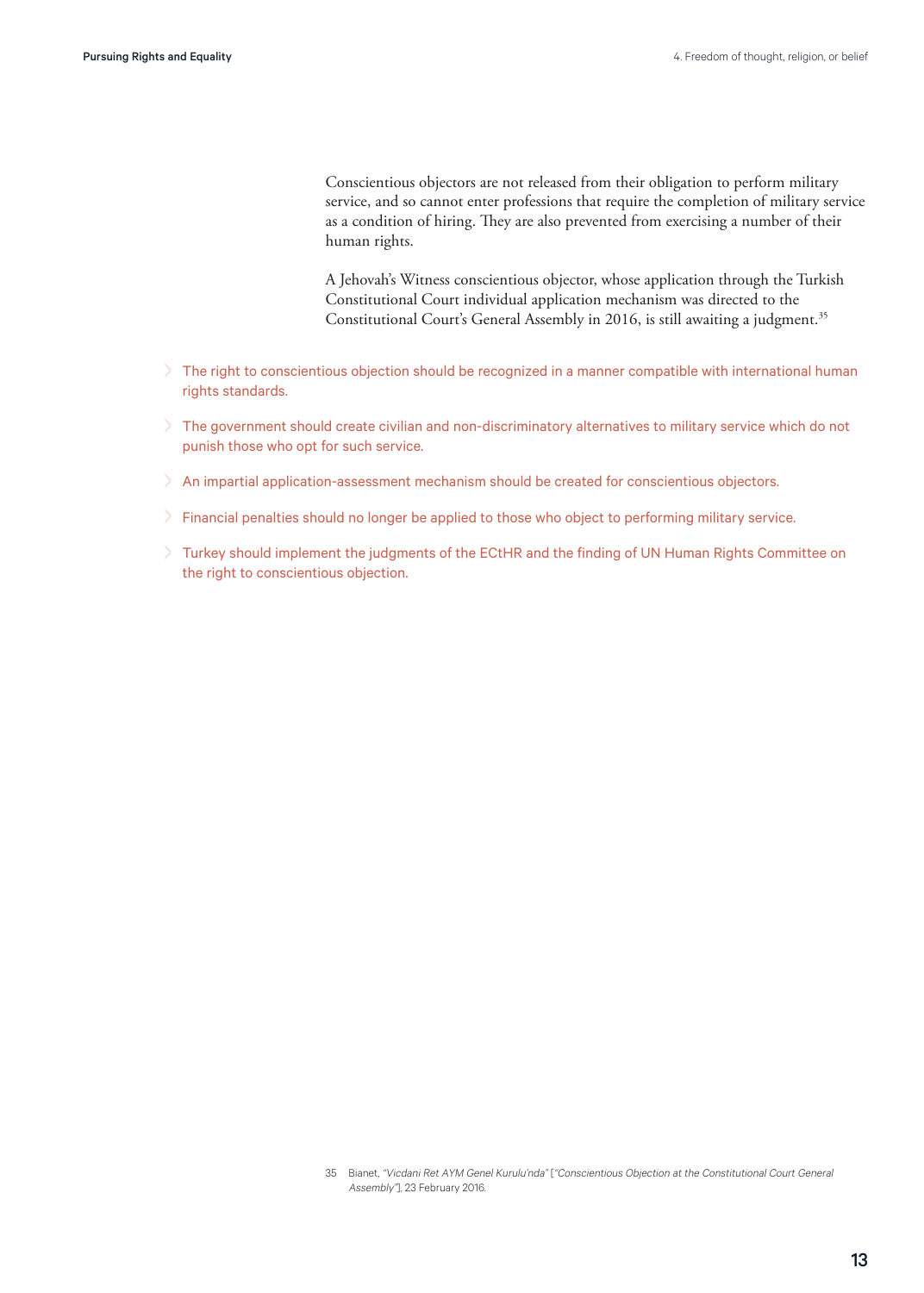Conscientious objectors are not released from their obligation to perform military service, and so cannot enter professions that require the completion of military service as a condition of hiring. They are also prevented from exercising a number of their human rights.

A Jehovah's Witness conscientious objector, whose application through the Turkish Constitutional Court individual application mechanism was directed to the Constitutional Court's General Assembly in 2016, is still awaiting a judgment.[35]

- The right to conscientious objection should be recognized in a manner compatible with international human rights standards.
- The government should create civilian and non-discriminatory alternatives to military service which do not punish those who opt for such service.
- An impartial application-assessment mechanism should be created for conscientious objectors.
- Financial penalties should no longer be applied to those who object to performing military service.
- Turkey should implement the judgments of the ECtHR and the finding of UN Human Rights Committee on the right to conscientious objection.

35 Bianet, *"Vicdani Ret AYM Genel Kurulu'nda"* [*"Conscientious Objection at the Constitutional Court General Assembly"*], 23 February 2016.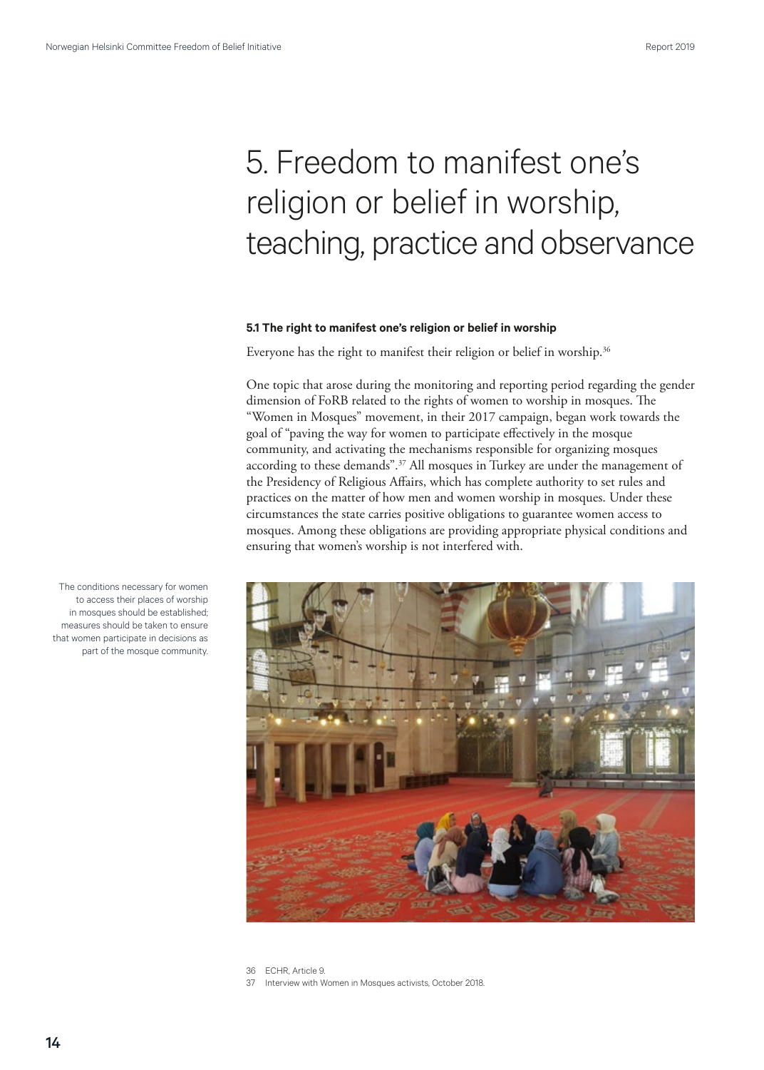# 5. Freedom to manifest one's religion or belief in worship, teaching, practice and observance

### 5.1 The right to manifest one's religion or belief in worship

Everyone has the right to manifest their religion or belief in worship.[36]

One topic that arose during the monitoring and reporting period regarding the gender dimension of FoRB related to the rights of women to worship in mosques. The "Women in Mosques" movement, in their 2017 campaign, began work towards the goal of "paving the way for women to participate effectively in the mosque community, and activating the mechanisms responsible for organizing mosques according to these demands".[37] All mosques in Turkey are under the management of the Presidency of Religious Affairs, which has complete authority to set rules and practices on the matter of how men and women worship in mosques. Under these circumstances the state carries positive obligations to guarantee women access to mosques. Among these obligations are providing appropriate physical conditions and ensuring that women's worship is not interfered with.

The conditions necessary for women to access their places of worship in mosques should be established; measures should be taken to ensure that women participate in decisions as part of the mosque community.

36 ECHR, Article 9.

37 Interview with Women in Mosques activists, October 2018.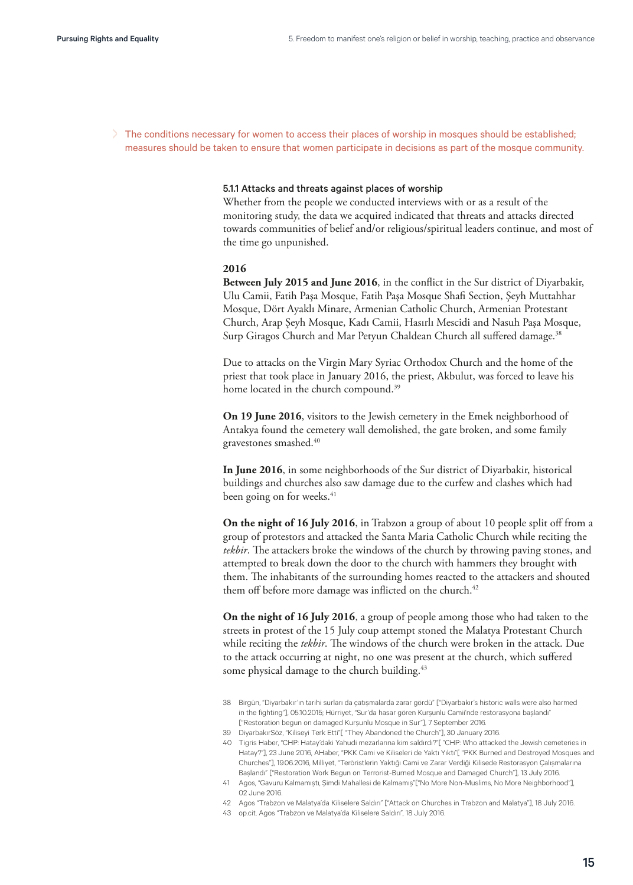> The conditions necessary for women to access their places of worship in mosques should be established; measures should be taken to ensure that women participate in decisions as part of the mosque community.

### 5.1.1 Attacks and threats against places of worship

Whether from the people we conducted interviews with or as a result of the monitoring study, the data we acquired indicated that threats and attacks directed towards communities of belief and/or religious/spiritual leaders continue, and most of the time go unpunished.

**2016**

**Between July 2015 and June 2016**, in the conflict in the Sur district of Diyarbakir, Ulu Camii, Fatih Paşa Mosque, Fatih Paşa Mosque Shafi Section, Şeyh Muttahhar Mosque, Dört Ayaklı Minare, Armenian Catholic Church, Armenian Protestant Church, Arap Şeyh Mosque, Kadı Camii, Hasırlı Mescidi and Nasuh Paşa Mosque, Surp Giragos Church and Mar Petyun Chaldean Church all suffered damage.[38]

Due to attacks on the Virgin Mary Syriac Orthodox Church and the home of the priest that took place in January 2016, the priest, Akbulut, was forced to leave his home located in the church compound.[39]

**On 19 June 2016**, visitors to the Jewish cemetery in the Emek neighborhood of Antakya found the cemetery wall demolished, the gate broken, and some family gravestones smashed.[40]

**In June 2016**, in some neighborhoods of the Sur district of Diyarbakir, historical buildings and churches also saw damage due to the curfew and clashes which had been going on for weeks.[41]

**On the night of 16 July 2016**, in Trabzon a group of about 10 people split off from a group of protestors and attacked the Santa Maria Catholic Church while reciting the *tekbir*. The attackers broke the windows of the church by throwing paving stones, and attempted to break down the door to the church with hammers they brought with them. The inhabitants of the surrounding homes reacted to the attackers and shouted them off before more damage was inflicted on the church.[42]

**On the night of 16 July 2016**, a group of people among those who had taken to the streets in protest of the 15 July coup attempt stoned the Malatya Protestant Church while reciting the *tekbir*. The windows of the church were broken in the attack. Due to the attack occurring at night, no one was present at the church, which suffered some physical damage to the church building.[43]

---

38 Birgün, "Diyarbakır'ın tarihi surları da çatışmalarda zarar gördü" ["Diyarbakır's historic walls were also harmed in the fighting"], 05.10.2015; Hürriyet, "Sur'da hasar gören Kurşunlu Camii'nde restorasyona başlandı" ["Restoration begun on damaged Kurşunlu Mosque in Sur"], 7 September 2016.

39 DiyarbakırSöz, "Kiliseyi Terk Etti"[ "They Abandoned the Church"], 30 January 2016.

40 Tigris Haber, "CHP: Hatay'daki Yahudi mezarlarına kim saldırdı?"[ "CHP: Who attacked the Jewish cemeteries in Hatay?"], 23 June 2016, AHaber, "PKK Cami ve Kiliseleri de Yaktı Yıktı"[ "PKK Burned and Destroyed Mosques and Churches"], 19.06.2016, Milliyet, "Teröristlerin Yaktığı Cami ve Zarar Verdiği Kilisede Restorasyon Çalışmalarına Başlandı" ["Restoration Work Begun on Terrorist-Burned Mosque and Damaged Church"], 13 July 2016.

41 Agos, "Gavuru Kalmamıştı, Şimdi Mahallesi de Kalmamış"["No More Non-Muslims, No More Neighborhood"], 02 June 2016.

42 Agos "Trabzon ve Malatya'da Kiliselere Saldırı" ["Attack on Churches in Trabzon and Malatya"], 18 July 2016.

43 op.cit. Agos "Trabzon ve Malatya'da Kiliselere Saldırı", 18 July 2016.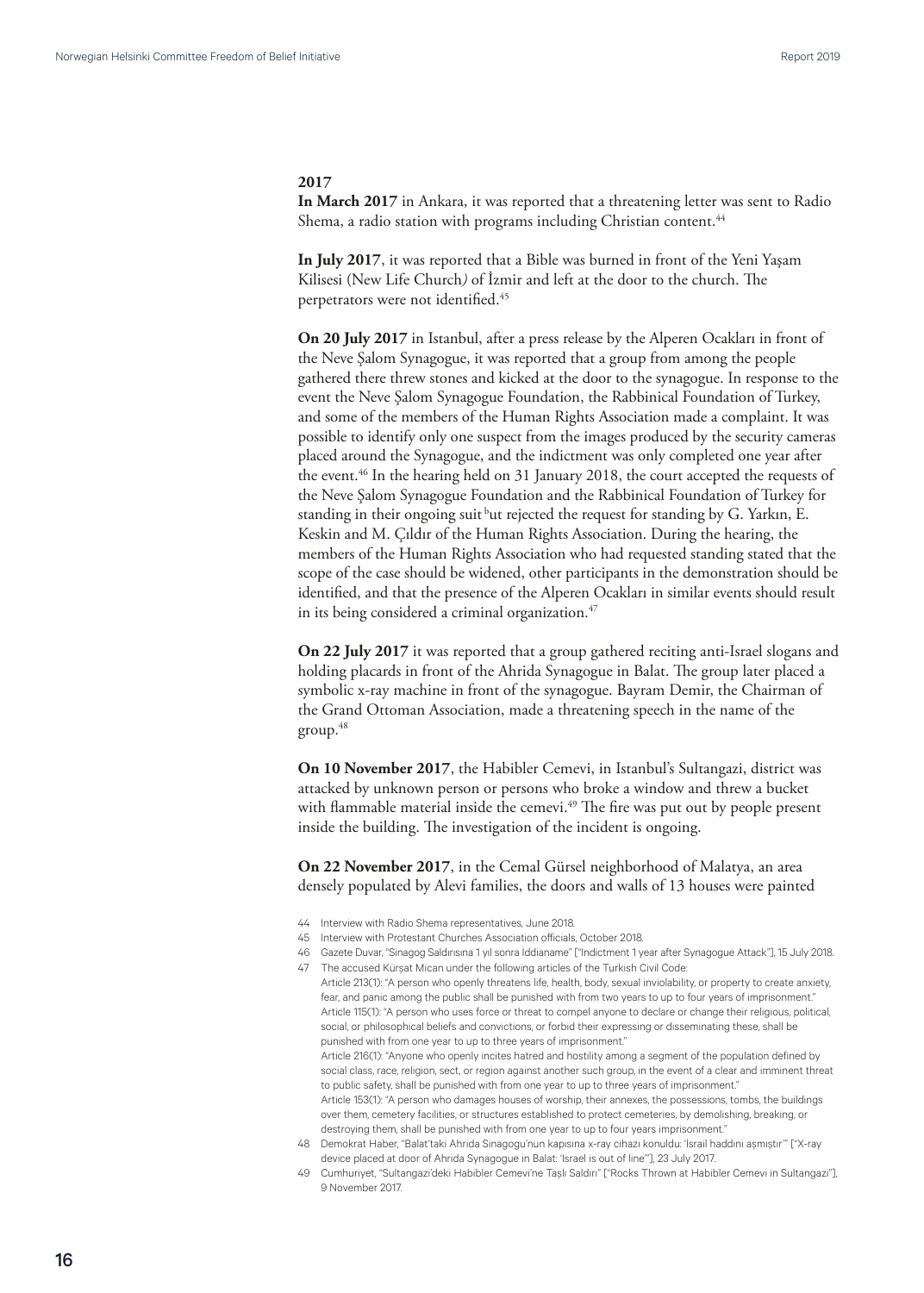**2017**

**In March 2017** in Ankara, it was reported that a threatening letter was sent to Radio Shema, a radio station with programs including Christian content.[44]

**In July 2017**, it was reported that a Bible was burned in front of the Yeni Yaşam Kilisesi (New Life Church*)* of İzmir and left at the door to the church. The perpetrators were not identified.[45]

**On 20 July 2017** in Istanbul, after a press release by the Alperen Ocakları in front of the Neve Şalom Synagogue, it was reported that a group from among the people gathered there threw stones and kicked at the door to the synagogue. In response to the event the Neve Şalom Synagogue Foundation, the Rabbinical Foundation of Turkey, and some of the members of the Human Rights Association made a complaint. It was possible to identify only one suspect from the images produced by the security cameras placed around the Synagogue, and the indictment was only completed one year after the event.[46] In the hearing held on 31 January 2018, the court accepted the requests of the Neve Şalom Synagogue Foundation and the Rabbinical Foundation of Turkey for standing in their ongoing suit but rejected the request for standing by G. Yarkın, E. Keskin and M. Çıldır of the Human Rights Association. During the hearing, the members of the Human Rights Association who had requested standing stated that the scope of the case should be widened, other participants in the demonstration should be identified, and that the presence of the Alperen Ocakları in similar events should result in its being considered a criminal organization.[47]

**On 22 July 2017** it was reported that a group gathered reciting anti-Israel slogans and holding placards in front of the Ahrida Synagogue in Balat. The group later placed a symbolic x-ray machine in front of the synagogue. Bayram Demir, the Chairman of the Grand Ottoman Association, made a threatening speech in the name of the group.[48]

**On 10 November 2017**, the Habibler Cemevi, in Istanbul's Sultangazi, district was attacked by unknown person or persons who broke a window and threw a bucket with flammable material inside the cemevi.[49] The fire was put out by people present inside the building. The investigation of the incident is ongoing.

**On 22 November 2017**, in the Cemal Gürsel neighborhood of Malatya, an area densely populated by Alevi families, the doors and walls of 13 houses were painted

---

44 Interview with Radio Shema representatives, June 2018.

45 Interview with Protestant Churches Association officials, October 2018.

46 Gazete Duvar, "Sinagog Saldırısına 1 yıl sonra İddianame" ["Indictment 1 year after Synagogue Attack"], 15 July 2018.

47 The accused Kürşat Mican under the following articles of the Turkish Civil Code:
Article 213(1): "A person who openly threatens life, health, body, sexual inviolability, or property to create anxiety, fear, and panic among the public shall be punished with from two years to up to four years of imprisonment."
Article 115(1): "A person who uses force or threat to compel anyone to declare or change their religious, political, social, or philosophical beliefs and convictions, or forbid their expressing or disseminating these, shall be punished with from one year to up to three years of imprisonment."
Article 216(1): "Anyone who openly incites hatred and hostility among a segment of the population defined by social class, race, religion, sect, or region against another such group, in the event of a clear and imminent threat to public safety, shall be punished with from one year to up to three years of imprisonment."
Article 153(1): "A person who damages houses of worship, their annexes, the possessions, tombs, the buildings over them, cemetery facilities, or structures established to protect cemeteries, by demolishing, breaking, or destroying them, shall be punished with from one year to up to four years imprisonment."

48 Demokrat Haber, "Balat'taki Ahrida Sinagogu'nun kapısına x-ray cihazı konuldu: 'İsrail haddini aşmıştır'" ["X-ray device placed at door of Ahrida Synagogue in Balat: 'Israel is out of line'"], 23 July 2017.

49 Cumhuriyet, "Sultangazi'deki Habibler Cemevi'ne Taşlı Saldırı" ["Rocks Thrown at Habibler Cemevi in Sultangazi"], 9 November 2017.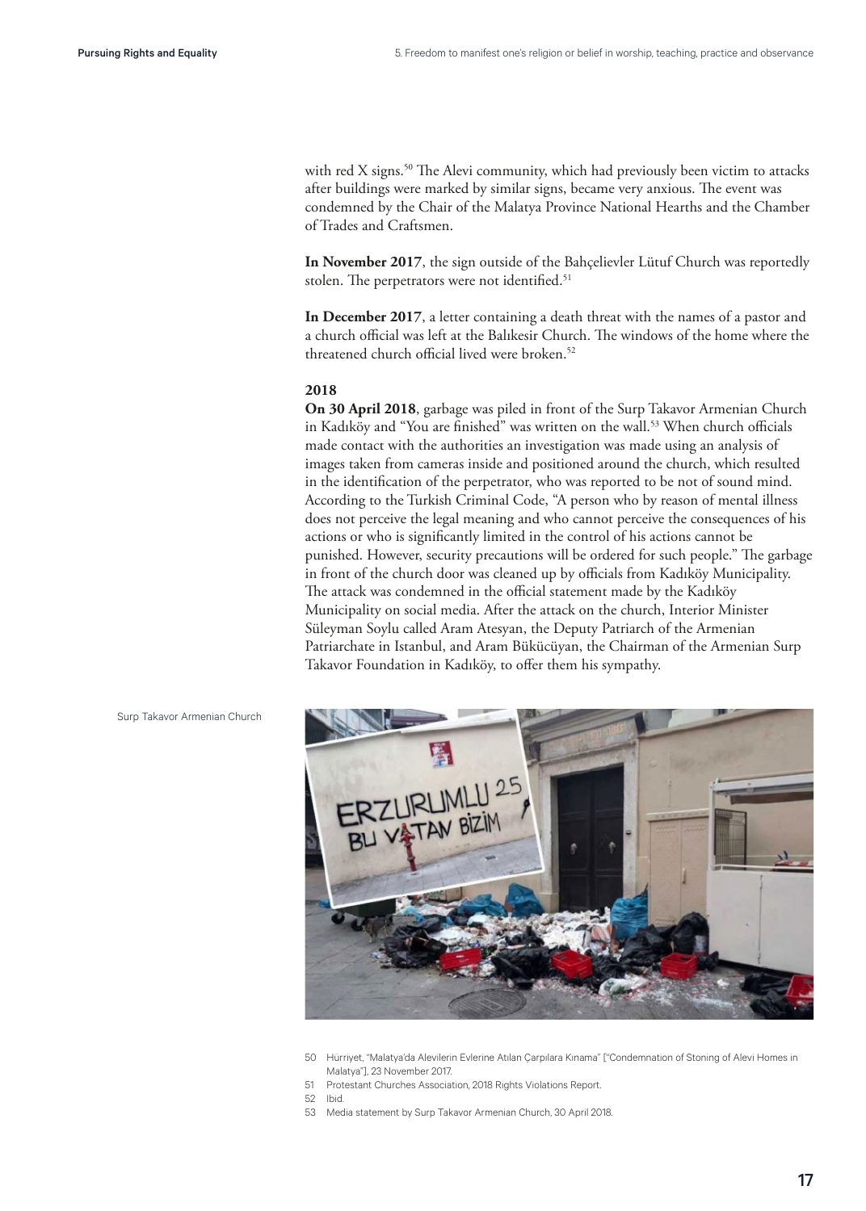with red X signs.[50] The Alevi community, which had previously been victim to attacks after buildings were marked by similar signs, became very anxious. The event was condemned by the Chair of the Malatya Province National Hearths and the Chamber of Trades and Craftsmen.

**In November 2017**, the sign outside of the Bahçelievler Lütuf Church was reportedly stolen. The perpetrators were not identified.[51]

**In December 2017**, a letter containing a death threat with the names of a pastor and a church official was left at the Balıkesir Church. The windows of the home where the threatened church official lived were broken.[52]

**2018**

**On 30 April 2018**, garbage was piled in front of the Surp Takavor Armenian Church in Kadıköy and "You are finished" was written on the wall.[53] When church officials made contact with the authorities an investigation was made using an analysis of images taken from cameras inside and positioned around the church, which resulted in the identification of the perpetrator, who was reported to be not of sound mind. According to the Turkish Criminal Code, "A person who by reason of mental illness does not perceive the legal meaning and who cannot perceive the consequences of his actions or who is significantly limited in the control of his actions cannot be punished. However, security precautions will be ordered for such people." The garbage in front of the church door was cleaned up by officials from Kadıköy Municipality. The attack was condemned in the official statement made by the Kadıköy Municipality on social media. After the attack on the church, Interior Minister Süleyman Soylu called Aram Atesyan, the Deputy Patriarch of the Armenian Patriarchate in Istanbul, and Aram Bükücüyan, the Chairman of the Armenian Surp Takavor Foundation in Kadıköy, to offer them his sympathy.

Surp Takavor Armenian Church

50 Hürriyet, "Malatya'da Alevilerin Evlerine Atılan Çarpılara Kınama" ["Condemnation of Stoning of Alevi Homes in Malatya"], 23 November 2017.

51 Protestant Churches Association, 2018 Rights Violations Report.

52 Ibid.

53 Media statement by Surp Takavor Armenian Church, 30 April 2018.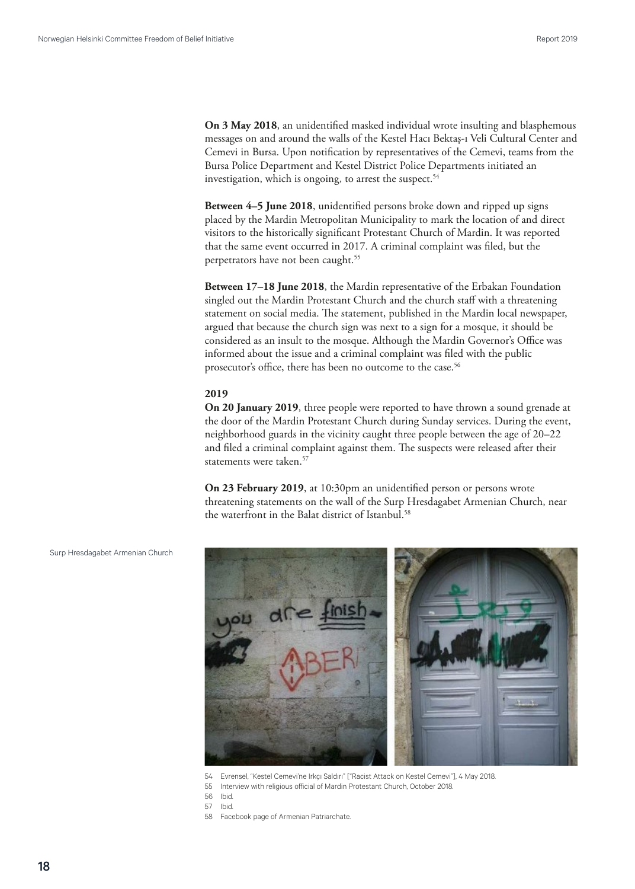**On 3 May 2018**, an unidentified masked individual wrote insulting and blasphemous messages on and around the walls of the Kestel Hacı Bektaş-ı Veli Cultural Center and Cemevi in Bursa. Upon notification by representatives of the Cemevi, teams from the Bursa Police Department and Kestel District Police Departments initiated an investigation, which is ongoing, to arrest the suspect.[54]

**Between 4–5 June 2018**, unidentified persons broke down and ripped up signs placed by the Mardin Metropolitan Municipality to mark the location of and direct visitors to the historically significant Protestant Church of Mardin. It was reported that the same event occurred in 2017. A criminal complaint was filed, but the perpetrators have not been caught.[55]

**Between 17–18 June 2018**, the Mardin representative of the Erbakan Foundation singled out the Mardin Protestant Church and the church staff with a threatening statement on social media. The statement, published in the Mardin local newspaper, argued that because the church sign was next to a sign for a mosque, it should be considered as an insult to the mosque. Although the Mardin Governor's Office was informed about the issue and a criminal complaint was filed with the public prosecutor's office, there has been no outcome to the case.[56]

**2019**

**On 20 January 2019**, three people were reported to have thrown a sound grenade at the door of the Mardin Protestant Church during Sunday services. During the event, neighborhood guards in the vicinity caught three people between the age of 20–22 and filed a criminal complaint against them. The suspects were released after their statements were taken.[57]

**On 23 February 2019**, at 10:30pm an unidentified person or persons wrote threatening statements on the wall of the Surp Hresdagabet Armenian Church, near the waterfront in the Balat district of Istanbul.[58]

Surp Hresdagabet Armenian Church

54 Evrensel, "Kestel Cemevi'ne Irkçı Saldırı" ["Racist Attack on Kestel Cemevi"], 4 May 2018.

55 Interview with religious official of Mardin Protestant Church, October 2018.

56 Ibid.

57 Ibid.

58 Facebook page of Armenian Patriarchate.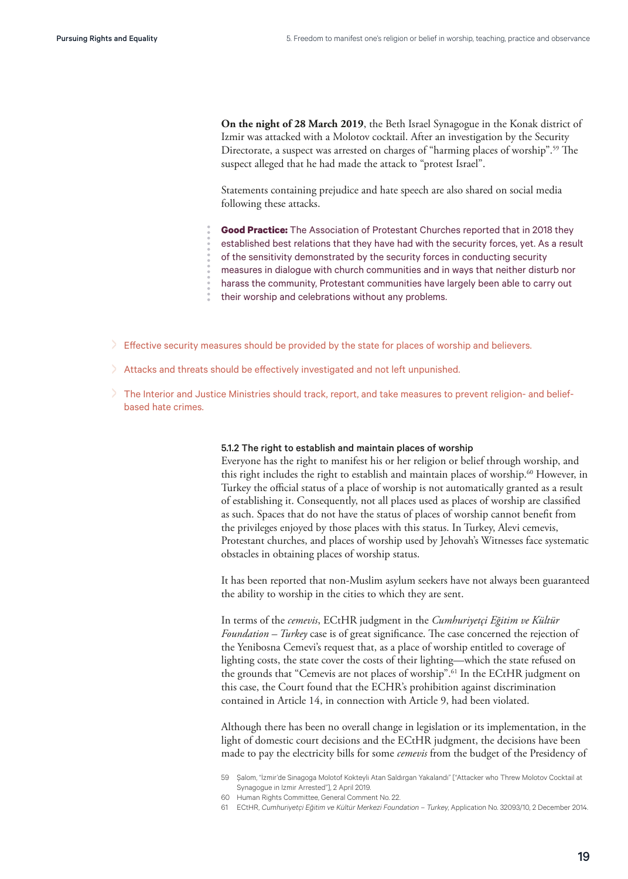**On the night of 28 March 2019**, the Beth Israel Synagogue in the Konak district of Izmir was attacked with a Molotov cocktail. After an investigation by the Security Directorate, a suspect was arrested on charges of "harming places of worship".[59] The suspect alleged that he had made the attack to "protest Israel".

Statements containing prejudice and hate speech are also shared on social media following these attacks.

**Good Practice:** The Association of Protestant Churches reported that in 2018 they established best relations that they have had with the security forces, yet. As a result of the sensitivity demonstrated by the security forces in conducting security measures in dialogue with church communities and in ways that neither disturb nor harass the community, Protestant communities have largely been able to carry out their worship and celebrations without any problems.

- Effective security measures should be provided by the state for places of worship and believers.
- Attacks and threats should be effectively investigated and not left unpunished.
- The Interior and Justice Ministries should track, report, and take measures to prevent religion- and belief-based hate crimes.

#### 5.1.2 The right to establish and maintain places of worship

Everyone has the right to manifest his or her religion or belief through worship, and this right includes the right to establish and maintain places of worship.[60] However, in Turkey the official status of a place of worship is not automatically granted as a result of establishing it. Consequently, not all places used as places of worship are classified as such. Spaces that do not have the status of places of worship cannot benefit from the privileges enjoyed by those places with this status. In Turkey, Alevi cemevis, Protestant churches, and places of worship used by Jehovah's Witnesses face systematic obstacles in obtaining places of worship status.

It has been reported that non-Muslim asylum seekers have not always been guaranteed the ability to worship in the cities to which they are sent.

In terms of the *cemevis*, ECtHR judgment in the *Cumhuriyetçi Eğitim ve Kültür Foundation – Turkey* case is of great significance. The case concerned the rejection of the Yenibosna Cemevi's request that, as a place of worship entitled to coverage of lighting costs, the state cover the costs of their lighting—which the state refused on the grounds that "Cemevis are not places of worship".[61] In the ECtHR judgment on this case, the Court found that the ECHR's prohibition against discrimination contained in Article 14, in connection with Article 9, had been violated.

Although there has been no overall change in legislation or its implementation, in the light of domestic court decisions and the ECtHR judgment, the decisions have been made to pay the electricity bills for some *cemevis* from the budget of the Presidency of

59 Şalom, "İzmir'de Sinagoga Molotof Kokteyli Atan Saldırgan Yakalandı" ["Attacker who Threw Molotov Cocktail at Synagogue in Izmir Arrested"], 2 April 2019.

60 Human Rights Committee, General Comment No. 22.

61 ECtHR, *Cumhuriyetçi Eğitim ve Kültür Merkezi Foundation – Turkey*, Application No. 32093/10, 2 December 2014.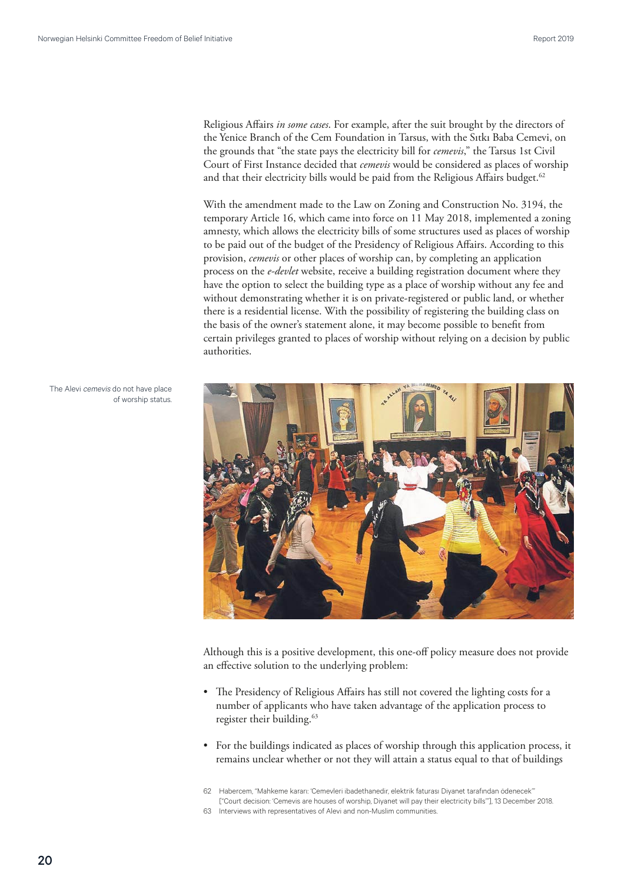Religious Affairs *in some cases*. For example, after the suit brought by the directors of the Yenice Branch of the Cem Foundation in Tarsus, with the Sıtkı Baba Cemevi, on the grounds that "the state pays the electricity bill for *cemevis*," the Tarsus 1st Civil Court of First Instance decided that *cemevis* would be considered as places of worship and that their electricity bills would be paid from the Religious Affairs budget.[62]

With the amendment made to the Law on Zoning and Construction No. 3194, the temporary Article 16, which came into force on 11 May 2018, implemented a zoning amnesty, which allows the electricity bills of some structures used as places of worship to be paid out of the budget of the Presidency of Religious Affairs. According to this provision, *cemevis* or other places of worship can, by completing an application process on the *e-devlet* website, receive a building registration document where they have the option to select the building type as a place of worship without any fee and without demonstrating whether it is on private-registered or public land, or whether there is a residential license. With the possibility of registering the building class on the basis of the owner's statement alone, it may become possible to benefit from certain privileges granted to places of worship without relying on a decision by public authorities.

The Alevi *cemevis* do not have place of worship status.

Although this is a positive development, this one-off policy measure does not provide an effective solution to the underlying problem:

- The Presidency of Religious Affairs has still not covered the lighting costs for a number of applicants who have taken advantage of the application process to register their building.[63]
- For the buildings indicated as places of worship through this application process, it remains unclear whether or not they will attain a status equal to that of buildings

62 Habercem, "Mahkeme kararı: 'Cemevleri ibadethanedir, elektrik faturası Diyanet tarafından ödenecek'" ["Court decision: 'Cemevis are houses of worship, Diyanet will pay their electricity bills'"], 13 December 2018.

63 Interviews with representatives of Alevi and non-Muslim communities.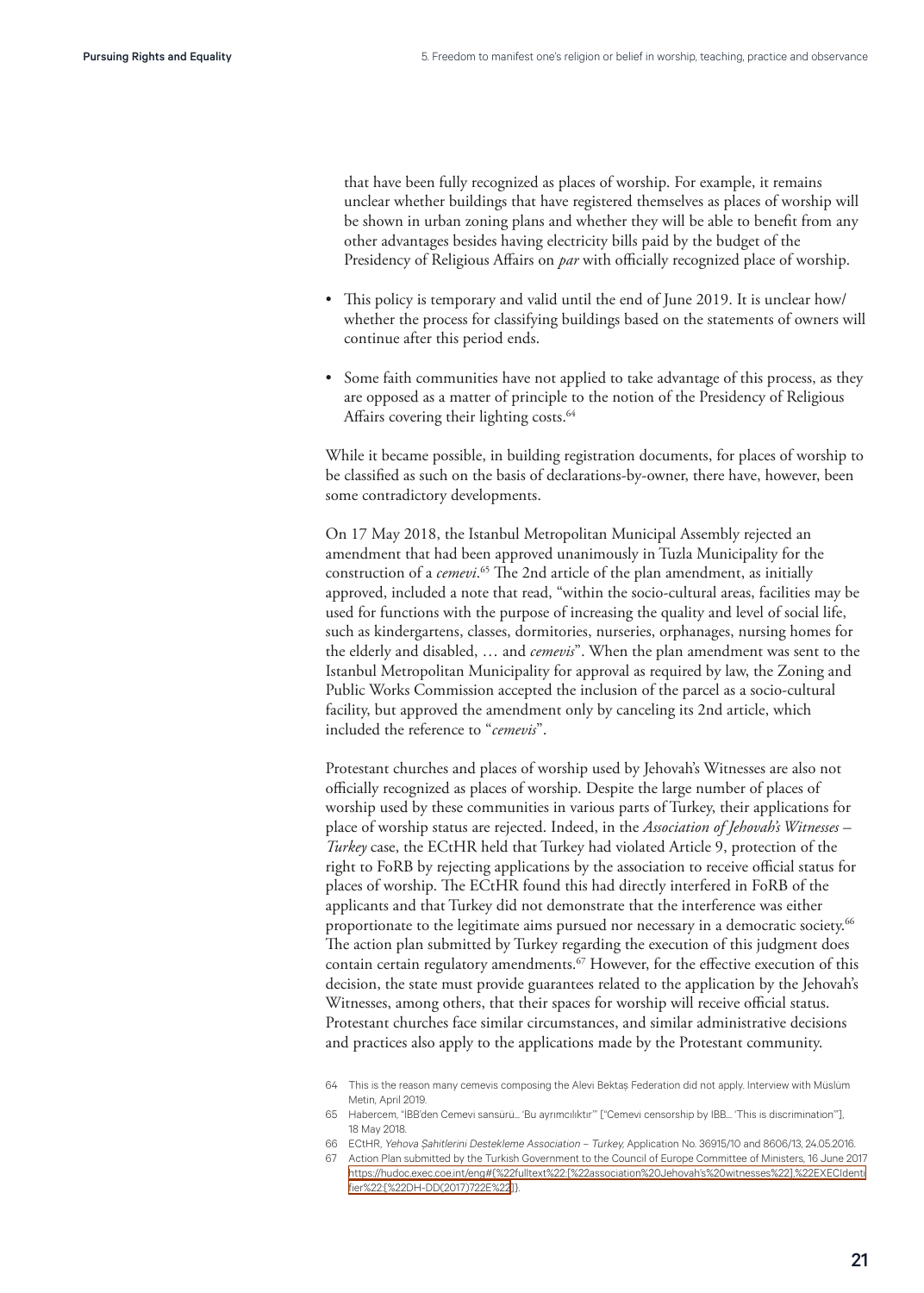that have been fully recognized as places of worship. For example, it remains unclear whether buildings that have registered themselves as places of worship will be shown in urban zoning plans and whether they will be able to benefit from any other advantages besides having electricity bills paid by the budget of the Presidency of Religious Affairs on *par* with officially recognized place of worship.

- This policy is temporary and valid until the end of June 2019. It is unclear how/whether the process for classifying buildings based on the statements of owners will continue after this period ends.
- Some faith communities have not applied to take advantage of this process, as they are opposed as a matter of principle to the notion of the Presidency of Religious Affairs covering their lighting costs.[64]

While it became possible, in building registration documents, for places of worship to be classified as such on the basis of declarations-by-owner, there have, however, been some contradictory developments.

On 17 May 2018, the Istanbul Metropolitan Municipal Assembly rejected an amendment that had been approved unanimously in Tuzla Municipality for the construction of a *cemevi*.[65] The 2nd article of the plan amendment, as initially approved, included a note that read, "within the socio-cultural areas, facilities may be used for functions with the purpose of increasing the quality and level of social life, such as kindergartens, classes, dormitories, nurseries, orphanages, nursing homes for the elderly and disabled, … and *cemevis*". When the plan amendment was sent to the Istanbul Metropolitan Municipality for approval as required by law, the Zoning and Public Works Commission accepted the inclusion of the parcel as a socio-cultural facility, but approved the amendment only by canceling its 2nd article, which included the reference to "*cemevis*".

Protestant churches and places of worship used by Jehovah's Witnesses are also not officially recognized as places of worship. Despite the large number of places of worship used by these communities in various parts of Turkey, their applications for place of worship status are rejected. Indeed, in the *Association of Jehovah's Witnesses – Turkey* case, the ECtHR held that Turkey had violated Article 9, protection of the right to FoRB by rejecting applications by the association to receive official status for places of worship. The ECtHR found this had directly interfered in FoRB of the applicants and that Turkey did not demonstrate that the interference was either proportionate to the legitimate aims pursued nor necessary in a democratic society.[66] The action plan submitted by Turkey regarding the execution of this judgment does contain certain regulatory amendments.[67] However, for the effective execution of this decision, the state must provide guarantees related to the application by the Jehovah's Witnesses, among others, that their spaces for worship will receive official status. Protestant churches face similar circumstances, and similar administrative decisions and practices also apply to the applications made by the Protestant community.

64 This is the reason many cemevis composing the Alevi Bektaş Federation did not apply. Interview with Müslüm Metin, April 2019.

65 Habercem, "İBB'den Cemevi sansürü… 'Bu ayrımcılıktır'" ["Cemevi censorship by IBB… 'This is discrimination'"], 18 May 2018.

66 ECtHR, *Yehova Şahitlerini Destekleme Association – Turkey*, Application No. 36915/10 and 8606/13, 24.05.2016.

67 Action Plan submitted by the Turkish Government to the Council of Europe Committee of Ministers, 16 June 2017 https://hudoc.exec.coe.int/eng#{%22fulltext%22:[%22association%20Jehovah's%20witnesses%22],%22EXECIdentifier%22:[%22DH-DD(2017)722E%22]}.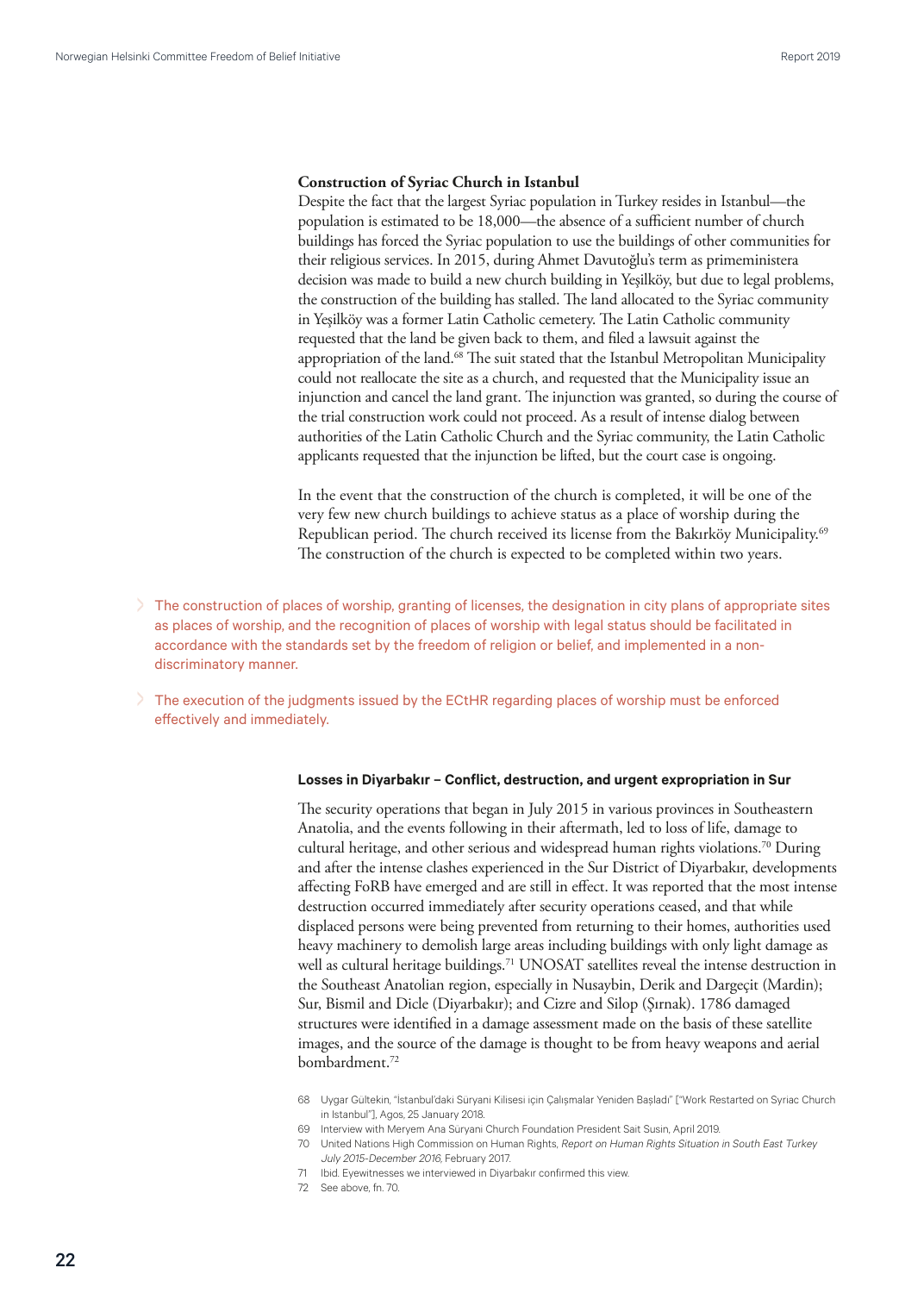**Construction of Syriac Church in Istanbul**

Despite the fact that the largest Syriac population in Turkey resides in Istanbul—the population is estimated to be 18,000—the absence of a sufficient number of church buildings has forced the Syriac population to use the buildings of other communities for their religious services. In 2015, during Ahmet Davutoğlu's term as primeministera decision was made to build a new church building in Yeşilköy, but due to legal problems, the construction of the building has stalled. The land allocated to the Syriac community in Yeşilköy was a former Latin Catholic cemetery. The Latin Catholic community requested that the land be given back to them, and filed a lawsuit against the appropriation of the land.[68] The suit stated that the Istanbul Metropolitan Municipality could not reallocate the site as a church, and requested that the Municipality issue an injunction and cancel the land grant. The injunction was granted, so during the course of the trial construction work could not proceed. As a result of intense dialog between authorities of the Latin Catholic Church and the Syriac community, the Latin Catholic applicants requested that the injunction be lifted, but the court case is ongoing.

In the event that the construction of the church is completed, it will be one of the very few new church buildings to achieve status as a place of worship during the Republican period. The church received its license from the Bakırköy Municipality.[69] The construction of the church is expected to be completed within two years.

- The construction of places of worship, granting of licenses, the designation in city plans of appropriate sites as places of worship, and the recognition of places of worship with legal status should be facilitated in accordance with the standards set by the freedom of religion or belief, and implemented in a non-discriminatory manner.
- The execution of the judgments issued by the ECtHR regarding places of worship must be enforced effectively and immediately.

**Losses in Diyarbakır – Conflict, destruction, and urgent expropriation in Sur**

The security operations that began in July 2015 in various provinces in Southeastern Anatolia, and the events following in their aftermath, led to loss of life, damage to cultural heritage, and other serious and widespread human rights violations.[70] During and after the intense clashes experienced in the Sur District of Diyarbakır, developments affecting FoRB have emerged and are still in effect. It was reported that the most intense destruction occurred immediately after security operations ceased, and that while displaced persons were being prevented from returning to their homes, authorities used heavy machinery to demolish large areas including buildings with only light damage as well as cultural heritage buildings.[71] UNOSAT satellites reveal the intense destruction in the Southeast Anatolian region, especially in Nusaybin, Derik and Dargeçit (Mardin); Sur, Bismil and Dicle (Diyarbakır); and Cizre and Silop (Şırnak). 1786 damaged structures were identified in a damage assessment made on the basis of these satellite images, and the source of the damage is thought to be from heavy weapons and aerial bombardment.[72]

68 Uygar Gültekin, "İstanbul'daki Süryani Kilisesi için Çalışmalar Yeniden Başladı" ["Work Restarted on Syriac Church in Istanbul"], Agos, 25 January 2018.

69 Interview with Meryem Ana Süryani Church Foundation President Sait Susin, April 2019.

70 United Nations High Commission on Human Rights, *Report on Human Rights Situation in South East Turkey July 2015-December 2016*, February 2017.

71 Ibid. Eyewitnesses we interviewed in Diyarbakır confirmed this view.

72 See above, fn. 70.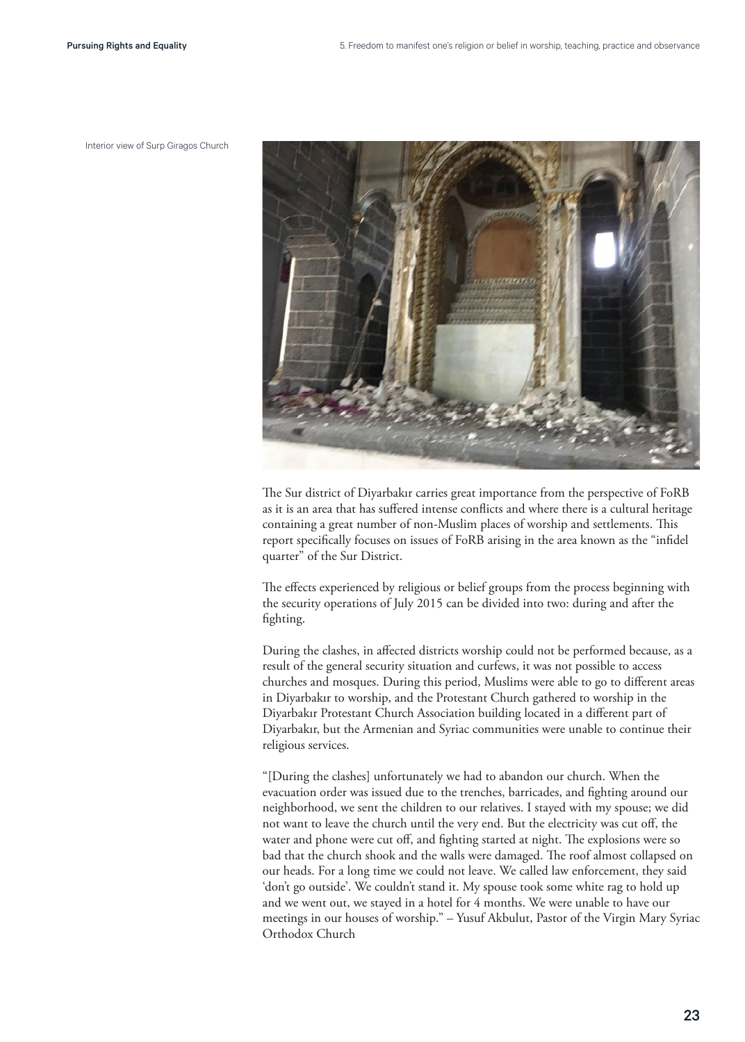Interior view of Surp Giragos Church

The Sur district of Diyarbakır carries great importance from the perspective of FoRB as it is an area that has suffered intense conflicts and where there is a cultural heritage containing a great number of non-Muslim places of worship and settlements. This report specifically focuses on issues of FoRB arising in the area known as the "infidel quarter" of the Sur District.

The effects experienced by religious or belief groups from the process beginning with the security operations of July 2015 can be divided into two: during and after the fighting.

During the clashes, in affected districts worship could not be performed because, as a result of the general security situation and curfews, it was not possible to access churches and mosques. During this period, Muslims were able to go to different areas in Diyarbakır to worship, and the Protestant Church gathered to worship in the Diyarbakır Protestant Church Association building located in a different part of Diyarbakır, but the Armenian and Syriac communities were unable to continue their religious services.

"[During the clashes] unfortunately we had to abandon our church. When the evacuation order was issued due to the trenches, barricades, and fighting around our neighborhood, we sent the children to our relatives. I stayed with my spouse; we did not want to leave the church until the very end. But the electricity was cut off, the water and phone were cut off, and fighting started at night. The explosions were so bad that the church shook and the walls were damaged. The roof almost collapsed on our heads. For a long time we could not leave. We called law enforcement, they said 'don't go outside'. We couldn't stand it. My spouse took some white rag to hold up and we went out, we stayed in a hotel for 4 months. We were unable to have our meetings in our houses of worship." – Yusuf Akbulut, Pastor of the Virgin Mary Syriac Orthodox Church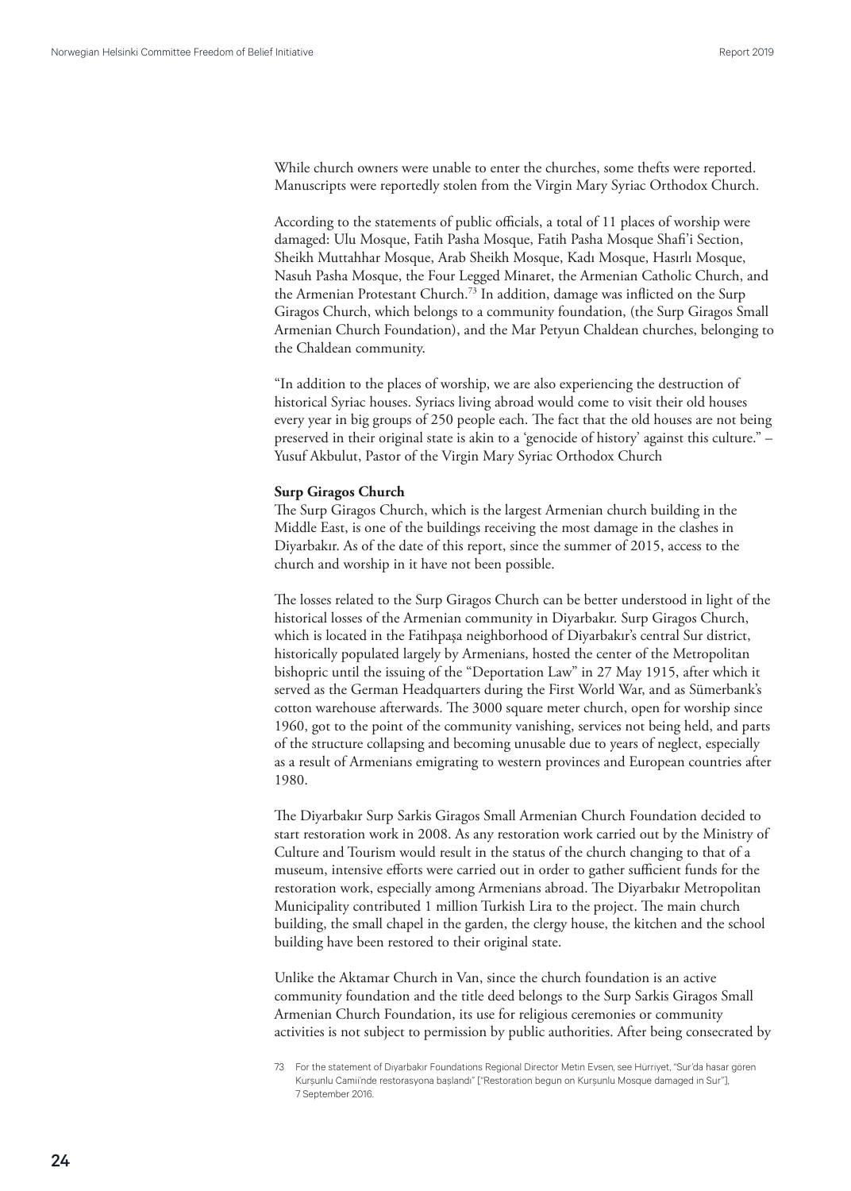While church owners were unable to enter the churches, some thefts were reported. Manuscripts were reportedly stolen from the Virgin Mary Syriac Orthodox Church.

According to the statements of public officials, a total of 11 places of worship were damaged: Ulu Mosque, Fatih Pasha Mosque, Fatih Pasha Mosque Shafi'i Section, Sheikh Muttahhar Mosque, Arab Sheikh Mosque, Kadı Mosque, Hasırlı Mosque, Nasuh Pasha Mosque, the Four Legged Minaret, the Armenian Catholic Church, and the Armenian Protestant Church.[73] In addition, damage was inflicted on the Surp Giragos Church, which belongs to a community foundation, (the Surp Giragos Small Armenian Church Foundation), and the Mar Petyun Chaldean churches, belonging to the Chaldean community.

"In addition to the places of worship, we are also experiencing the destruction of historical Syriac houses. Syriacs living abroad would come to visit their old houses every year in big groups of 250 people each. The fact that the old houses are not being preserved in their original state is akin to a 'genocide of history' against this culture." – Yusuf Akbulut, Pastor of the Virgin Mary Syriac Orthodox Church

**Surp Giragos Church**

The Surp Giragos Church, which is the largest Armenian church building in the Middle East, is one of the buildings receiving the most damage in the clashes in Diyarbakır. As of the date of this report, since the summer of 2015, access to the church and worship in it have not been possible.

The losses related to the Surp Giragos Church can be better understood in light of the historical losses of the Armenian community in Diyarbakır. Surp Giragos Church, which is located in the Fatihpaşa neighborhood of Diyarbakır's central Sur district, historically populated largely by Armenians, hosted the center of the Metropolitan bishopric until the issuing of the "Deportation Law" in 27 May 1915, after which it served as the German Headquarters during the First World War, and as Sümerbank's cotton warehouse afterwards. The 3000 square meter church, open for worship since 1960, got to the point of the community vanishing, services not being held, and parts of the structure collapsing and becoming unusable due to years of neglect, especially as a result of Armenians emigrating to western provinces and European countries after 1980.

The Diyarbakır Surp Sarkis Giragos Small Armenian Church Foundation decided to start restoration work in 2008. As any restoration work carried out by the Ministry of Culture and Tourism would result in the status of the church changing to that of a museum, intensive efforts were carried out in order to gather sufficient funds for the restoration work, especially among Armenians abroad. The Diyarbakır Metropolitan Municipality contributed 1 million Turkish Lira to the project. The main church building, the small chapel in the garden, the clergy house, the kitchen and the school building have been restored to their original state.

Unlike the Aktamar Church in Van, since the church foundation is an active community foundation and the title deed belongs to the Surp Sarkis Giragos Small Armenian Church Foundation, its use for religious ceremonies or community activities is not subject to permission by public authorities. After being consecrated by

73 For the statement of Dıyarbakır Foundations Regional Director Metin Evsen, see Hürriyet, "Sur'da hasar gören Kurşunlu Camii'nde restorasyona başlandı" ["Restoration begun on Kurşunlu Mosque damaged in Sur"], 7 September 2016.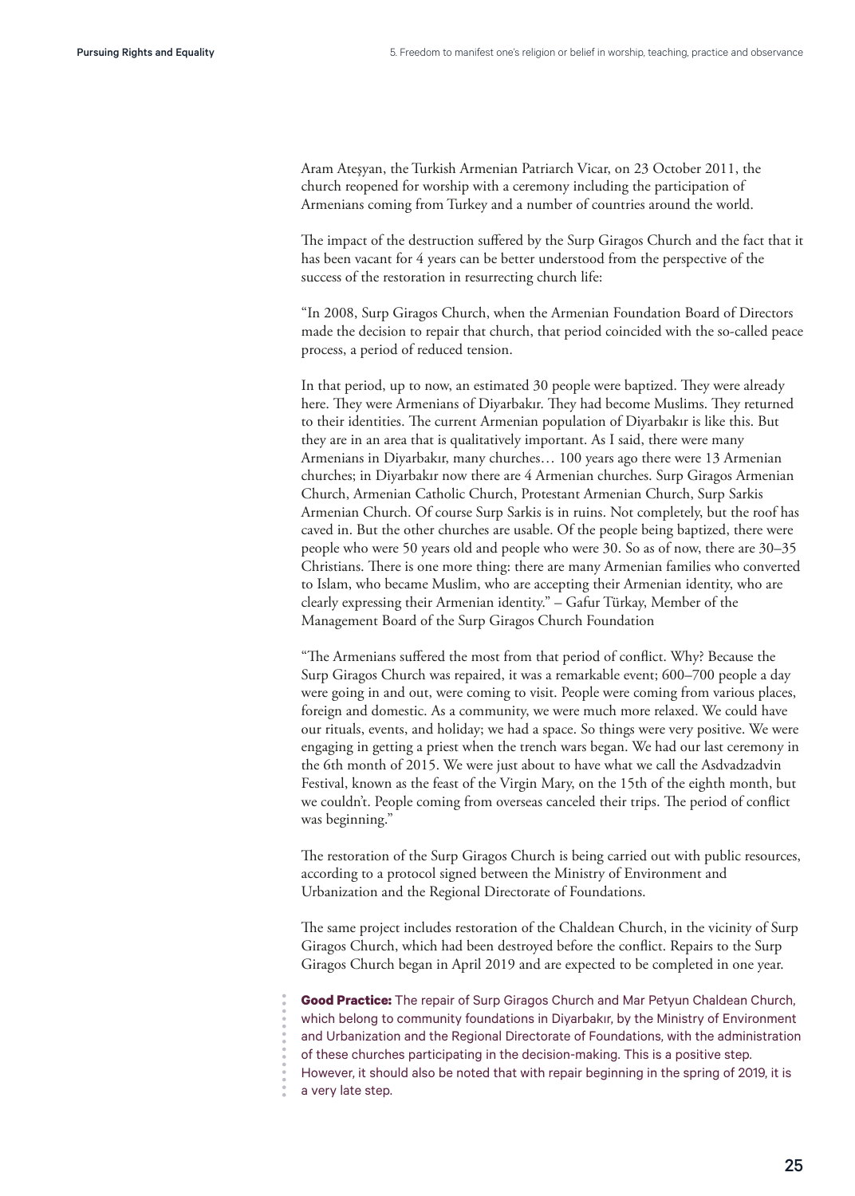Aram Ateşyan, the Turkish Armenian Patriarch Vicar, on 23 October 2011, the church reopened for worship with a ceremony including the participation of Armenians coming from Turkey and a number of countries around the world.

The impact of the destruction suffered by the Surp Giragos Church and the fact that it has been vacant for 4 years can be better understood from the perspective of the success of the restoration in resurrecting church life:

"In 2008, Surp Giragos Church, when the Armenian Foundation Board of Directors made the decision to repair that church, that period coincided with the so-called peace process, a period of reduced tension.

In that period, up to now, an estimated 30 people were baptized. They were already here. They were Armenians of Diyarbakır. They had become Muslims. They returned to their identities. The current Armenian population of Diyarbakır is like this. But they are in an area that is qualitatively important. As I said, there were many Armenians in Diyarbakır, many churches… 100 years ago there were 13 Armenian churches; in Diyarbakır now there are 4 Armenian churches. Surp Giragos Armenian Church, Armenian Catholic Church, Protestant Armenian Church, Surp Sarkis Armenian Church. Of course Surp Sarkis is in ruins. Not completely, but the roof has caved in. But the other churches are usable. Of the people being baptized, there were people who were 50 years old and people who were 30. So as of now, there are 30–35 Christians. There is one more thing: there are many Armenian families who converted to Islam, who became Muslim, who are accepting their Armenian identity, who are clearly expressing their Armenian identity." – Gafur Türkay, Member of the Management Board of the Surp Giragos Church Foundation

"The Armenians suffered the most from that period of conflict. Why? Because the Surp Giragos Church was repaired, it was a remarkable event; 600–700 people a day were going in and out, were coming to visit. People were coming from various places, foreign and domestic. As a community, we were much more relaxed. We could have our rituals, events, and holiday; we had a space. So things were very positive. We were engaging in getting a priest when the trench wars began. We had our last ceremony in the 6th month of 2015. We were just about to have what we call the Asdvadzadvin Festival, known as the feast of the Virgin Mary, on the 15th of the eighth month, but we couldn't. People coming from overseas canceled their trips. The period of conflict was beginning."

The restoration of the Surp Giragos Church is being carried out with public resources, according to a protocol signed between the Ministry of Environment and Urbanization and the Regional Directorate of Foundations.

The same project includes restoration of the Chaldean Church, in the vicinity of Surp Giragos Church, which had been destroyed before the conflict. Repairs to the Surp Giragos Church began in April 2019 and are expected to be completed in one year.

**Good Practice:** The repair of Surp Giragos Church and Mar Petyun Chaldean Church, which belong to community foundations in Diyarbakır, by the Ministry of Environment and Urbanization and the Regional Directorate of Foundations, with the administration of these churches participating in the decision-making. This is a positive step. However, it should also be noted that with repair beginning in the spring of 2019, it is a very late step.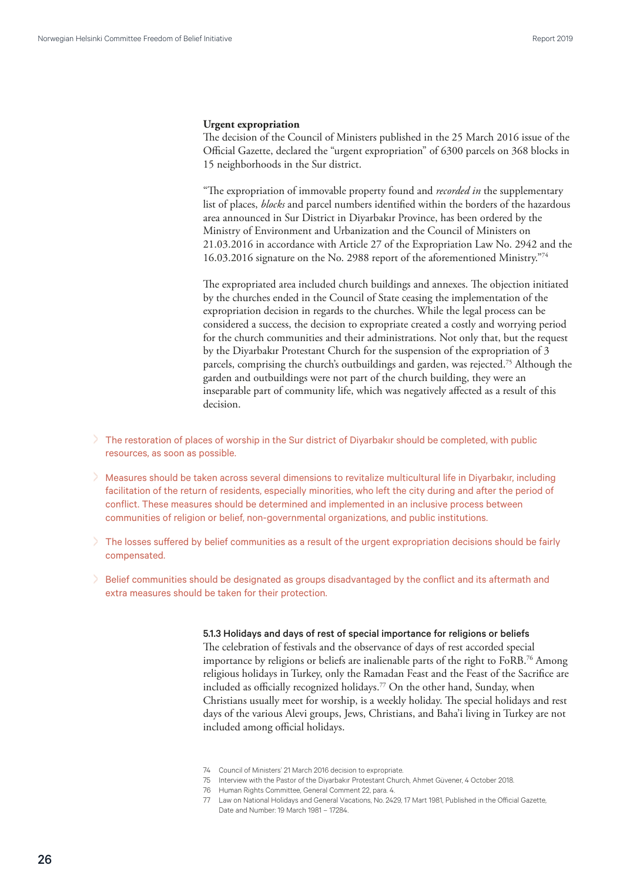**Urgent expropriation**

The decision of the Council of Ministers published in the 25 March 2016 issue of the Official Gazette, declared the "urgent expropriation" of 6300 parcels on 368 blocks in 15 neighborhoods in the Sur district.

"The expropriation of immovable property found and *recorded in* the supplementary list of places, *blocks* and parcel numbers identified within the borders of the hazardous area announced in Sur District in Diyarbakır Province, has been ordered by the Ministry of Environment and Urbanization and the Council of Ministers on 21.03.2016 in accordance with Article 27 of the Expropriation Law No. 2942 and the 16.03.2016 signature on the No. 2988 report of the aforementioned Ministry."[74]

The expropriated area included church buildings and annexes. The objection initiated by the churches ended in the Council of State ceasing the implementation of the expropriation decision in regards to the churches. While the legal process can be considered a success, the decision to expropriate created a costly and worrying period for the church communities and their administrations. Not only that, but the request by the Diyarbakır Protestant Church for the suspension of the expropriation of 3 parcels, comprising the church's outbuildings and garden, was rejected.[75] Although the garden and outbuildings were not part of the church building, they were an inseparable part of community life, which was negatively affected as a result of this decision.

- The restoration of places of worship in the Sur district of Diyarbakır should be completed, with public resources, as soon as possible.
- Measures should be taken across several dimensions to revitalize multicultural life in Diyarbakır, including facilitation of the return of residents, especially minorities, who left the city during and after the period of conflict. These measures should be determined and implemented in an inclusive process between communities of religion or belief, non-governmental organizations, and public institutions.
- The losses suffered by belief communities as a result of the urgent expropriation decisions should be fairly compensated.
- Belief communities should be designated as groups disadvantaged by the conflict and its aftermath and extra measures should be taken for their protection.

#### 5.1.3 Holidays and days of rest of special importance for religions or beliefs

The celebration of festivals and the observance of days of rest accorded special importance by religions or beliefs are inalienable parts of the right to FoRB.[76] Among religious holidays in Turkey, only the Ramadan Feast and the Feast of the Sacrifice are included as officially recognized holidays.[77] On the other hand, Sunday, when Christians usually meet for worship, is a weekly holiday. The special holidays and rest days of the various Alevi groups, Jews, Christians, and Baha'i living in Turkey are not included among official holidays.

---

74 Council of Ministers' 21 March 2016 decision to expropriate.

75 Interview with the Pastor of the Diyarbakır Protestant Church, Ahmet Guvener, 4 October 2018.

76 Human Rights Committee, General Comment 22, para. 4.

77 Law on National Holidays and General Vacations, No. 2429, 17 Mart 1981, Published in the Official Gazette, Date and Number: 19 March 1981 – 17284.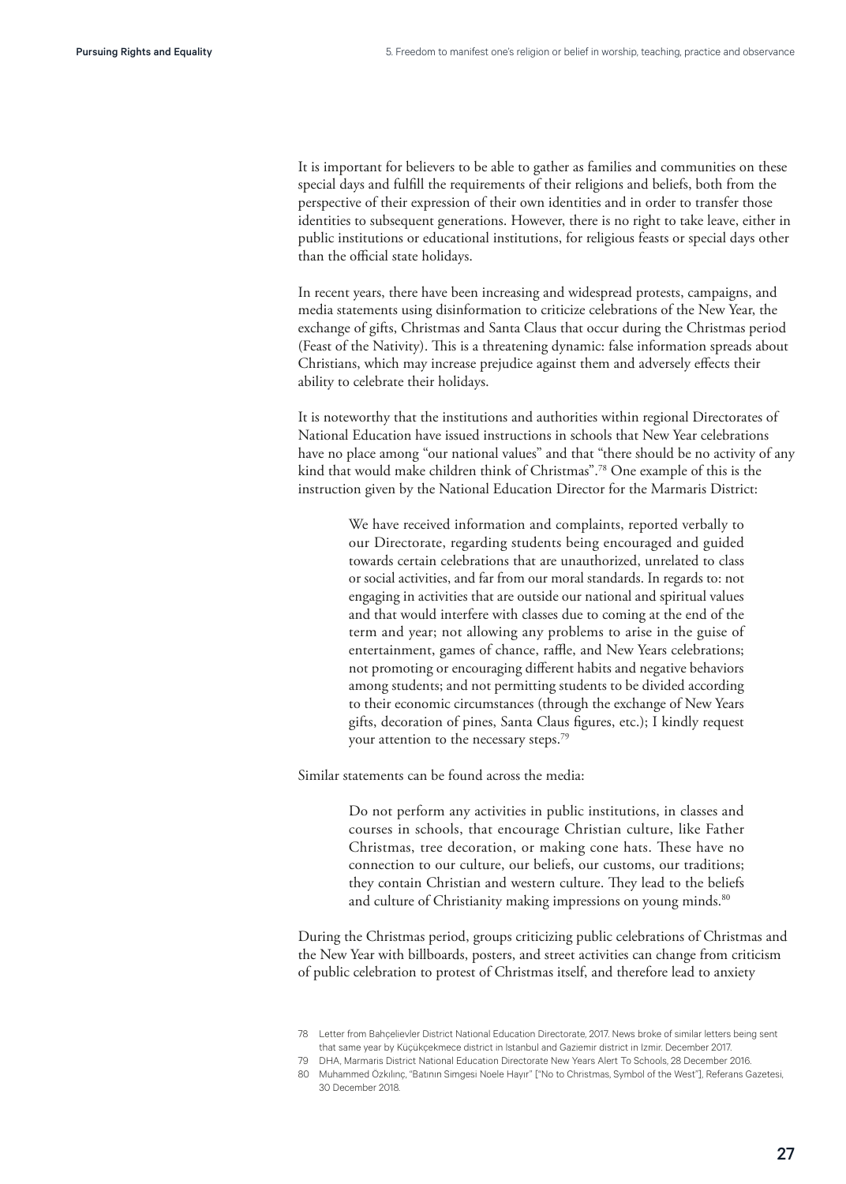It is important for believers to be able to gather as families and communities on these special days and fulfill the requirements of their religions and beliefs, both from the perspective of their expression of their own identities and in order to transfer those identities to subsequent generations. However, there is no right to take leave, either in public institutions or educational institutions, for religious feasts or special days other than the official state holidays.

In recent years, there have been increasing and widespread protests, campaigns, and media statements using disinformation to criticize celebrations of the New Year, the exchange of gifts, Christmas and Santa Claus that occur during the Christmas period (Feast of the Nativity). This is a threatening dynamic: false information spreads about Christians, which may increase prejudice against them and adversely effects their ability to celebrate their holidays.

It is noteworthy that the institutions and authorities within regional Directorates of National Education have issued instructions in schools that New Year celebrations have no place among "our national values" and that "there should be no activity of any kind that would make children think of Christmas".[78] One example of this is the instruction given by the National Education Director for the Marmaris District:

> We have received information and complaints, reported verbally to our Directorate, regarding students being encouraged and guided towards certain celebrations that are unauthorized, unrelated to class or social activities, and far from our moral standards. In regards to: not engaging in activities that are outside our national and spiritual values and that would interfere with classes due to coming at the end of the term and year; not allowing any problems to arise in the guise of entertainment, games of chance, raffle, and New Years celebrations; not promoting or encouraging different habits and negative behaviors among students; and not permitting students to be divided according to their economic circumstances (through the exchange of New Years gifts, decoration of pines, Santa Claus figures, etc.); I kindly request your attention to the necessary steps.[79]

Similar statements can be found across the media:

> Do not perform any activities in public institutions, in classes and courses in schools, that encourage Christian culture, like Father Christmas, tree decoration, or making cone hats. These have no connection to our culture, our beliefs, our customs, our traditions; they contain Christian and western culture. They lead to the beliefs and culture of Christianity making impressions on young minds.[80]

During the Christmas period, groups criticizing public celebrations of Christmas and the New Year with billboards, posters, and street activities can change from criticism of public celebration to protest of Christmas itself, and therefore lead to anxiety

---

78 Letter from Bahçelievler District National Education Directorate, 2017. News broke of similar letters being sent that same year by Küçükçekmece district in Istanbul and Gaziemir district in Izmir. December 2017.

79 DHA, Marmaris District National Education Directorate New Years Alert To Schools, 28 December 2016.

80 Muhammed Özkılınç, "Batının Simgesi Noele Hayır" ["No to Christmas, Symbol of the West"], Referans Gazetesi, 30 December 2018.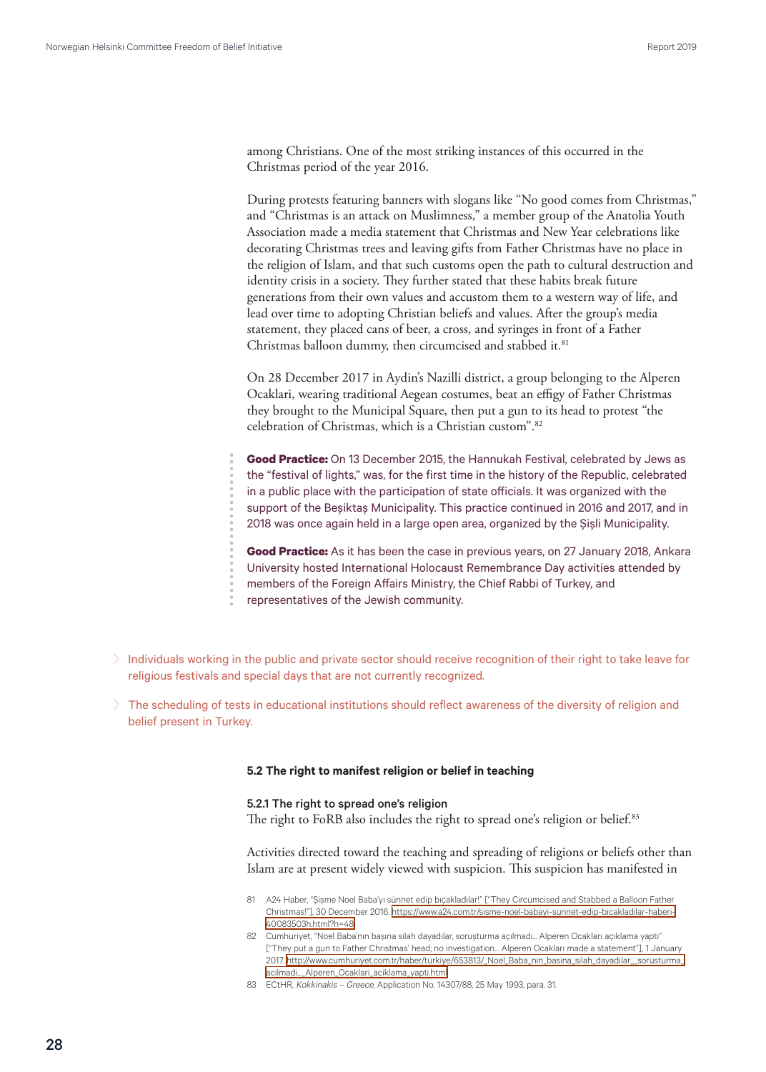among Christians. One of the most striking instances of this occurred in the Christmas period of the year 2016.

During protests featuring banners with slogans like “No good comes from Christmas,” and “Christmas is an attack on Muslimness,” a member group of the Anatolia Youth Association made a media statement that Christmas and New Year celebrations like decorating Christmas trees and leaving gifts from Father Christmas have no place in the religion of Islam, and that such customs open the path to cultural destruction and identity crisis in a society. They further stated that these habits break future generations from their own values and accustom them to a western way of life, and lead over time to adopting Christian beliefs and values. After the group’s media statement, they placed cans of beer, a cross, and syringes in front of a Father Christmas balloon dummy, then circumcised and stabbed it.[81]

On 28 December 2017 in Aydin’s Nazilli district, a group belonging to the Alperen Ocaklari, wearing traditional Aegean costumes, beat an effigy of Father Christmas they brought to the Municipal Square, then put a gun to its head to protest “the celebration of Christmas, which is a Christian custom”.[82]

**Good Practice:** On 13 December 2015, the Hannukah Festival, celebrated by Jews as the “festival of lights,” was, for the first time in the history of the Republic, celebrated in a public place with the participation of state officials. It was organized with the support of the Beşiktaş Municipality. This practice continued in 2016 and 2017, and in 2018 was once again held in a large open area, organized by the Şişli Municipality.

**Good Practice:** As it has been the case in previous years, on 27 January 2018, Ankara University hosted International Holocaust Remembrance Day activities attended by members of the Foreign Affairs Ministry, the Chief Rabbi of Turkey, and representatives of the Jewish community.

- Individuals working in the public and private sector should receive recognition of their right to take leave for religious festivals and special days that are not currently recognized.
- The scheduling of tests in educational institutions should reflect awareness of the diversity of religion and belief present in Turkey.

### 5.2 The right to manifest religion or belief in teaching

#### 5.2.1 The right to spread one’s religion

The right to FoRB also includes the right to spread one’s religion or belief.[83]

Activities directed toward the teaching and spreading of religions or beliefs other than Islam are at present widely viewed with suspicion. This suspicion has manifested in

81 A24 Haber, “Şişme Noel Baba’yı sünnet edip bıçakladılar!” [“They Circumcised and Stabbed a Balloon Father Christmas!”], 30 December 2016. https://www.a24.com.tr/sisme-noel-babayi-sunnet-edip-bicakladilar-haberi-40083503h.html?h=48

82 Cumhuriyet, “Noel Baba’nın başına silah dayadılar, soruşturma açılmadı… Alperen Ocakları açıklama yaptı” [“They put a gun to Father Christmas’ head; no investigation… Alperen Ocakları made a statement”], 1 January 2017. http://www.cumhuriyet.com.tr/haber/turkiye/653813/_Noel_Baba_nin_basina_silah_dayadilar__sorusturma_acilmadi..._Alperen_Ocaklari_aciklama_yapti.html

83 ECtHR, *Kokkinakis – Greece*, Application No. 14307/88, 25 May 1993, para. 31.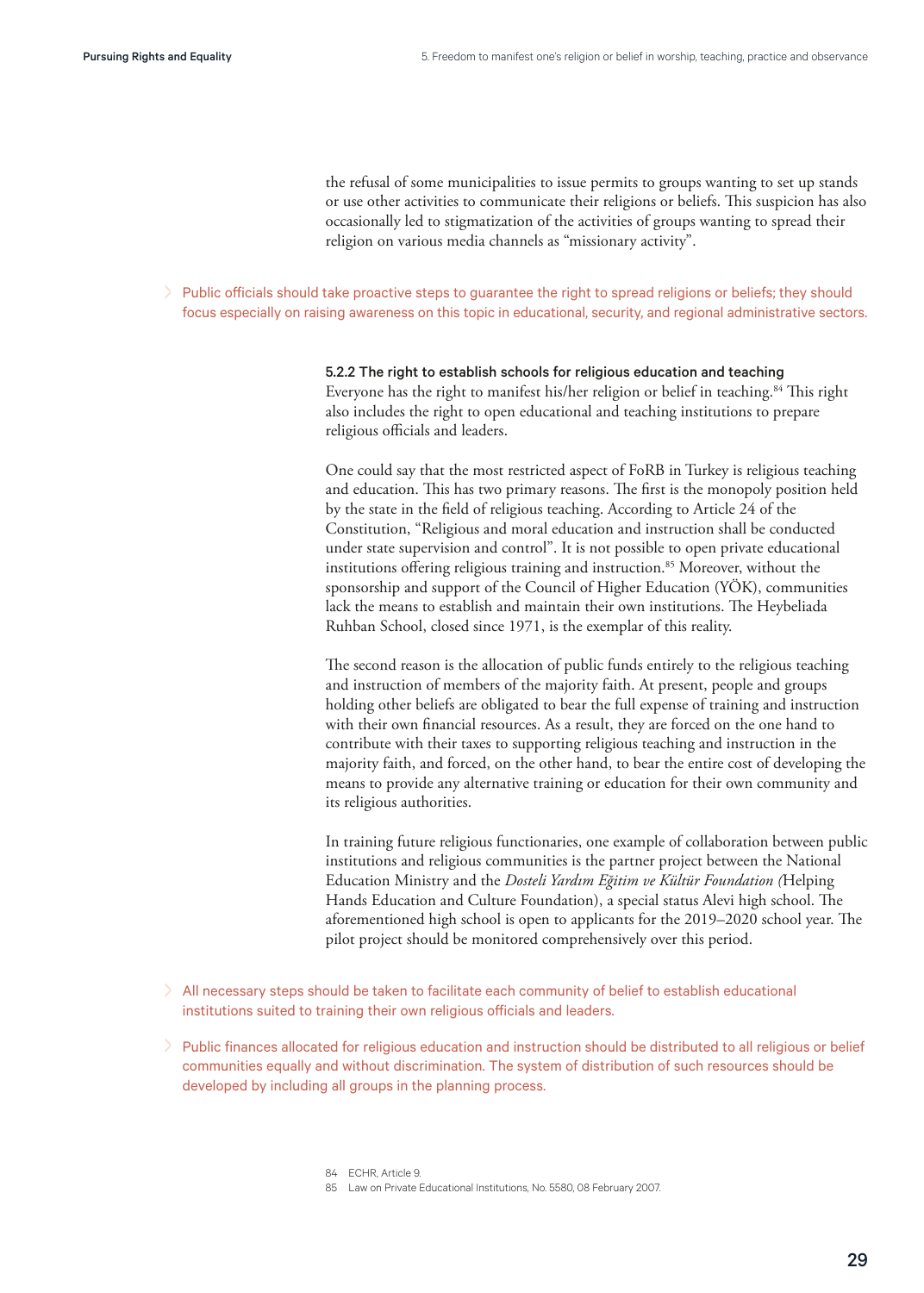the refusal of some municipalities to issue permits to groups wanting to set up stands or use other activities to communicate their religions or beliefs. This suspicion has also occasionally led to stigmatization of the activities of groups wanting to spread their religion on various media channels as "missionary activity".

> Public officials should take proactive steps to guarantee the right to spread religions or beliefs; they should focus especially on raising awareness on this topic in educational, security, and regional administrative sectors.

#### 5.2.2 The right to establish schools for religious education and teaching

Everyone has the right to manifest his/her religion or belief in teaching.[84] This right also includes the right to open educational and teaching institutions to prepare religious officials and leaders.

One could say that the most restricted aspect of FoRB in Turkey is religious teaching and education. This has two primary reasons. The first is the monopoly position held by the state in the field of religious teaching. According to Article 24 of the Constitution, "Religious and moral education and instruction shall be conducted under state supervision and control". It is not possible to open private educational institutions offering religious training and instruction.[85] Moreover, without the sponsorship and support of the Council of Higher Education (YÖK), communities lack the means to establish and maintain their own institutions. The Heybeliada Ruhban School, closed since 1971, is the exemplar of this reality.

The second reason is the allocation of public funds entirely to the religious teaching and instruction of members of the majority faith. At present, people and groups holding other beliefs are obligated to bear the full expense of training and instruction with their own financial resources. As a result, they are forced on the one hand to contribute with their taxes to supporting religious teaching and instruction in the majority faith, and forced, on the other hand, to bear the entire cost of developing the means to provide any alternative training or education for their own community and its religious authorities.

In training future religious functionaries, one example of collaboration between public institutions and religious communities is the partner project between the National Education Ministry and the *Dosteli Yardım Eğitim ve Kültür Foundation (*Helping Hands Education and Culture Foundation), a special status Alevi high school. The aforementioned high school is open to applicants for the 2019–2020 school year. The pilot project should be monitored comprehensively over this period.

> All necessary steps should be taken to facilitate each community of belief to establish educational institutions suited to training their own religious officials and leaders.

> Public finances allocated for religious education and instruction should be distributed to all religious or belief communities equally and without discrimination. The system of distribution of such resources should be developed by including all groups in the planning process.

84 ECHR, Article 9.

85 Law on Private Educational Institutions, No. 5580, 08 February 2007.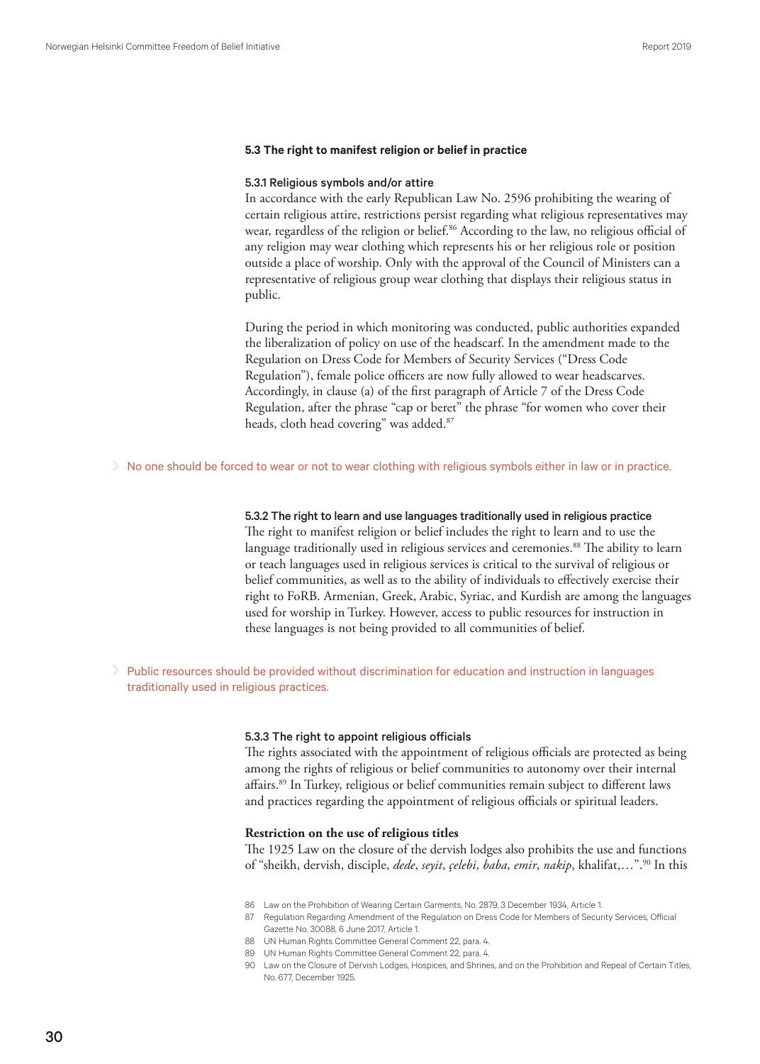### 5.3 The right to manifest religion or belief in practice

#### 5.3.1 Religious symbols and/or attire

In accordance with the early Republican Law No. 2596 prohibiting the wearing of certain religious attire, restrictions persist regarding what religious representatives may wear, regardless of the religion or belief.[86] According to the law, no religious official of any religion may wear clothing which represents his or her religious role or position outside a place of worship. Only with the approval of the Council of Ministers can a representative of religious group wear clothing that displays their religious status in public.

During the period in which monitoring was conducted, public authorities expanded the liberalization of policy on use of the headscarf. In the amendment made to the Regulation on Dress Code for Members of Security Services ("Dress Code Regulation"), female police officers are now fully allowed to wear headscarves. Accordingly, in clause (a) of the first paragraph of Article 7 of the Dress Code Regulation, after the phrase "cap or beret" the phrase "for women who cover their heads, cloth head covering" was added.[87]

> No one should be forced to wear or not to wear clothing with religious symbols either in law or in practice.

#### 5.3.2 The right to learn and use languages traditionally used in religious practice

The right to manifest religion or belief includes the right to learn and to use the language traditionally used in religious services and ceremonies.[88] The ability to learn or teach languages used in religious services is critical to the survival of religious or belief communities, as well as to the ability of individuals to effectively exercise their right to FoRB. Armenian, Greek, Arabic, Syriac, and Kurdish are among the languages used for worship in Turkey. However, access to public resources for instruction in these languages is not being provided to all communities of belief.

> Public resources should be provided without discrimination for education and instruction in languages traditionally used in religious practices.

#### 5.3.3 The right to appoint religious officials

The rights associated with the appointment of religious officials are protected as being among the rights of religious or belief communities to autonomy over their internal affairs.[89] In Turkey, religious or belief communities remain subject to different laws and practices regarding the appointment of religious officials or spiritual leaders.

**Restriction on the use of religious titles**

The 1925 Law on the closure of the dervish lodges also prohibits the use and functions of "sheikh, dervish, disciple, *dede*, *seyit*, *çelebi*, *baba*, *emir*, *nakip*, khalifat,…".[90] In this

---

86 Law on the Prohibition of Wearing Certain Garments, No. 2879, 3 December 1934, Article 1.

87 Regulation Regarding Amendment of the Regulation on Dress Code for Members of Security Services, Official Gazette No. 30088, 6 June 2017, Article 1.

88 UN Human Rights Committee General Comment 22, para. 4.

89 UN Human Rights Committee General Comment 22, para. 4.

90 Law on the Closure of Dervish Lodges, Hospices, and Shrines, and on the Prohibition and Repeal of Certain Titles, No. 677, December 1925.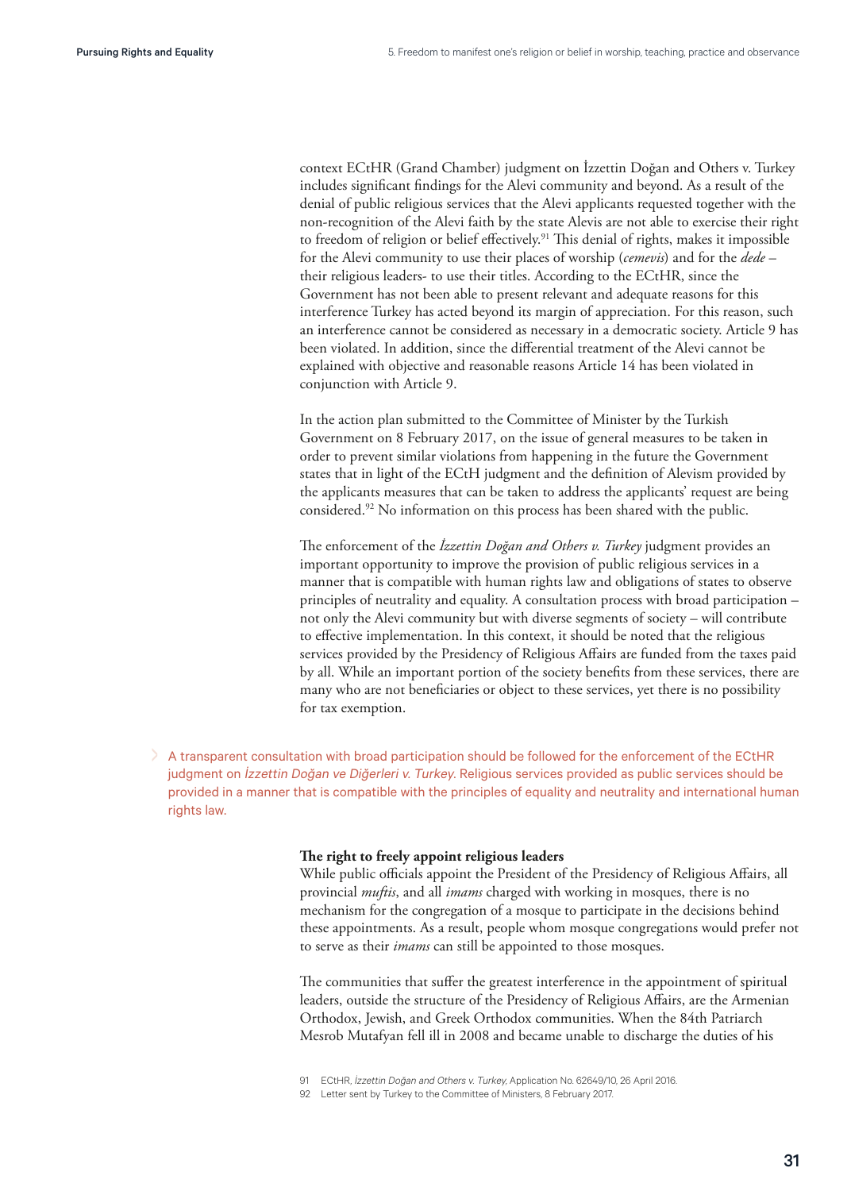context ECtHR (Grand Chamber) judgment on İzzettin Doğan and Others v. Turkey includes significant findings for the Alevi community and beyond. As a result of the denial of public religious services that the Alevi applicants requested together with the non-recognition of the Alevi faith by the state Alevis are not able to exercise their right to freedom of religion or belief effectively.[91] This denial of rights, makes it impossible for the Alevi community to use their places of worship (*cemevis*) and for the *dede* – their religious leaders- to use their titles. According to the ECtHR, since the Government has not been able to present relevant and adequate reasons for this interference Turkey has acted beyond its margin of appreciation. For this reason, such an interference cannot be considered as necessary in a democratic society. Article 9 has been violated. In addition, since the differential treatment of the Alevi cannot be explained with objective and reasonable reasons Article 14 has been violated in conjunction with Article 9.

In the action plan submitted to the Committee of Minister by the Turkish Government on 8 February 2017, on the issue of general measures to be taken in order to prevent similar violations from happening in the future the Government states that in light of the ECtH judgment and the definition of Alevism provided by the applicants measures that can be taken to address the applicants' request are being considered.[92] No information on this process has been shared with the public.

The enforcement of the *İzzettin Doğan and Others v. Turkey* judgment provides an important opportunity to improve the provision of public religious services in a manner that is compatible with human rights law and obligations of states to observe principles of neutrality and equality. A consultation process with broad participation – not only the Alevi community but with diverse segments of society – will contribute to effective implementation. In this context, it should be noted that the religious services provided by the Presidency of Religious Affairs are funded from the taxes paid by all. While an important portion of the society benefits from these services, there are many who are not beneficiaries or object to these services, yet there is no possibility for tax exemption.

> A transparent consultation with broad participation should be followed for the enforcement of the ECtHR judgment on *İzzettin Doğan ve Diğerleri v. Turkey*. Religious services provided as public services should be provided in a manner that is compatible with the principles of equality and neutrality and international human rights law.

**The right to freely appoint religious leaders**

While public officials appoint the President of the Presidency of Religious Affairs, all provincial *muftis*, and all *imams* charged with working in mosques, there is no mechanism for the congregation of a mosque to participate in the decisions behind these appointments. As a result, people whom mosque congregations would prefer not to serve as their *imams* can still be appointed to those mosques.

The communities that suffer the greatest interference in the appointment of spiritual leaders, outside the structure of the Presidency of Religious Affairs, are the Armenian Orthodox, Jewish, and Greek Orthodox communities. When the 84th Patriarch Mesrob Mutafyan fell ill in 2008 and became unable to discharge the duties of his

91 ECtHR, *İzzettin Doğan and Others v. Turkey*, Application No. 62649/10, 26 April 2016.

92 Letter sent by Turkey to the Committee of Ministers, 8 February 2017.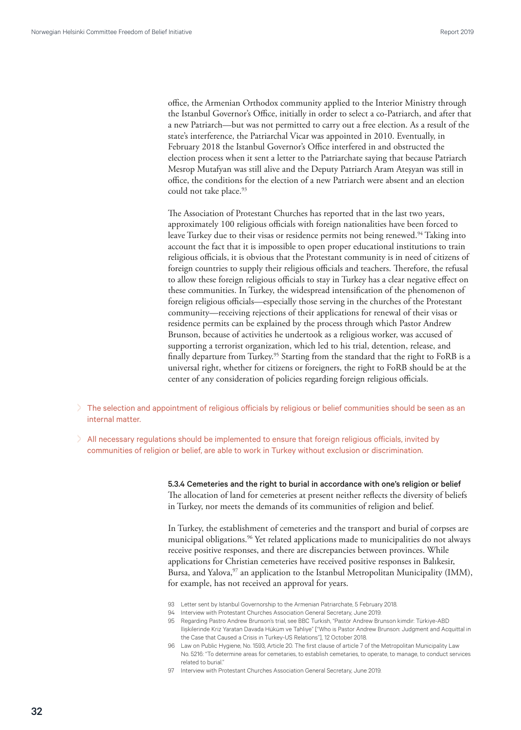office, the Armenian Orthodox community applied to the Interior Ministry through the Istanbul Governor's Office, initially in order to select a co-Patriarch, and after that a new Patriarch—but was not permitted to carry out a free election. As a result of the state's interference, the Patriarchal Vicar was appointed in 2010. Eventually, in February 2018 the Istanbul Governor's Office interfered in and obstructed the election process when it sent a letter to the Patriarchate saying that because Patriarch Mesrop Mutafyan was still alive and the Deputy Patriarch Aram Ateşyan was still in office, the conditions for the election of a new Patriarch were absent and an election could not take place.[93]

The Association of Protestant Churches has reported that in the last two years, approximately 100 religious officials with foreign nationalities have been forced to leave Turkey due to their visas or residence permits not being renewed.[94] Taking into account the fact that it is impossible to open proper educational institutions to train religious officials, it is obvious that the Protestant community is in need of citizens of foreign countries to supply their religious officials and teachers. Therefore, the refusal to allow these foreign religious officials to stay in Turkey has a clear negative effect on these communities. In Turkey, the widespread intensification of the phenomenon of foreign religious officials—especially those serving in the churches of the Protestant community—receiving rejections of their applications for renewal of their visas or residence permits can be explained by the process through which Pastor Andrew Brunson, because of activities he undertook as a religious worker, was accused of supporting a terrorist organization, which led to his trial, detention, release, and finally departure from Turkey.[95] Starting from the standard that the right to FoRB is a universal right, whether for citizens or foreigners, the right to FoRB should be at the center of any consideration of policies regarding foreign religious officials.

- The selection and appointment of religious officials by religious or belief communities should be seen as an internal matter.
- All necessary regulations should be implemented to ensure that foreign religious officials, invited by communities of religion or belief, are able to work in Turkey without exclusion or discrimination.

#### 5.3.4 Cemeteries and the right to burial in accordance with one's religion or belief

The allocation of land for cemeteries at present neither reflects the diversity of beliefs in Turkey, nor meets the demands of its communities of religion and belief.

In Turkey, the establishment of cemeteries and the transport and burial of corpses are municipal obligations.[96] Yet related applications made to municipalities do not always receive positive responses, and there are discrepancies between provinces. While applications for Christian cemeteries have received positive responses in Balikesir, Bursa, and Yalova,[97] an application to the Istanbul Metropolitan Municipality (IMM), for example, has not received an approval for years.

93 Letter sent by Istanbul Governorship to the Armenian Patriarchate, 5 February 2018.

94 Interview with Protestant Churches Association General Secretary, June 2019.

95 Regarding Pastro Andrew Brunson's trial, see BBC Turkish, "Pastör Andrew Brunson kimdir: Türkiye-ABD İlişkilerinde Kriz Yaratan Davada Hüküm ve Tahliye" ["Who is Pastor Andrew Brunson: Judgment and Acquittal in the Case that Caused a Crisis in Turkey-US Relations"], 12 October 2018.

96 Law on Public Hygiene, No. 1593, Article 20. The first clause of article 7 of the Metropolitan Municipality Law No. 5216: "To determine areas for cemetaries, to establish cemeteries, to operate, to manage, to conduct services related to burial."

97 Interview with Protestant Churches Association General Secretary, June 2019.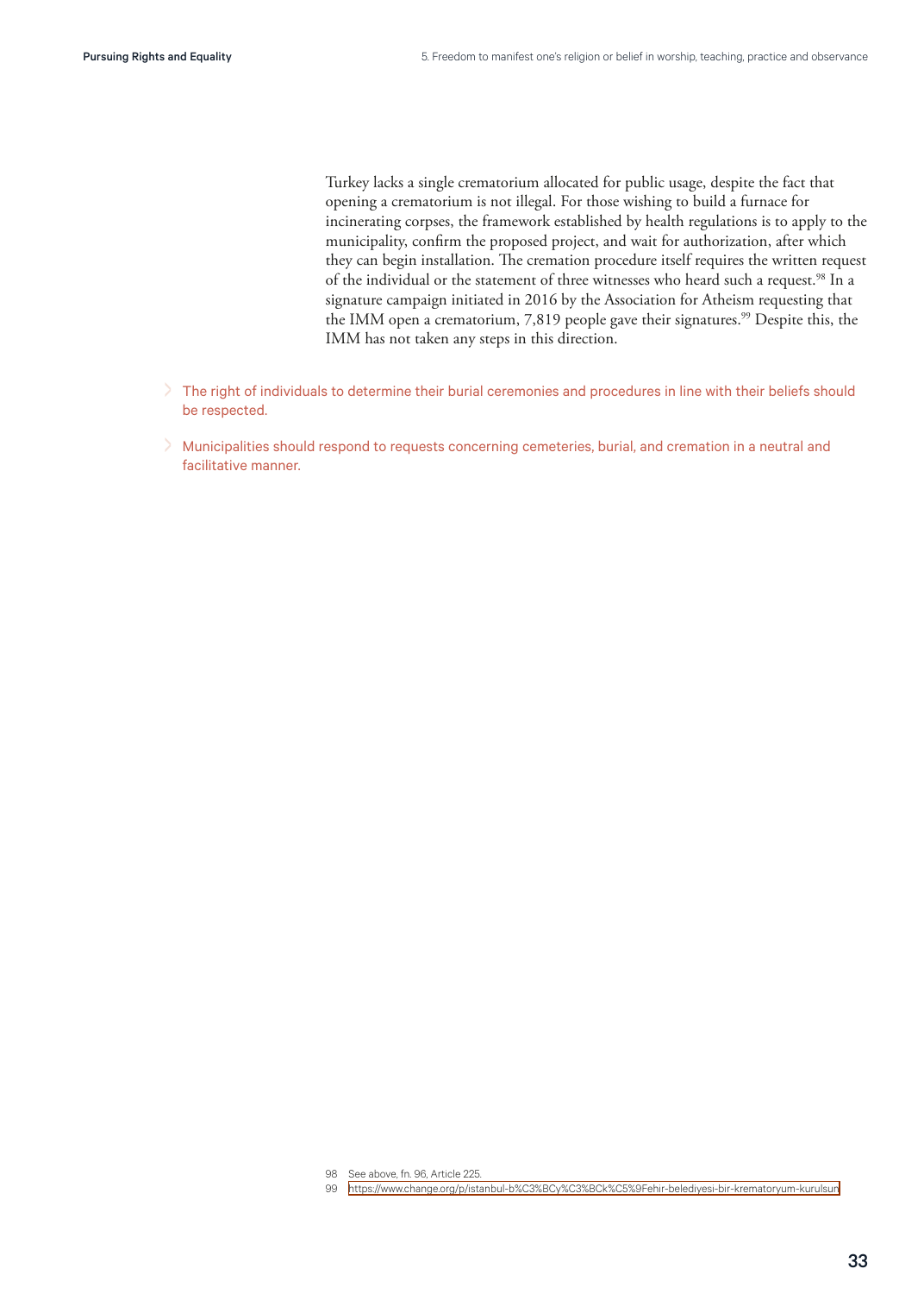Turkey lacks a single crematorium allocated for public usage, despite the fact that opening a crematorium is not illegal. For those wishing to build a furnace for incinerating corpses, the framework established by health regulations is to apply to the municipality, confirm the proposed project, and wait for authorization, after which they can begin installation. The cremation procedure itself requires the written request of the individual or the statement of three witnesses who heard such a request.[98] In a signature campaign initiated in 2016 by the Association for Atheism requesting that the IMM open a crematorium, 7,819 people gave their signatures.[99] Despite this, the IMM has not taken any steps in this direction.

- The right of individuals to determine their burial ceremonies and procedures in line with their beliefs should be respected.
- Municipalities should respond to requests concerning cemeteries, burial, and cremation in a neutral and facilitative manner.

98 See above, fn. 96, Article 225.

99 https://www.change.org/p/istanbul-b%C3%BCy%C3%BCk%C5%9Fehir-belediyesi-bir-krematoryum-kurulsun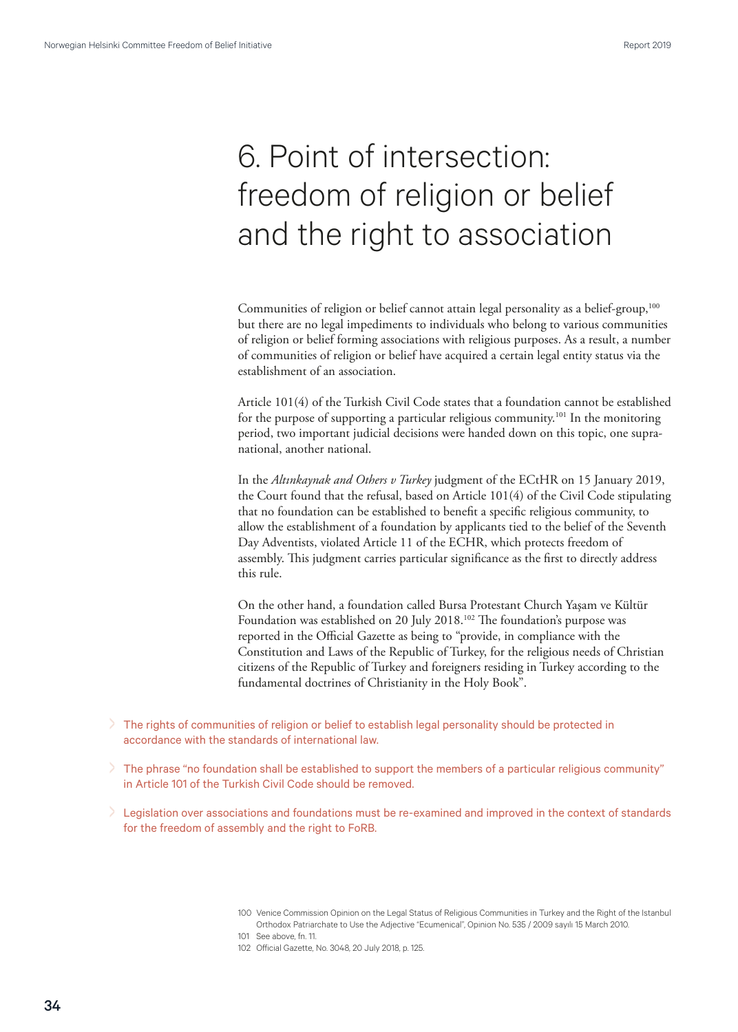# 6. Point of intersection: freedom of religion or belief and the right to association

Communities of religion or belief cannot attain legal personality as a belief-group,[100] but there are no legal impediments to individuals who belong to various communities of religion or belief forming associations with religious purposes. As a result, a number of communities of religion or belief have acquired a certain legal entity status via the establishment of an association.

Article 101(4) of the Turkish Civil Code states that a foundation cannot be established for the purpose of supporting a particular religious community.[101] In the monitoring period, two important judicial decisions were handed down on this topic, one supra-national, another national.

In the *Altınkaynak and Others v Turkey* judgment of the ECtHR on 15 January 2019, the Court found that the refusal, based on Article 101(4) of the Civil Code stipulating that no foundation can be established to benefit a specific religious community, to allow the establishment of a foundation by applicants tied to the belief of the Seventh Day Adventists, violated Article 11 of the ECHR, which protects freedom of assembly. This judgment carries particular significance as the first to directly address this rule.

On the other hand, a foundation called Bursa Protestant Church Yaşam ve Kültür Foundation was established on 20 July 2018.[102] The foundation's purpose was reported in the Official Gazette as being to "provide, in compliance with the Constitution and Laws of the Republic of Turkey, for the religious needs of Christian citizens of the Republic of Turkey and foreigners residing in Turkey according to the fundamental doctrines of Christianity in the Holy Book".

- The rights of communities of religion or belief to establish legal personality should be protected in accordance with the standards of international law.
- The phrase "no foundation shall be established to support the members of a particular religious community" in Article 101 of the Turkish Civil Code should be removed.
- Legislation over associations and foundations must be re-examined and improved in the context of standards for the freedom of assembly and the right to FoRB.

---

100 Venice Commission Opinion on the Legal Status of Religious Communities in Turkey and the Right of the Istanbul Orthodox Patriarchate to Use the Adjective "Ecumenical", Opinion No. 535 / 2009 sayılı 15 March 2010.

101 See above, fn. 11.

102 Official Gazette, No. 3048, 20 July 2018, p. 125.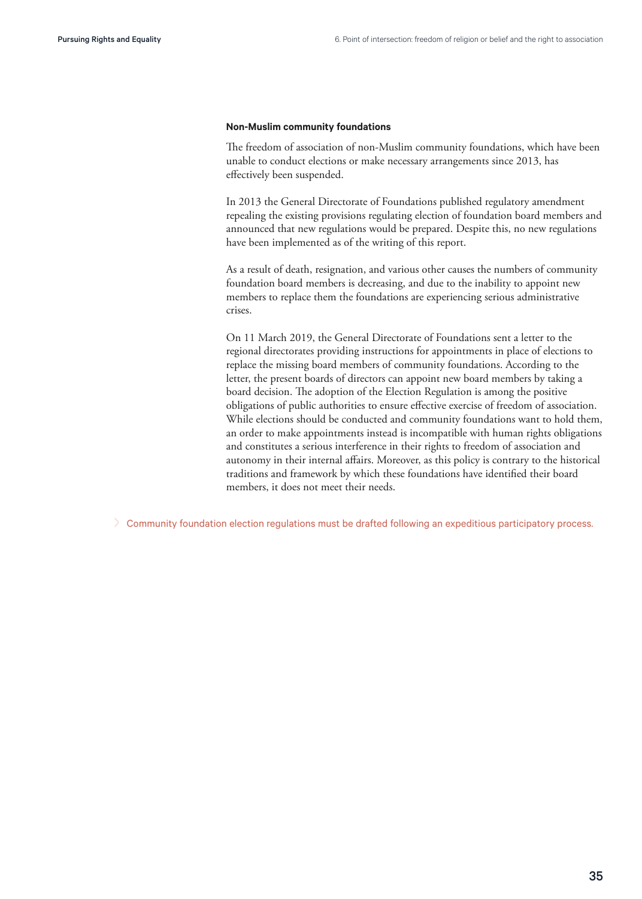### Non-Muslim community foundations

The freedom of association of non-Muslim community foundations, which have been unable to conduct elections or make necessary arrangements since 2013, has effectively been suspended.

In 2013 the General Directorate of Foundations published regulatory amendment repealing the existing provisions regulating election of foundation board members and announced that new regulations would be prepared. Despite this, no new regulations have been implemented as of the writing of this report.

As a result of death, resignation, and various other causes the numbers of community foundation board members is decreasing, and due to the inability to appoint new members to replace them the foundations are experiencing serious administrative crises.

On 11 March 2019, the General Directorate of Foundations sent a letter to the regional directorates providing instructions for appointments in place of elections to replace the missing board members of community foundations. According to the letter, the present boards of directors can appoint new board members by taking a board decision. The adoption of the Election Regulation is among the positive obligations of public authorities to ensure effective exercise of freedom of association. While elections should be conducted and community foundations want to hold them, an order to make appointments instead is incompatible with human rights obligations and constitutes a serious interference in their rights to freedom of association and autonomy in their internal affairs. Moreover, as this policy is contrary to the historical traditions and framework by which these foundations have identified their board members, it does not meet their needs.

> Community foundation election regulations must be drafted following an expeditious participatory process.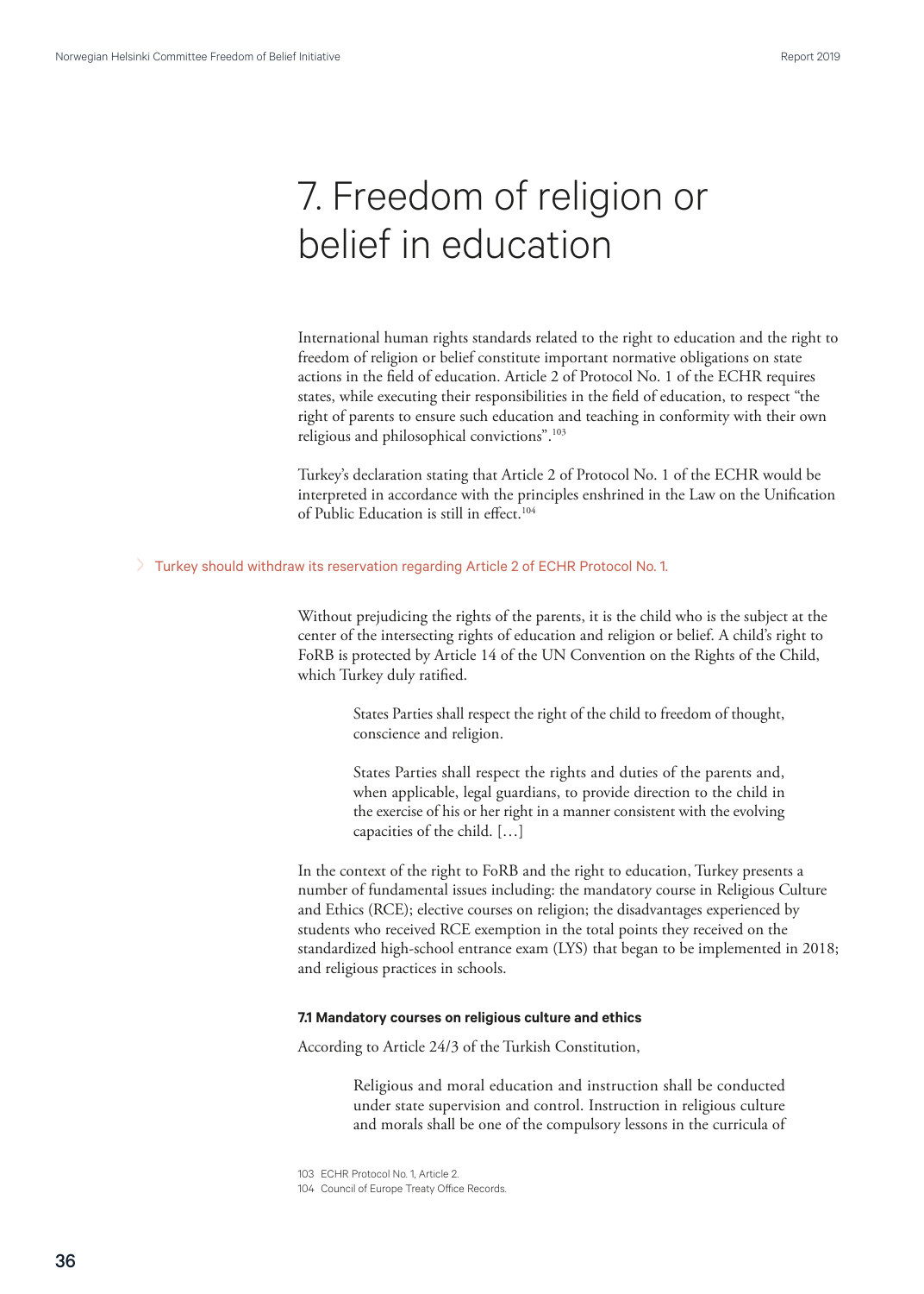# 7. Freedom of religion or belief in education

International human rights standards related to the right to education and the right to freedom of religion or belief constitute important normative obligations on state actions in the field of education. Article 2 of Protocol No. 1 of the ECHR requires states, while executing their responsibilities in the field of education, to respect "the right of parents to ensure such education and teaching in conformity with their own religious and philosophical convictions".[103]

Turkey's declaration stating that Article 2 of Protocol No. 1 of the ECHR would be interpreted in accordance with the principles enshrined in the Law on the Unification of Public Education is still in effect.[104]

> Turkey should withdraw its reservation regarding Article 2 of ECHR Protocol No. 1.

Without prejudicing the rights of the parents, it is the child who is the subject at the center of the intersecting rights of education and religion or belief. A child's right to FoRB is protected by Article 14 of the UN Convention on the Rights of the Child, which Turkey duly ratified.

> States Parties shall respect the right of the child to freedom of thought, conscience and religion.
>
> States Parties shall respect the rights and duties of the parents and, when applicable, legal guardians, to provide direction to the child in the exercise of his or her right in a manner consistent with the evolving capacities of the child. […]

In the context of the right to FoRB and the right to education, Turkey presents a number of fundamental issues including: the mandatory course in Religious Culture and Ethics (RCE); elective courses on religion; the disadvantages experienced by students who received RCE exemption in the total points they received on the standardized high-school entrance exam (LYS) that began to be implemented in 2018; and religious practices in schools.

### 7.1 Mandatory courses on religious culture and ethics

According to Article 24/3 of the Turkish Constitution,

> Religious and moral education and instruction shall be conducted under state supervision and control. Instruction in religious culture and morals shall be one of the compulsory lessons in the curricula of

103 ECHR Protocol No. 1, Article 2.

104 Council of Europe Treaty Office Records.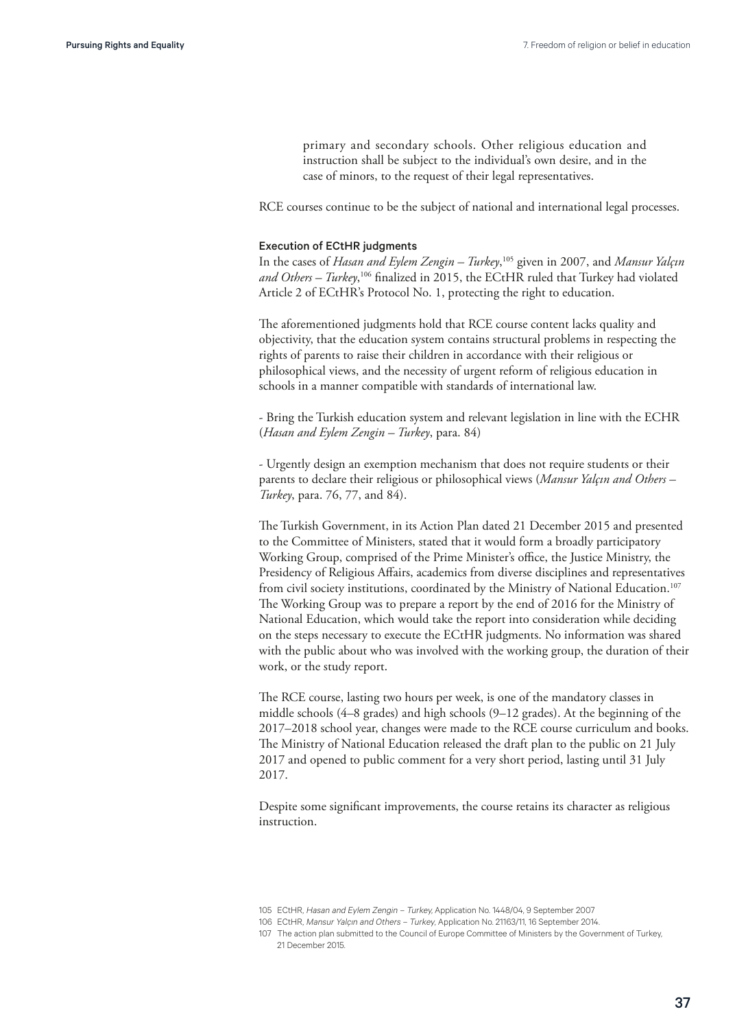> primary and secondary schools. Other religious education and instruction shall be subject to the individual's own desire, and in the case of minors, to the request of their legal representatives.

RCE courses continue to be the subject of national and international legal processes.

### Execution of ECtHR judgments

In the cases of *Hasan and Eylem Zengin – Turkey*,[105] given in 2007, and *Mansur Yalçın and Others – Turkey*,[106] finalized in 2015, the ECtHR ruled that Turkey had violated Article 2 of ECtHR's Protocol No. 1, protecting the right to education.

The aforementioned judgments hold that RCE course content lacks quality and objectivity, that the education system contains structural problems in respecting the rights of parents to raise their children in accordance with their religious or philosophical views, and the necessity of urgent reform of religious education in schools in a manner compatible with standards of international law.

- Bring the Turkish education system and relevant legislation in line with the ECHR (*Hasan and Eylem Zengin – Turkey*, para. 84)

- Urgently design an exemption mechanism that does not require students or their parents to declare their religious or philosophical views (*Mansur Yalçın and Others – Turkey*, para. 76, 77, and 84).

The Turkish Government, in its Action Plan dated 21 December 2015 and presented to the Committee of Ministers, stated that it would form a broadly participatory Working Group, comprised of the Prime Minister's office, the Justice Ministry, the Presidency of Religious Affairs, academics from diverse disciplines and representatives from civil society institutions, coordinated by the Ministry of National Education.[107] The Working Group was to prepare a report by the end of 2016 for the Ministry of National Education, which would take the report into consideration while deciding on the steps necessary to execute the ECtHR judgments. No information was shared with the public about who was involved with the working group, the duration of their work, or the study report.

The RCE course, lasting two hours per week, is one of the mandatory classes in middle schools (4–8 grades) and high schools (9–12 grades). At the beginning of the 2017–2018 school year, changes were made to the RCE course curriculum and books. The Ministry of National Education released the draft plan to the public on 21 July 2017 and opened to public comment for a very short period, lasting until 31 July 2017.

Despite some significant improvements, the course retains its character as religious instruction.

---

105 ECtHR, *Hasan and Eylem Zengin – Turkey*, Application No. 1448/04, 9 September 2007

106 ECtHR, *Mansur Yalçın and Others – Turkey*, Application No. 21163/11, 16 September 2014.

107 The action plan submitted to the Council of Europe Committee of Ministers by the Government of Turkey, 21 December 2015.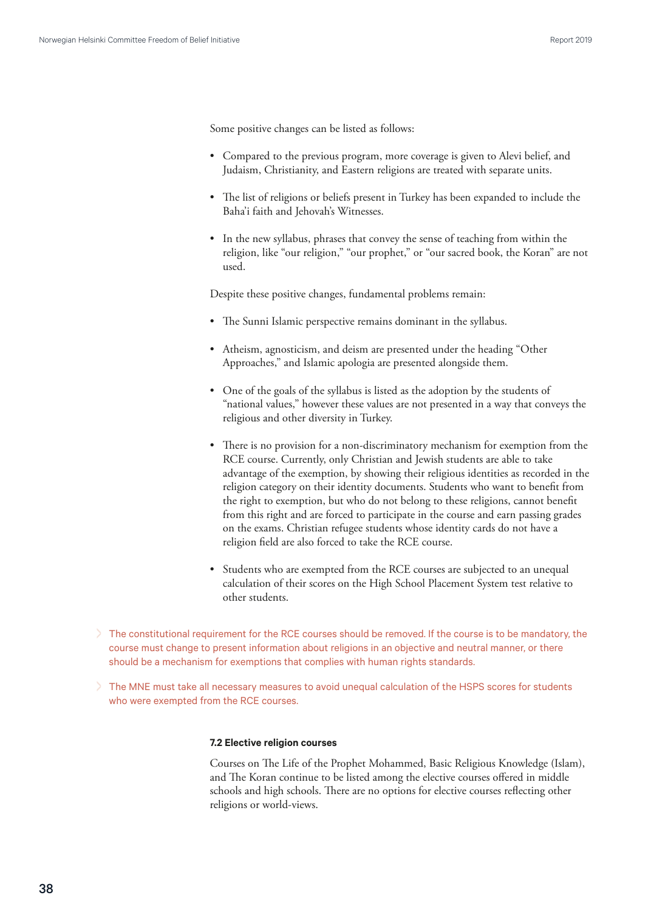Some positive changes can be listed as follows:

- Compared to the previous program, more coverage is given to Alevi belief, and Judaism, Christianity, and Eastern religions are treated with separate units.
- The list of religions or beliefs present in Turkey has been expanded to include the Baha'i faith and Jehovah's Witnesses.
- In the new syllabus, phrases that convey the sense of teaching from within the religion, like "our religion," "our prophet," or "our sacred book, the Koran" are not used.

Despite these positive changes, fundamental problems remain:

- The Sunni Islamic perspective remains dominant in the syllabus.
- Atheism, agnosticism, and deism are presented under the heading "Other Approaches," and Islamic apologia are presented alongside them.
- One of the goals of the syllabus is listed as the adoption by the students of "national values," however these values are not presented in a way that conveys the religious and other diversity in Turkey.
- There is no provision for a non-discriminatory mechanism for exemption from the RCE course. Currently, only Christian and Jewish students are able to take advantage of the exemption, by showing their religious identities as recorded in the religion category on their identity documents. Students who want to benefit from the right to exemption, but who do not belong to these religions, cannot benefit from this right and are forced to participate in the course and earn passing grades on the exams. Christian refugee students whose identity cards do not have a religion field are also forced to take the RCE course.
- Students who are exempted from the RCE courses are subjected to an unequal calculation of their scores on the High School Placement System test relative to other students.

> The constitutional requirement for the RCE courses should be removed. If the course is to be mandatory, the course must change to present information about religions in an objective and neutral manner, or there should be a mechanism for exemptions that complies with human rights standards.

> The MNE must take all necessary measures to avoid unequal calculation of the HSPS scores for students who were exempted from the RCE courses.

### 7.2 Elective religion courses

Courses on The Life of the Prophet Mohammed, Basic Religious Knowledge (Islam), and The Koran continue to be listed among the elective courses offered in middle schools and high schools. There are no options for elective courses reflecting other religions or world-views.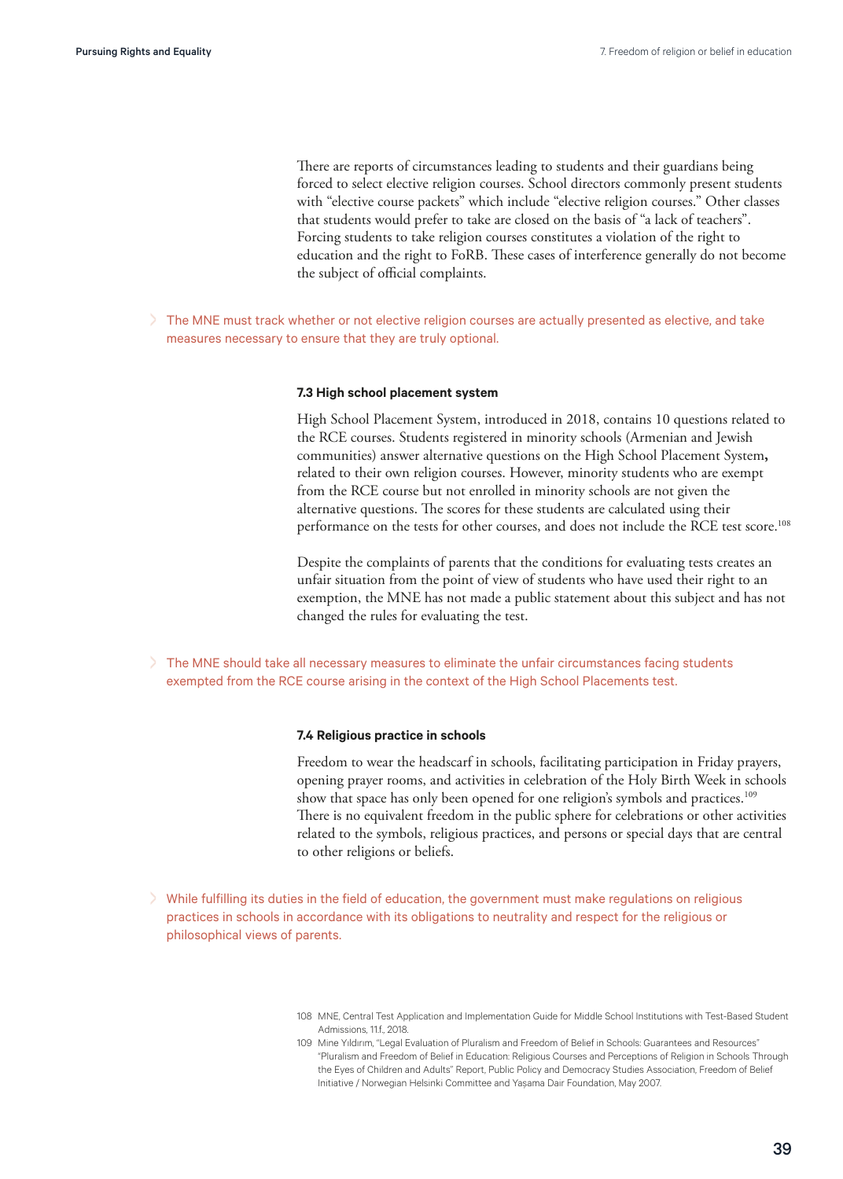There are reports of circumstances leading to students and their guardians being forced to select elective religion courses. School directors commonly present students with "elective course packets" which include "elective religion courses." Other classes that students would prefer to take are closed on the basis of "a lack of teachers". Forcing students to take religion courses constitutes a violation of the right to education and the right to FoRB. These cases of interference generally do not become the subject of official complaints.

> The MNE must track whether or not elective religion courses are actually presented as elective, and take measures necessary to ensure that they are truly optional.

### 7.3 High school placement system

High School Placement System, introduced in 2018, contains 10 questions related to the RCE courses. Students registered in minority schools (Armenian and Jewish communities) answer alternative questions on the High School Placement System**,** related to their own religion courses. However, minority students who are exempt from the RCE course but not enrolled in minority schools are not given the alternative questions. The scores for these students are calculated using their performance on the tests for other courses, and does not include the RCE test score.[108]

Despite the complaints of parents that the conditions for evaluating tests creates an unfair situation from the point of view of students who have used their right to an exemption, the MNE has not made a public statement about this subject and has not changed the rules for evaluating the test.

> The MNE should take all necessary measures to eliminate the unfair circumstances facing students exempted from the RCE course arising in the context of the High School Placements test.

### 7.4 Religious practice in schools

Freedom to wear the headscarf in schools, facilitating participation in Friday prayers, opening prayer rooms, and activities in celebration of the Holy Birth Week in schools show that space has only been opened for one religion's symbols and practices.[109] There is no equivalent freedom in the public sphere for celebrations or other activities related to the symbols, religious practices, and persons or special days that are central to other religions or beliefs.

> While fulfilling its duties in the field of education, the government must make regulations on religious practices in schools in accordance with its obligations to neutrality and respect for the religious or philosophical views of parents.

108 MNE, Central Test Application and Implementation Guide for Middle School Institutions with Test-Based Student Admissions, 11f., 2018.

109 Mine Yıldırım, "Legal Evaluation of Pluralism and Freedom of Belief in Schools: Guarantees and Resources" "Pluralism and Freedom of Belief in Education: Religious Courses and Perceptions of Religion in Schools Through the Eyes of Children and Adults" Report, Public Policy and Democracy Studies Association, Freedom of Belief Initiative / Norwegian Helsinki Committee and Yaşama Dair Foundation, May 2007.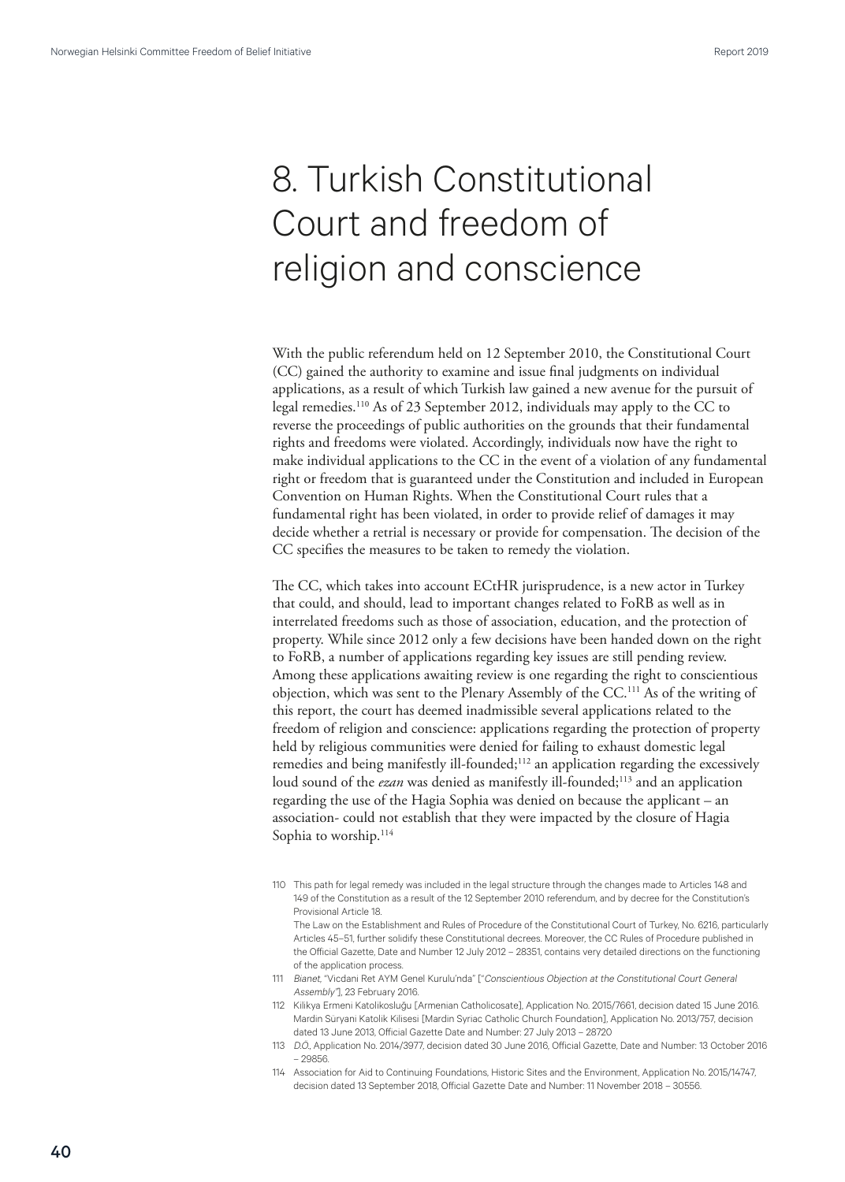# 8. Turkish Constitutional Court and freedom of religion and conscience

With the public referendum held on 12 September 2010, the Constitutional Court (CC) gained the authority to examine and issue final judgments on individual applications, as a result of which Turkish law gained a new avenue for the pursuit of legal remedies.[110] As of 23 September 2012, individuals may apply to the CC to reverse the proceedings of public authorities on the grounds that their fundamental rights and freedoms were violated. Accordingly, individuals now have the right to make individual applications to the CC in the event of a violation of any fundamental right or freedom that is guaranteed under the Constitution and included in European Convention on Human Rights. When the Constitutional Court rules that a fundamental right has been violated, in order to provide relief of damages it may decide whether a retrial is necessary or provide for compensation. The decision of the CC specifies the measures to be taken to remedy the violation.

The CC, which takes into account ECtHR jurisprudence, is a new actor in Turkey that could, and should, lead to important changes related to FoRB as well as in interrelated freedoms such as those of association, education, and the protection of property. While since 2012 only a few decisions have been handed down on the right to FoRB, a number of applications regarding key issues are still pending review. Among these applications awaiting review is one regarding the right to conscientious objection, which was sent to the Plenary Assembly of the CC.[111] As of the writing of this report, the court has deemed inadmissible several applications related to the freedom of religion and conscience: applications regarding the protection of property held by religious communities were denied for failing to exhaust domestic legal remedies and being manifestly ill-founded;[112] an application regarding the excessively loud sound of the *ezan* was denied as manifestly ill-founded;[113] and an application regarding the use of the Hagia Sophia was denied on because the applicant – an association- could not establish that they were impacted by the closure of Hagia Sophia to worship.[114]

110 This path for legal remedy was included in the legal structure through the changes made to Articles 148 and 149 of the Constitution as a result of the 12 September 2010 referendum, and by decree for the Constitution's Provisional Article 18.
The Law on the Establishment and Rules of Procedure of the Constitutional Court of Turkey, No. 6216, particularly Articles 45–51, further solidify these Constitutional decrees. Moreover, the CC Rules of Procedure published in the Official Gazette, Date and Number 12 July 2012 – 28351, contains very detailed directions on the functioning of the application process.

111 *Bianet*, "Vicdani Ret AYM Genel Kurulu'nda" ["*Conscientious Objection at the Constitutional Court General Assembly*"], 23 February 2016.

112 Kilikya Ermeni Katolikosluğu [Armenian Catholicosate], Application No. 2015/7661, decision dated 15 June 2016. Mardin Suryani Katolik Kilisesi [Mardin Syriac Catholic Church Foundation], Application No. 2013/757, decision dated 13 June 2013, Official Gazette Date and Number: 27 July 2013 – 28720

113 *D.Ö.*, Application No. 2014/3977, decision dated 30 June 2016, Official Gazette, Date and Number: 13 October 2016 – 29856.

114 Association for Aid to Continuing Foundations, Historic Sites and the Environment, Application No. 2015/14747, decision dated 13 September 2018, Official Gazette Date and Number: 11 November 2018 – 30556.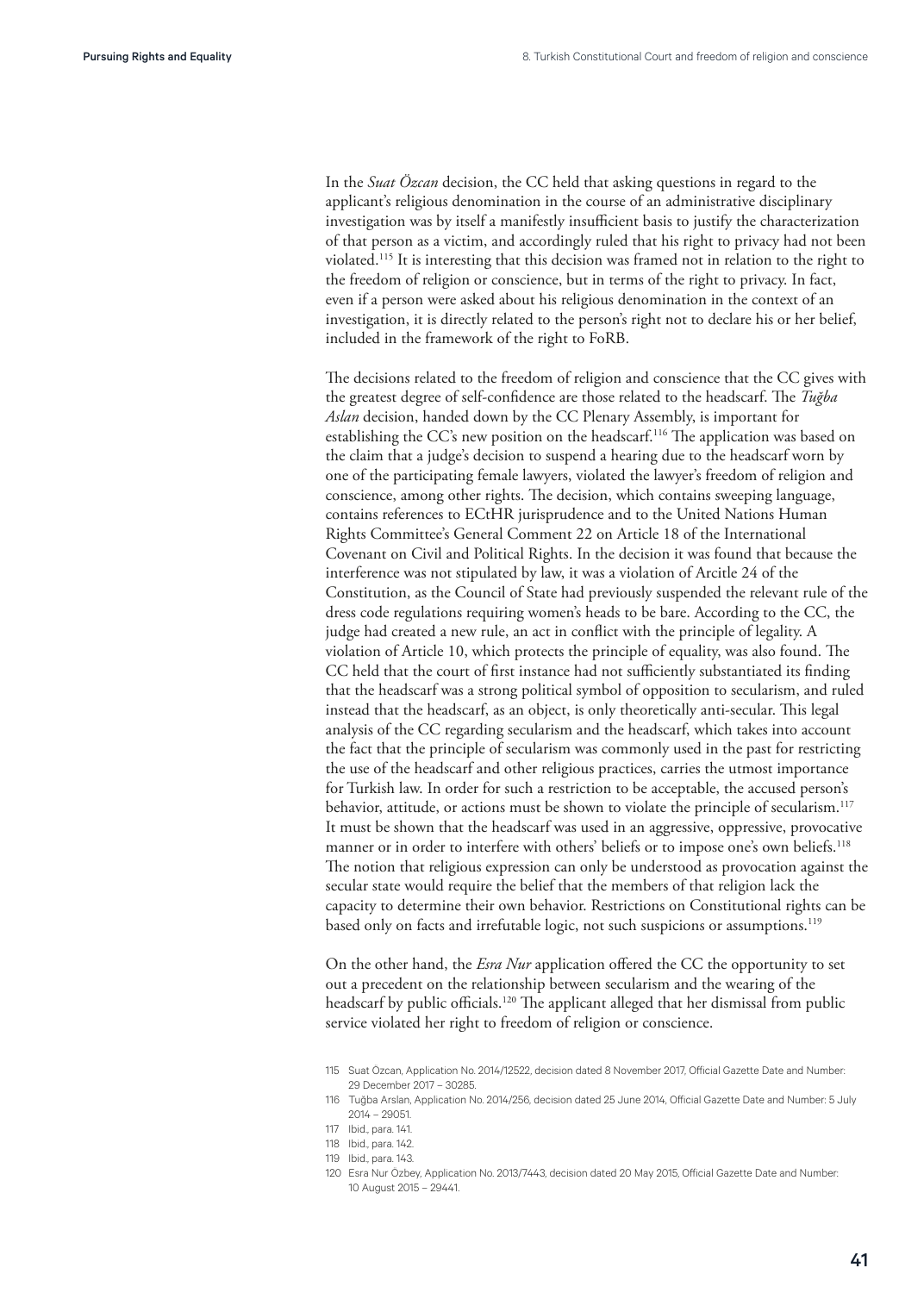In the *Suat Özcan* decision, the CC held that asking questions in regard to the applicant's religious denomination in the course of an administrative disciplinary investigation was by itself a manifestly insufficient basis to justify the characterization of that person as a victim, and accordingly ruled that his right to privacy had not been violated.[115] It is interesting that this decision was framed not in relation to the right to the freedom of religion or conscience, but in terms of the right to privacy. In fact, even if a person were asked about his religious denomination in the context of an investigation, it is directly related to the person's right not to declare his or her belief, included in the framework of the right to FoRB.

The decisions related to the freedom of religion and conscience that the CC gives with the greatest degree of self-confidence are those related to the headscarf. The *Tuğba Aslan* decision, handed down by the CC Plenary Assembly, is important for establishing the CC's new position on the headscarf.[116] The application was based on the claim that a judge's decision to suspend a hearing due to the headscarf worn by one of the participating female lawyers, violated the lawyer's freedom of religion and conscience, among other rights. The decision, which contains sweeping language, contains references to ECtHR jurisprudence and to the United Nations Human Rights Committee's General Comment 22 on Article 18 of the International Covenant on Civil and Political Rights. In the decision it was found that because the interference was not stipulated by law, it was a violation of Arcitle 24 of the Constitution, as the Council of State had previously suspended the relevant rule of the dress code regulations requiring women's heads to be bare. According to the CC, the judge had created a new rule, an act in conflict with the principle of legality. A violation of Article 10, which protects the principle of equality, was also found. The CC held that the court of first instance had not sufficiently substantiated its finding that the headscarf was a strong political symbol of opposition to secularism, and ruled instead that the headscarf, as an object, is only theoretically anti-secular. This legal analysis of the CC regarding secularism and the headscarf, which takes into account the fact that the principle of secularism was commonly used in the past for restricting the use of the headscarf and other religious practices, carries the utmost importance for Turkish law. In order for such a restriction to be acceptable, the accused person's behavior, attitude, or actions must be shown to violate the principle of secularism.[117] It must be shown that the headscarf was used in an aggressive, oppressive, provocative manner or in order to interfere with others' beliefs or to impose one's own beliefs.[118] The notion that religious expression can only be understood as provocation against the secular state would require the belief that the members of that religion lack the capacity to determine their own behavior. Restrictions on Constitutional rights can be based only on facts and irrefutable logic, not such suspicions or assumptions.[119]

On the other hand, the *Esra Nur* application offered the CC the opportunity to set out a precedent on the relationship between secularism and the wearing of the headscarf by public officials.[120] The applicant alleged that her dismissal from public service violated her right to freedom of religion or conscience.

115 Suat Özcan, Application No. 2014/12522, decision dated 8 November 2017, Official Gazette Date and Number: 29 December 2017 – 30285.

116 Tuğba Arslan, Application No. 2014/256, decision dated 25 June 2014, Official Gazette Date and Number: 5 July 2014 – 29051.

117 Ibid., para. 141.

118 Ibid., para. 142.

119 Ibid., para. 143.

120 Esra Nur Özbey, Application No. 2013/7443, decision dated 20 May 2015, Official Gazette Date and Number: 10 August 2015 – 29441.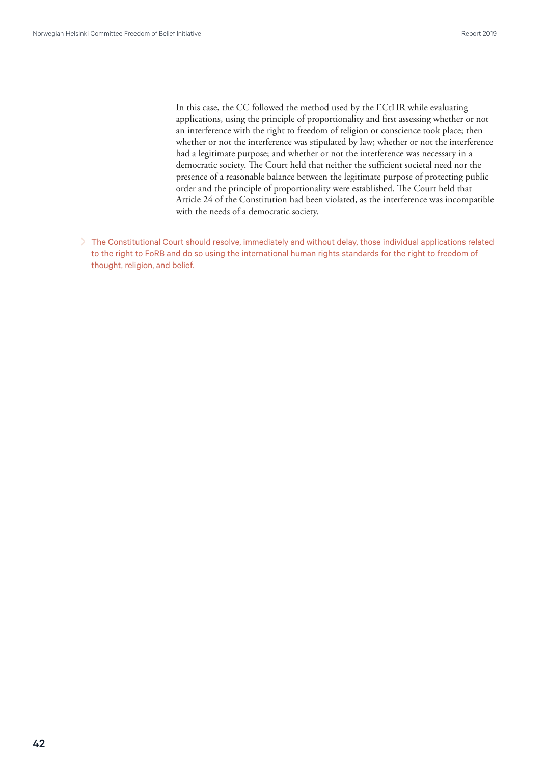In this case, the CC followed the method used by the ECtHR while evaluating applications, using the principle of proportionality and first assessing whether or not an interference with the right to freedom of religion or conscience took place; then whether or not the interference was stipulated by law; whether or not the interference had a legitimate purpose; and whether or not the interference was necessary in a democratic society. The Court held that neither the sufficient societal need nor the presence of a reasonable balance between the legitimate purpose of protecting public order and the principle of proportionality were established. The Court held that Article 24 of the Constitution had been violated, as the interference was incompatible with the needs of a democratic society.

> The Constitutional Court should resolve, immediately and without delay, those individual applications related to the right to FoRB and do so using the international human rights standards for the right to freedom of thought, religion, and belief.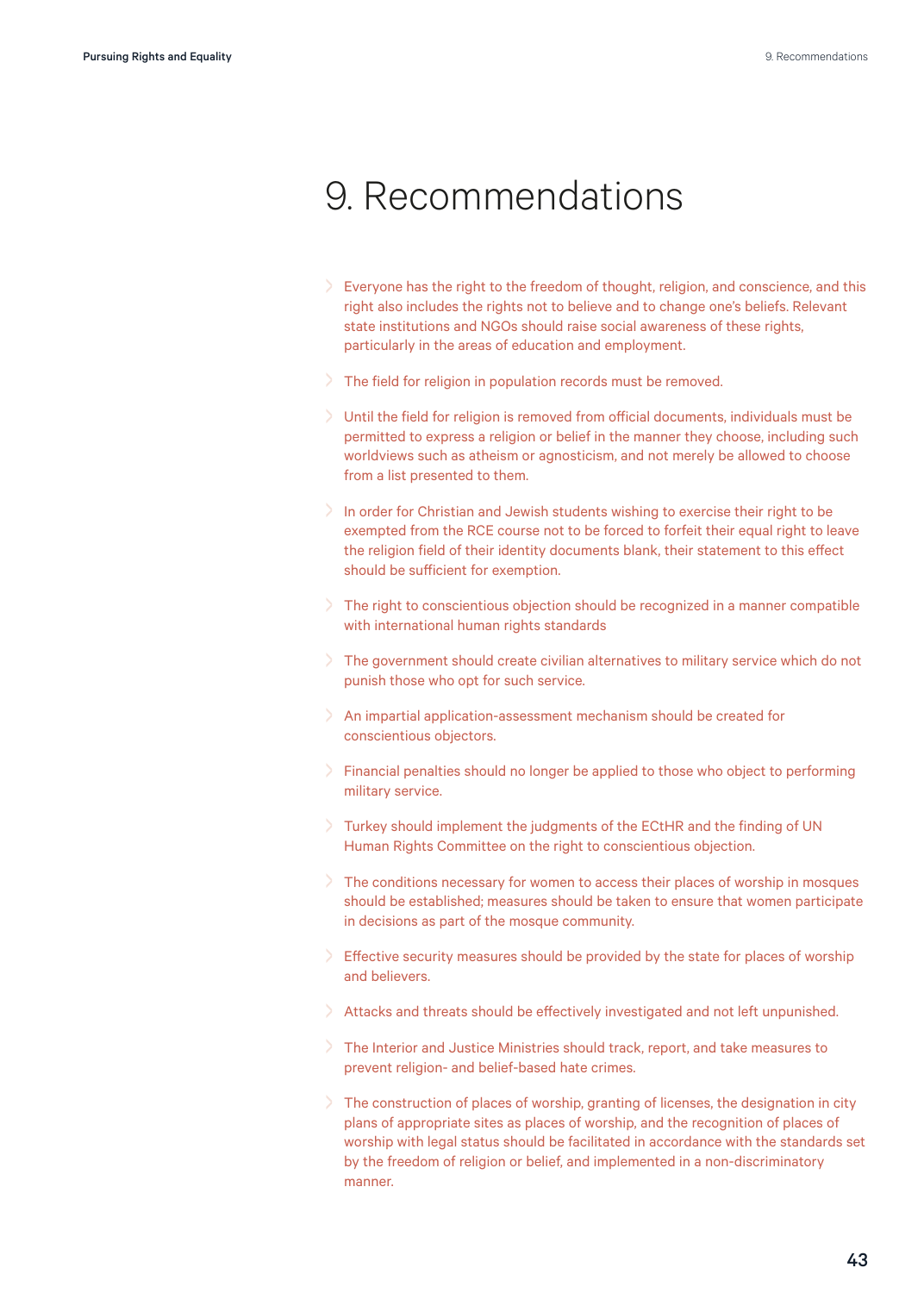# 9. Recommendations

- Everyone has the right to the freedom of thought, religion, and conscience, and this right also includes the rights not to believe and to change one's beliefs. Relevant state institutions and NGOs should raise social awareness of these rights, particularly in the areas of education and employment.
- The field for religion in population records must be removed.
- Until the field for religion is removed from official documents, individuals must be permitted to express a religion or belief in the manner they choose, including such worldviews such as atheism or agnosticism, and not merely be allowed to choose from a list presented to them.
- In order for Christian and Jewish students wishing to exercise their right to be exempted from the RCE course not to be forced to forfeit their equal right to leave the religion field of their identity documents blank, their statement to this effect should be sufficient for exemption.
- The right to conscientious objection should be recognized in a manner compatible with international human rights standards
- The government should create civilian alternatives to military service which do not punish those who opt for such service.
- An impartial application-assessment mechanism should be created for conscientious objectors.
- Financial penalties should no longer be applied to those who object to performing military service.
- Turkey should implement the judgments of the ECtHR and the finding of UN Human Rights Committee on the right to conscientious objection.
- The conditions necessary for women to access their places of worship in mosques should be established; measures should be taken to ensure that women participate in decisions as part of the mosque community.
- Effective security measures should be provided by the state for places of worship and believers.
- Attacks and threats should be effectively investigated and not left unpunished.
- The Interior and Justice Ministries should track, report, and take measures to prevent religion- and belief-based hate crimes.
- The construction of places of worship, granting of licenses, the designation in city plans of appropriate sites as places of worship, and the recognition of places of worship with legal status should be facilitated in accordance with the standards set by the freedom of religion or belief, and implemented in a non-discriminatory manner.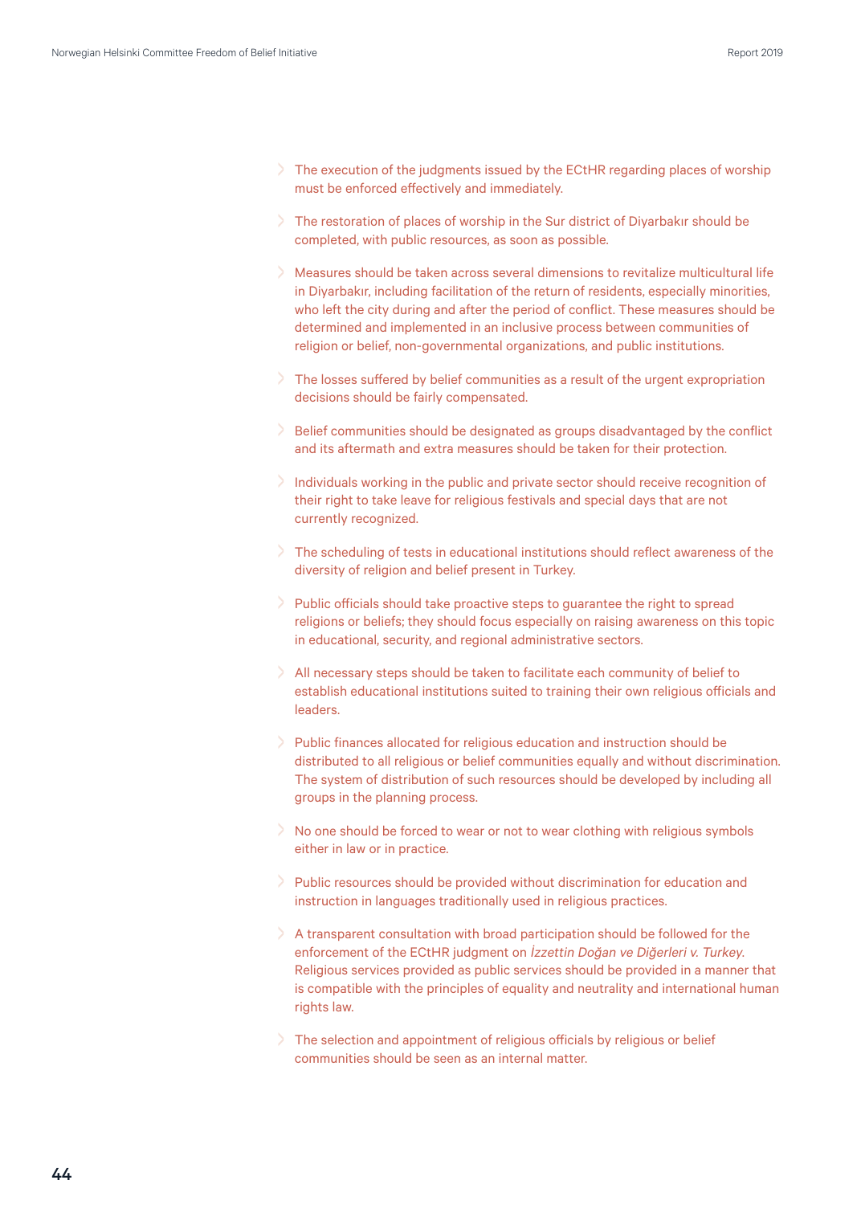- The execution of the judgments issued by the ECtHR regarding places of worship must be enforced effectively and immediately.
- The restoration of places of worship in the Sur district of Diyarbakır should be completed, with public resources, as soon as possible.
- Measures should be taken across several dimensions to revitalize multicultural life in Diyarbakır, including facilitation of the return of residents, especially minorities, who left the city during and after the period of conflict. These measures should be determined and implemented in an inclusive process between communities of religion or belief, non-governmental organizations, and public institutions.
- The losses suffered by belief communities as a result of the urgent expropriation decisions should be fairly compensated.
- Belief communities should be designated as groups disadvantaged by the conflict and its aftermath and extra measures should be taken for their protection.
- Individuals working in the public and private sector should receive recognition of their right to take leave for religious festivals and special days that are not currently recognized.
- The scheduling of tests in educational institutions should reflect awareness of the diversity of religion and belief present in Turkey.
- Public officials should take proactive steps to guarantee the right to spread religions or beliefs; they should focus especially on raising awareness on this topic in educational, security, and regional administrative sectors.
- All necessary steps should be taken to facilitate each community of belief to establish educational institutions suited to training their own religious officials and leaders.
- Public finances allocated for religious education and instruction should be distributed to all religious or belief communities equally and without discrimination. The system of distribution of such resources should be developed by including all groups in the planning process.
- No one should be forced to wear or not to wear clothing with religious symbols either in law or in practice.
- Public resources should be provided without discrimination for education and instruction in languages traditionally used in religious practices.
- A transparent consultation with broad participation should be followed for the enforcement of the ECtHR judgment on *İzzettin Doğan ve Diğerleri v. Turkey.* Religious services provided as public services should be provided in a manner that is compatible with the principles of equality and neutrality and international human rights law.
- The selection and appointment of religious officials by religious or belief communities should be seen as an internal matter.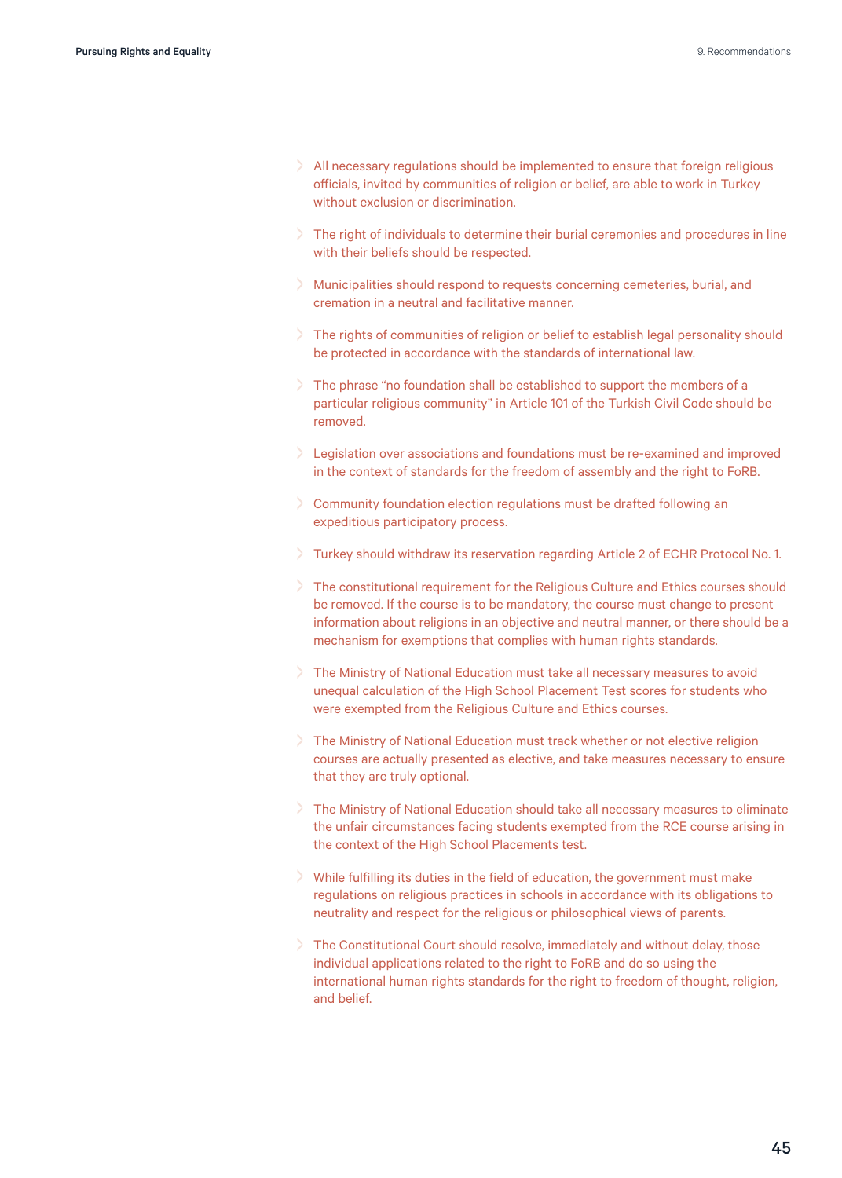- All necessary regulations should be implemented to ensure that foreign religious officials, invited by communities of religion or belief, are able to work in Turkey without exclusion or discrimination.
- The right of individuals to determine their burial ceremonies and procedures in line with their beliefs should be respected.
- Municipalities should respond to requests concerning cemeteries, burial, and cremation in a neutral and facilitative manner.
- The rights of communities of religion or belief to establish legal personality should be protected in accordance with the standards of international law.
- The phrase "no foundation shall be established to support the members of a particular religious community" in Article 101 of the Turkish Civil Code should be removed.
- Legislation over associations and foundations must be re-examined and improved in the context of standards for the freedom of assembly and the right to FoRB.
- Community foundation election regulations must be drafted following an expeditious participatory process.
- Turkey should withdraw its reservation regarding Article 2 of ECHR Protocol No. 1.
- The constitutional requirement for the Religious Culture and Ethics courses should be removed. If the course is to be mandatory, the course must change to present information about religions in an objective and neutral manner, or there should be a mechanism for exemptions that complies with human rights standards.
- The Ministry of National Education must take all necessary measures to avoid unequal calculation of the High School Placement Test scores for students who were exempted from the Religious Culture and Ethics courses.
- The Ministry of National Education must track whether or not elective religion courses are actually presented as elective, and take measures necessary to ensure that they are truly optional.
- The Ministry of National Education should take all necessary measures to eliminate the unfair circumstances facing students exempted from the RCE course arising in the context of the High School Placements test.
- While fulfilling its duties in the field of education, the government must make regulations on religious practices in schools in accordance with its obligations to neutrality and respect for the religious or philosophical views of parents.
- The Constitutional Court should resolve, immediately and without delay, those individual applications related to the right to FoRB and do so using the international human rights standards for the right to freedom of thought, religion, and belief.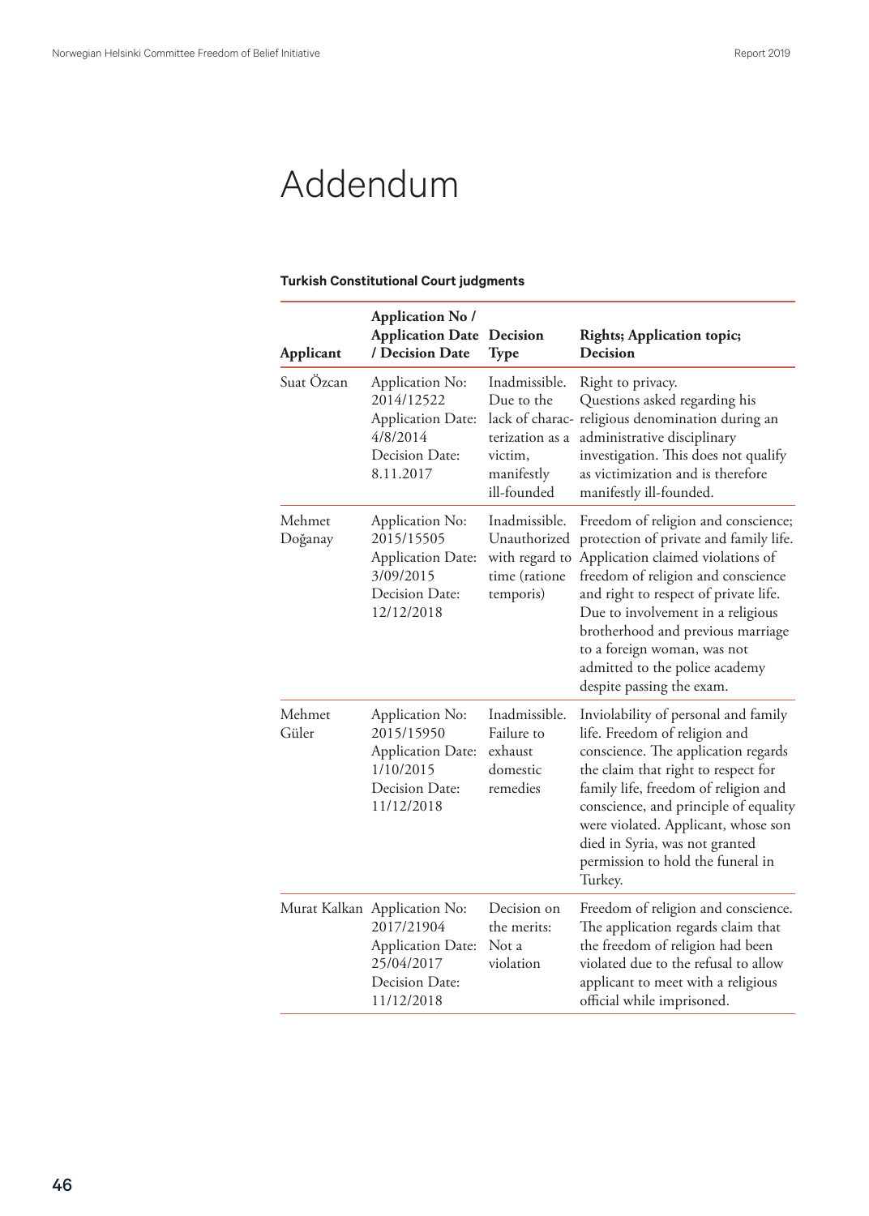# Addendum

**Turkish Constitutional Court judgments**

| Applicant | Application No / Application Date / Decision Date | Decision Type | Rights; Application topic; Decision |
|---|---|---|---|
| Suat Özcan | Application No: 2014/12522 Application Date: 4/8/2014 Decision Date: 8.11.2017 | Inadmissible. Due to the lack of characterization as a victim, manifestly ill-founded | Right to privacy. Questions asked regarding his religious denomination during an administrative disciplinary investigation. This does not qualify as victimization and is therefore manifestly ill-founded. |
| Mehmet Doğanay | Application No: 2015/15505 Application Date: 3/09/2015 Decision Date: 12/12/2018 | Inadmissible. Unauthorized with regard to time (ratione temporis) | Freedom of religion and conscience; protection of private and family life. Application claimed violations of freedom of religion and conscience and right to respect of private life. Due to involvement in a religious brotherhood and previous marriage to a foreign woman, was not admitted to the police academy despite passing the exam. |
| Mehmet Güler | Application No: 2015/15950 Application Date: 1/10/2015 Decision Date: 11/12/2018 | Inadmissible. Failure to exhaust domestic remedies | Inviolability of personal and family life. Freedom of religion and conscience. The application regards the claim that right to respect for family life, freedom of religion and conscience, and principle of equality were violated. Applicant, whose son died in Syria, was not granted permission to hold the funeral in Turkey. |
| Murat Kalkan | Application No: 2017/21904 Application Date: 25/04/2017 Decision Date: 11/12/2018 | Decision on the merits: Not a violation | Freedom of religion and conscience. The application regards claim that the freedom of religion had been violated due to the refusal to allow applicant to meet with a religious official while imprisoned. |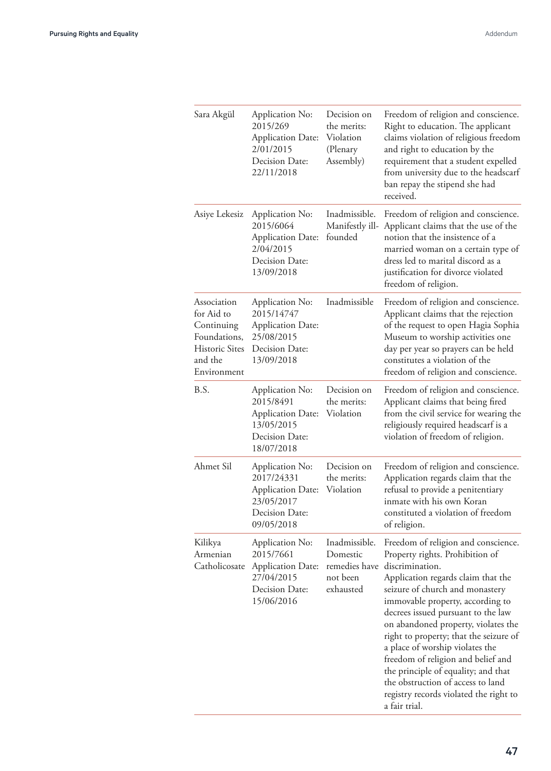| | | | |
|---|---|---|---|
| Sara Akgül | Application No: 2015/269 Application Date: 2/01/2015 Decision Date: 22/11/2018 | Decision on the merits: Violation (Plenary Assembly) | Freedom of religion and conscience. Right to education. The applicant claims violation of religious freedom and right to education by the requirement that a student expelled from university due to the headscarf ban repay the stipend she had received. |
| Asiye Lekesiz | Application No: 2015/6064 Application Date: 2/04/2015 Decision Date: 13/09/2018 | Inadmissible. Manifestly ill-founded | Freedom of religion and conscience. Applicant claims that the use of the notion that the insistence of a married woman on a certain type of dress led to marital discord as a justification for divorce violated freedom of religion. |
| Association for Aid to Continuing Foundations, Historic Sites and the Environment | Application No: 2015/14747 Application Date: 25/08/2015 Decision Date: 13/09/2018 | Inadmissible | Freedom of religion and conscience. Applicant claims that the rejection of the request to open Hagia Sophia Museum to worship activities one day per year so prayers can be held constitutes a violation of the freedom of religion and conscience. |
| B.S. | Application No: 2015/8491 Application Date: 13/05/2015 Decision Date: 18/07/2018 | Decision on the merits: Violation | Freedom of religion and conscience. Applicant claims that being fired from the civil service for wearing the religiously required headscarf is a violation of freedom of religion. |
| Ahmet Sil | Application No: 2017/24331 Application Date: 23/05/2017 Decision Date: 09/05/2018 | Decision on the merits: Violation | Freedom of religion and conscience. Application regards claim that the refusal to provide a penitentiary inmate with his own Koran constituted a violation of freedom of religion. |
| Kilikya Armenian Catholicosate | Application No: 2015/7661 Application Date: 27/04/2015 Decision Date: 15/06/2016 | Inadmissible. Domestic remedies have not been exhausted | Freedom of religion and conscience. Property rights. Prohibition of discrimination. Application regards claim that the seizure of church and monastery immovable property, according to decrees issued pursuant to the law on abandoned property, violates the right to property; that the seizure of a place of worship violates the freedom of religion and belief and the principle of equality; and that the obstruction of access to land registry records violated the right to a fair trial. |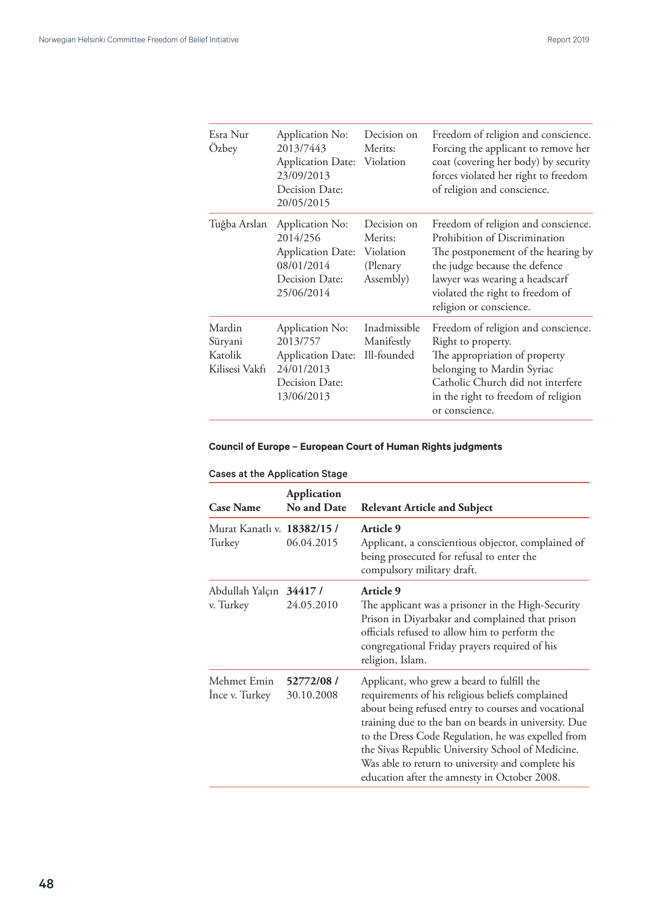| | | | |
|---|---|---|---|
| Esra Nur Özbey | Application No: 2013/7443<br>Application Date: 23/09/2013<br>Decision Date: 20/05/2015 | Decision on Merits: Violation | Freedom of religion and conscience. Forcing the applicant to remove her coat (covering her body) by security forces violated her right to freedom of religion and conscience. |
| Tuğba Arslan | Application No: 2014/256<br>Application Date: 08/01/2014<br>Decision Date: 25/06/2014 | Decision on Merits: Violation (Plenary Assembly) | Freedom of religion and conscience. Prohibition of Discrimination<br>The postponement of the hearing by the judge because the defence lawyer was wearing a headscarf violated the right to freedom of religion or conscience. |
| Mardin Süryani Katolik Kilisesi Vakfı | Application No: 2013/757<br>Application Date: 24/01/2013<br>Decision Date: 13/06/2013 | Inadmissible Manifestly Ill-founded | Freedom of religion and conscience. Right to property.<br>The appropriation of property belonging to Mardin Syriac Catholic Church did not interfere in the right to freedom of religion or conscience. |

**Council of Europe – European Court of Human Rights judgments**

Cases at the Application Stage

| Case Name | Application No and Date | Relevant Article and Subject |
|---|---|---|
| Murat Kanatlı v. Turkey | **18382/15 /** 06.04.2015 | **Article 9**<br>Applicant, a conscientious objector, complained of being prosecuted for refusal to enter the compulsory military draft. |
| Abdullah Yalçın v. Turkey | **34417 /** 24.05.2010 | **Article 9**<br>The applicant was a prisoner in the High-Security Prison in Diyarbakır and complained that prison officials refused to allow him to perform the congregational Friday prayers required of his religion, Islam. |
| Mehmet Emin İnce v. Turkey | **52772/08 /** 30.10.2008 | Applicant, who grew a beard to fulfill the requirements of his religious beliefs complained about being refused entry to courses and vocational training due to the ban on beards in university. Due to the Dress Code Regulation, he was expelled from the Sivas Republic University School of Medicine. Was able to return to university and complete his education after the amnesty in October 2008. |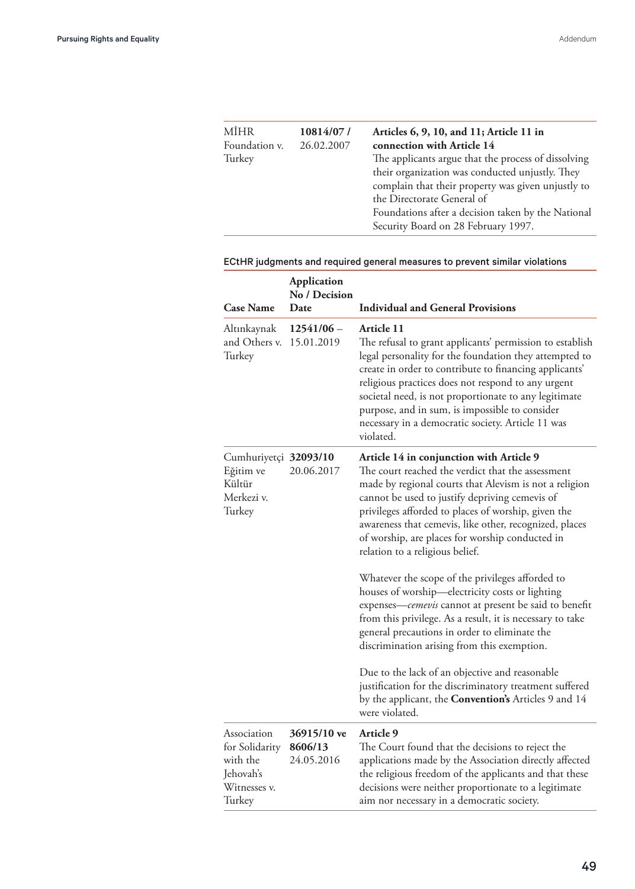| | | |
|---|---|---|
| MİHR Foundation v. Turkey | **10814/07 /** 26.02.2007 | **Articles 6, 9, 10, and 11; Article 11 in connection with Article 14** The applicants argue that the process of dissolving their organization was conducted unjustly. They complain that their property was given unjustly to the Directorate General of Foundations after a decision taken by the National Security Board on 28 February 1997. |

ECtHR judgments and required general measures to prevent similar violations

| Case Name | Application No / Decision Date | Individual and General Provisions |
|---|---|---|
| Altınkaynak and Others v. Turkey | **12541/06** – 15.01.2019 | **Article 11** The refusal to grant applicants' permission to establish legal personality for the foundation they attempted to create in order to contribute to financing applicants' religious practices does not respond to any urgent societal need, is not proportionate to any legitimate purpose, and in sum, is impossible to consider necessary in a democratic society. Article 11 was violated. |
| Cumhuriyetçi Eğitim ve Kültür Merkezi v. Turkey | **32093/10** 20.06.2017 | **Article 14 in conjunction with Article 9** The court reached the verdict that the assessment made by regional courts that Alevism is not a religion cannot be used to justify depriving cemevis of privileges afforded to places of worship, given the awareness that cemevis, like other, recognized, places of worship, are places for worship conducted in relation to a religious belief.<br><br>Whatever the scope of the privileges afforded to houses of worship—electricity costs or lighting expenses—*cemevis* cannot at present be said to benefit from this privilege. As a result, it is necessary to take general precautions in order to eliminate the discrimination arising from this exemption.<br><br>Due to the lack of an objective and reasonable justification for the discriminatory treatment suffered by the applicant, the **Convention's** Articles 9 and 14 were violated. |
| Association for Solidarity with the Jehovah's Witnesses v. Turkey | **36915/10 ve 8606/13** 24.05.2016 | **Article 9** The Court found that the decisions to reject the applications made by the Association directly affected the religious freedom of the applicants and that these decisions were neither proportionate to a legitimate aim nor necessary in a democratic society. |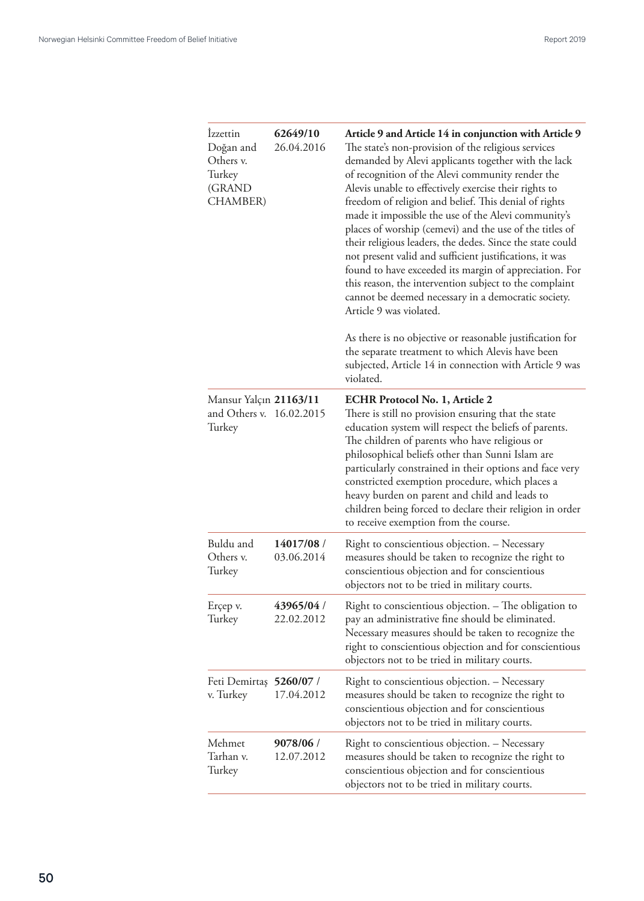| | | |
|---|---|---|
| İzzettin Doğan and Others v. Turkey (GRAND CHAMBER) | **62649/10** 26.04.2016 | **Article 9 and Article 14 in conjunction with Article 9** The state's non-provision of the religious services demanded by Alevi applicants together with the lack of recognition of the Alevi community render the Alevis unable to effectively exercise their rights to freedom of religion and belief. This denial of rights made it impossible the use of the Alevi community's places of worship (cemevi) and the use of the titles of their religious leaders, the dedes. Since the state could not present valid and sufficient justifications, it was found to have exceeded its margin of appreciation. For this reason, the intervention subject to the complaint cannot be deemed necessary in a democratic society. Article 9 was violated.<br><br>As there is no objective or reasonable justification for the separate treatment to which Alevis have been subjected, Article 14 in connection with Article 9 was violated. |
| Mansur Yalçın and Others v. Turkey | **21163/11** 16.02.2015 | **ECHR Protocol No. 1, Article 2** There is still no provision ensuring that the state education system will respect the beliefs of parents. The children of parents who have religious or philosophical beliefs other than Sunni Islam are particularly constrained in their options and face very constricted exemption procedure, which places a heavy burden on parent and child and leads to children being forced to declare their religion in order to receive exemption from the course. |
| Buldu and Others v. Turkey | **14017/08** / 03.06.2014 | Right to conscientious objection. – Necessary measures should be taken to recognize the right to conscientious objection and for conscientious objectors not to be tried in military courts. |
| Erçep v. Turkey | **43965/04** / 22.02.2012 | Right to conscientious objection. – The obligation to pay an administrative fine should be eliminated. Necessary measures should be taken to recognize the right to conscientious objection and for conscientious objectors not to be tried in military courts. |
| Feti Demirtaş v. Turkey | **5260/07** / 17.04.2012 | Right to conscientious objection. – Necessary measures should be taken to recognize the right to conscientious objection and for conscientious objectors not to be tried in military courts. |
| Mehmet Tarhan v. Turkey | **9078/06** / 12.07.2012 | Right to conscientious objection. – Necessary measures should be taken to recognize the right to conscientious objection and for conscientious objectors not to be tried in military courts. |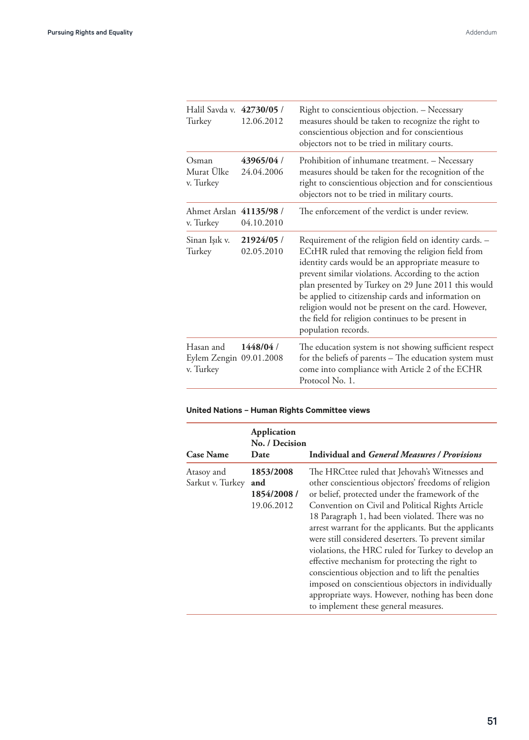| | | |
|---|---|---|
| Halil Savda v. Turkey | **42730/05** / 12.06.2012 | Right to conscientious objection. – Necessary measures should be taken to recognize the right to conscientious objection and for conscientious objectors not to be tried in military courts. |
| Osman Murat Ülke v. Turkey | **43965/04** / 24.04.2006 | Prohibition of inhumane treatment. – Necessary measures should be taken for the recognition of the right to conscientious objection and for conscientious objectors not to be tried in military courts. |
| Ahmet Arslan v. Turkey | **41135/98** / 04.10.2010 | The enforcement of the verdict is under review. |
| Sinan Işık v. Turkey | **21924/05** / 02.05.2010 | Requirement of the religion field on identity cards. – ECtHR ruled that removing the religion field from identity cards would be an appropriate measure to prevent similar violations. According to the action plan presented by Turkey on 29 June 2011 this would be applied to citizenship cards and information on religion would not be present on the card. However, the field for religion continues to be present in population records. |
| Hasan and Eylem Zengin v. Turkey | **1448/04** / 09.01.2008 | The education system is not showing sufficient respect for the beliefs of parents – The education system must come into compliance with Article 2 of the ECHR Protocol No. 1. |

**United Nations – Human Rights Committee views**

| Case Name | Application No. / Decision Date | Individual and *General Measures / Provisions* |
|---|---|---|
| Atasoy and Sarkut v. Turkey | **1853/2008 and 1854/2008** / 19.06.2012 | The HRCttee ruled that Jehovah's Witnesses and other conscientious objectors' freedoms of religion or belief, protected under the framework of the Convention on Civil and Political Rights Article 18 Paragraph 1, had been violated. There was no arrest warrant for the applicants. But the applicants were still considered deserters. To prevent similar violations, the HRC ruled for Turkey to develop an effective mechanism for protecting the right to conscientious objection and to lift the penalties imposed on conscientious objectors in individually appropriate ways. However, nothing has been done to implement these general measures. |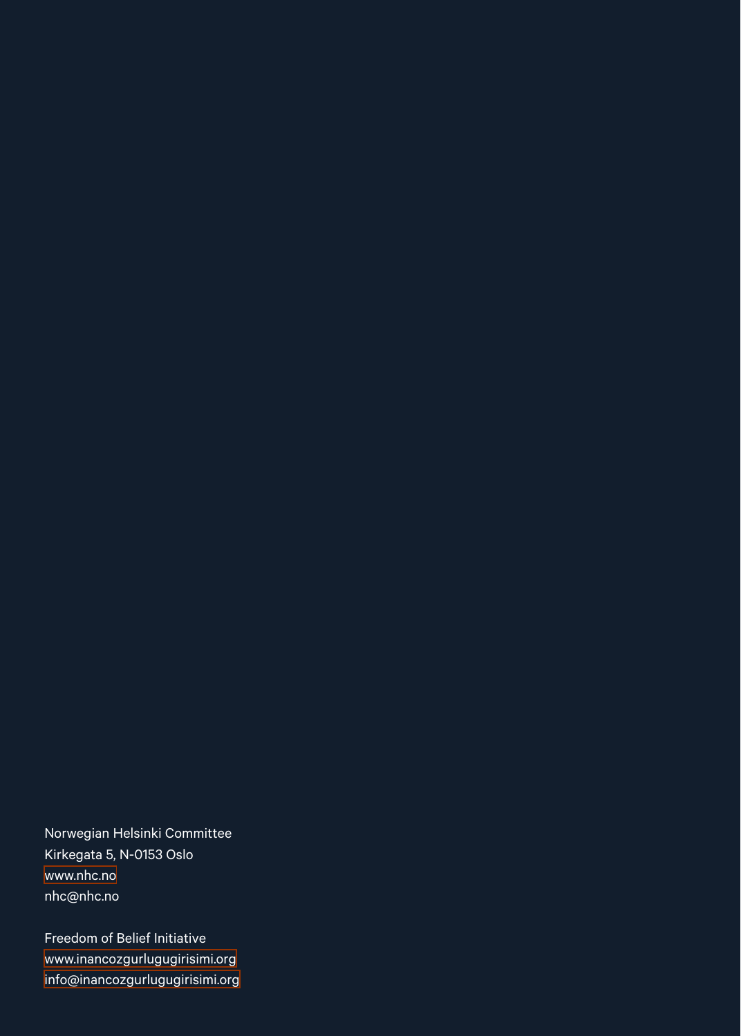Norwegian Helsinki Committee
Kirkegata 5, N-0153 Oslo
www.nhc.no
nhc@nhc.no

Freedom of Belief Initiative
www.inancozgurlugugirisimi.org
info@inancozgurlugugirisimi.org